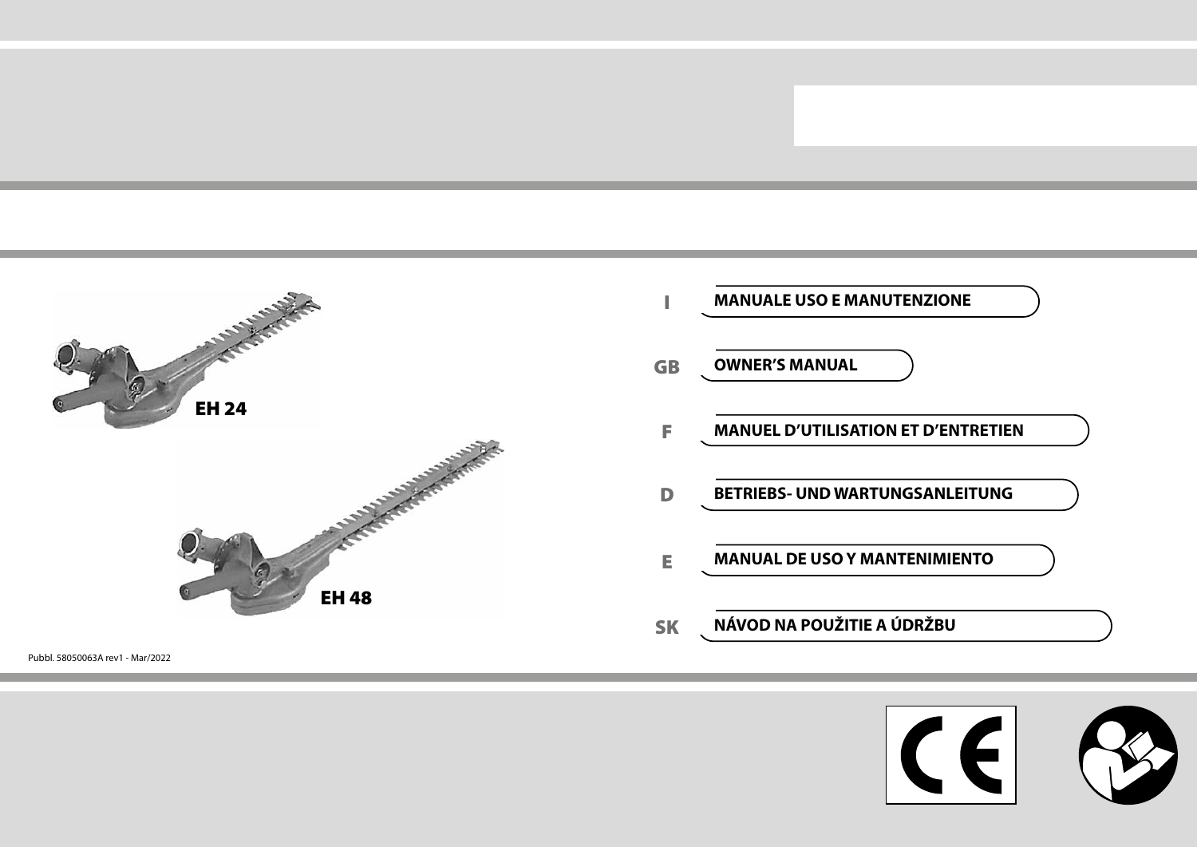EH 24

EH 48

| | |
|---|---|
| I | MANUALE USO E MANUTENZIONE |
| GB | OWNER'S MANUAL |
| F | MANUEL D'UTILISATION ET D'ENTRETIEN |
| D | BETRIEBS- UND WARTUNGSANLEITUNG |
| E | MANUAL DE USO Y MANTENIMIENTO |
| SK | NÁVOD NA POUŽITIE A ÚDRŽBU |

Pubbl. 58050063A rev1 - Mar/2022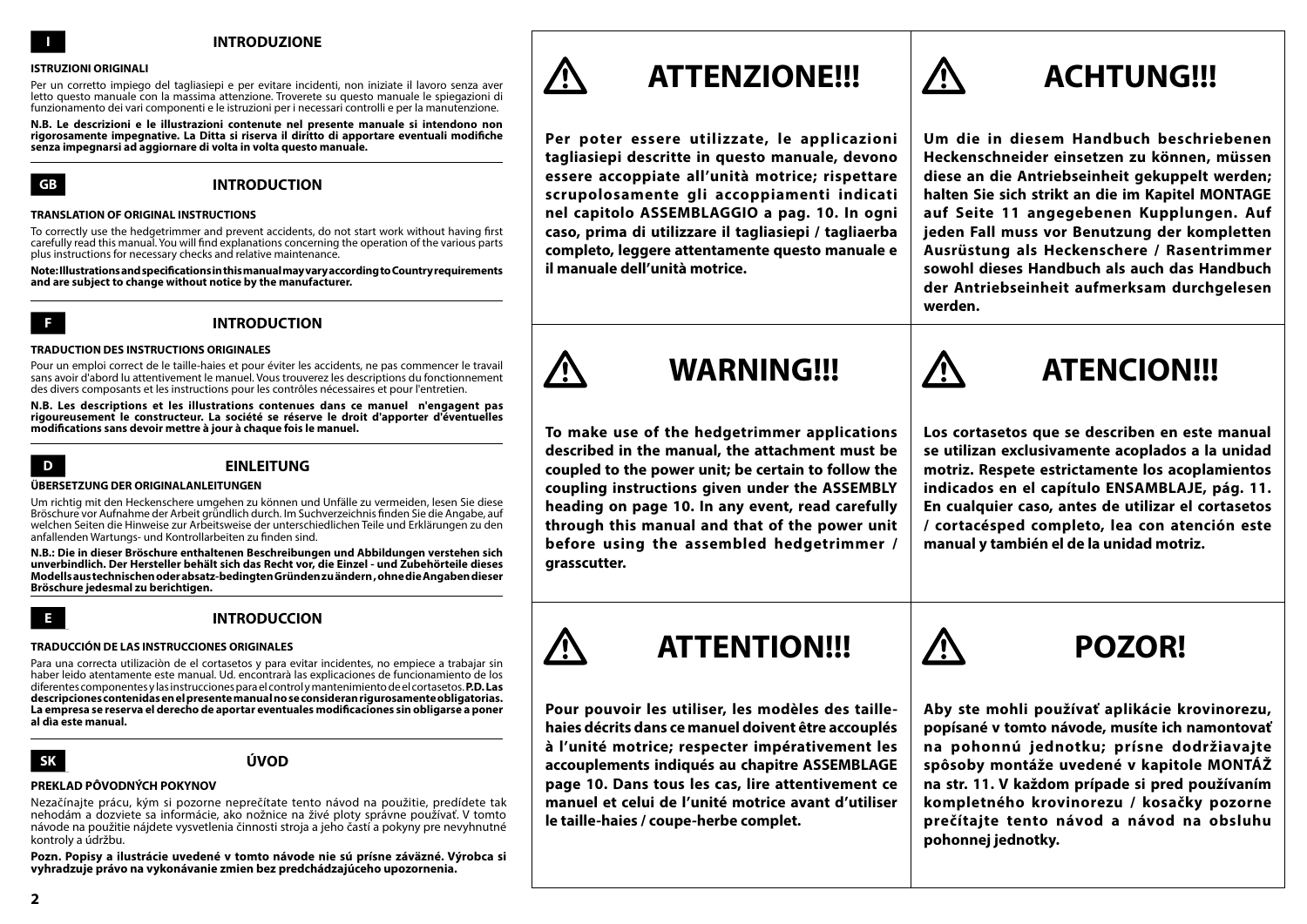**I**

## INTRODUZIONE

**ISTRUZIONI ORIGINALI**

Per un corretto impiego del tagliasiepi e per evitare incidenti, non iniziate il lavoro senza aver letto questo manuale con la massima attenzione. Troverete su questo manuale le spiegazioni di funzionamento dei vari componenti e le istruzioni per i necessari controlli e per la manutenzione.

**N.B. Le descrizioni e le illustrazioni contenute nel presente manuale si intendono non rigorosamente impegnative. La Ditta si riserva il diritto di apportare eventuali modifiche senza impegnarsi ad aggiornare di volta in volta questo manuale.**

**GB**

## INTRODUCTION

**TRANSLATION OF ORIGINAL INSTRUCTIONS**

To correctly use the hedgetrimmer and prevent accidents, do not start work without having first carefully read this manual. You will find explanations concerning the operation of the various parts plus instructions for necessary checks and relative maintenance.

**Note: Illustrations and specifications in this manual may vary according to Country requirements and are subject to change without notice by the manufacturer.**

**F**

## INTRODUCTION

**TRADUCTION DES INSTRUCTIONS ORIGINALES**

Pour un emploi correct de le taille-haies et pour éviter les accidents, ne pas commencer le travail sans avoir d'abord lu attentivement le manuel. Vous trouverez les descriptions du fonctionnement des divers composants et les instructions pour les contrôles nécessaires et pour l'entretien.

**N.B. Les descriptions et les illustrations contenues dans ce manuel n'engagent pas rigoureusement le constructeur. La société se réserve le droit d'apporter d'éventuelles modifications sans devoir mettre à jour à chaque fois le manuel.**

**D**

## EINLEITUNG

**ÜBERSETZUNG DER ORIGINALANLEITUNGEN**

Um richtig mit den Heckenschere umgehen zu können und Unfälle zu vermeiden, lesen Sie diese Bröschure vor Aufnahme der Arbeit gründlich durch. Im Suchverzeichnis finden Sie die Angabe, auf welchen Seiten die Hinweise zur Arbeitsweise der unterschiedlichen Teile und Erklärungen zu den anfallenden Wartungs- und Kontrollarbeiten zu finden sind.

**N.B.: Die in dieser Bröschure enthaltenen Beschreibungen und Abbildungen verstehen sich unverbindlich. Der Hersteller behält sich das Recht vor, die Einzel - und Zubehörteile dieses Modells aus technischen oder absatz-bedingten Gründen zu ändern, ohne die Angaben dieser Bröschure jedesmal zu berichtigen.**

**E**

## INTRODUCCION

**TRADUCCIÓN DE LAS INSTRUCCIONES ORIGINALES**

Para una correcta utilizaciòn de el cortasetos y para evitar incidentes, no empiece a trabajar sin haber leido atentamente este manual. Ud. encontrarà las explicaciones de funcionamiento de los diferentes componentes y las instrucciones para el control y mantenimiento de el cortasetos. **P.D. Las descripciones contenidas en el presente manual no se consideran rigurosamente obligatorias. La empresa se reserva el derecho de aportar eventuales modificaciones sin obligarse a poner al dia este manual.**

**SK**

## ÚVOD

**PREKLAD PÔVODNÝCH POKYNOV**

Nezačínajte prácu, kým si pozorne neprečítate tento návod na použitie, predídete tak nehodám a dozviete sa informácie, ako nožnice na živé ploty správne používať. V tomto návode na použitie nájdete vysvetlenia činnosti stroja a jeho častí a pokyny pre nevyhnutné kontroly a údržbu.

**Pozn. Popisy a ilustrácie uvedené v tomto návode nie sú prísne záväzné. Výrobca si vyhradzuje právo na vykonávanie zmien bez predchádzajúceho upozornenia.**

## ⚠ ATTENZIONE!!!

**Per poter essere utilizzate, le applicazioni tagliasiepi descritte in questo manuale, devono essere accoppiate all'unità motrice; rispettare scrupolosamente gli accoppiamenti indicati nel capitolo ASSEMBLAGGIO a pag. 10. In ogni caso, prima di utilizzare il tagliasiepi / tagliaerba completo, leggere attentamente questo manuale e il manuale dell'unità motrice.**

## ⚠ ACHTUNG!!!

**Um die in diesem Handbuch beschriebenen Heckenschneider einsetzen zu können, müssen diese an die Antriebseinheit gekuppelt werden; halten Sie sich strikt an die im Kapitel MONTAGE auf Seite 11 angegebenen Kupplungen. Auf jeden Fall muss vor Benutzung der kompletten Ausrüstung als Heckenschere / Rasentrimmer sowohl dieses Handbuch als auch das Handbuch der Antriebseinheit aufmerksam durchgelesen werden.**

## ⚠ WARNING!!!

**To make use of the hedgetrimmer applications described in the manual, the attachment must be coupled to the power unit; be certain to follow the coupling instructions given under the ASSEMBLY heading on page 10. In any event, read carefully through this manual and that of the power unit before using the assembled hedgetrimmer / grasscutter.**

## ⚠ ATENCION!!!

**Los cortasetos que se describen en este manual se utilizan exclusivamente acoplados a la unidad motriz. Respete estrictamente los acoplamientos indicados en el capítulo ENSAMBLAJE, pág. 11. En cualquier caso, antes de utilizar el cortasetos / cortacésped completo, lea con atención este manual y también el de la unidad motriz.**

## ⚠ ATTENTION!!!

**Pour pouvoir les utiliser, les modèles des taille-haies décrits dans ce manuel doivent être accouplés à l'unité motrice; respecter impérativement les accouplements indiqués au chapitre ASSEMBLAGE page 10. Dans tous les cas, lire attentivement ce manuel et celui de l'unité motrice avant d'utiliser le taille-haies / coupe-herbe complet.**

## ⚠ POZOR!

**Aby ste mohli používať aplikácie krovinorezu, popísané v tomto návode, musíte ich namontovať na pohonnú jednotku; prísne dodržiavajte spôsoby montáže uvedené v kapitole MONTÁŽ na str. 11. V každom prípade si pred používaním kompletného krovinorezu / kosačky pozorne prečítajte tento návod a návod na obsluhu pohonnej jednotky.**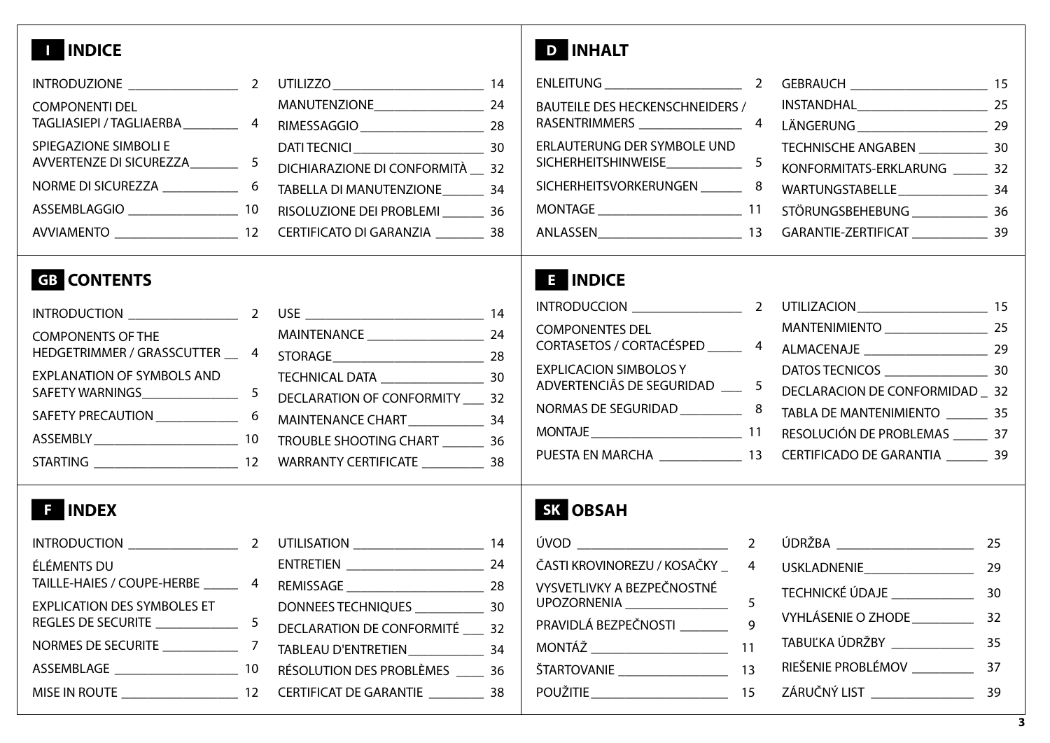## I INDICE

| | |
|---|---|
| INTRODUZIONE | 2 |
| COMPONENTI DEL TAGLIASIEPI / TAGLIAERBA | 4 |
| SPIEGAZIONE SIMBOLI E AVVERTENZE DI SICUREZZA | 5 |
| NORME DI SICUREZZA | 6 |
| ASSEMBLAGGIO | 10 |
| AVVIAMENTO | 12 |
| UTILIZZO | 14 |
| MANUTENZIONE | 24 |
| RIMESSAGGIO | 28 |
| DATI TECNICI | 30 |
| DICHIARAZIONE DI CONFORMITÀ | 32 |
| TABELLA DI MANUTENZIONE | 34 |
| RISOLUZIONE DEI PROBLEMI | 36 |
| CERTIFICATO DI GARANZIA | 38 |

## D INHALT

| | |
|---|---|
| ENLEITUNG | 2 |
| BAUTEILE DES HECKENSCHNEIDERS / RASENTRIMMERS | 4 |
| ERLAUTERUNG DER SYMBOLE UND SICHERHEITSHINWEISE | 5 |
| SICHERHEITSVORKERUNGEN | 8 |
| MONTAGE | 11 |
| ANLASSEN | 13 |
| GEBRAUCH | 15 |
| INSTANDHAL | 25 |
| LÄNGERUNG | 29 |
| TECHNISCHE ANGABEN | 30 |
| KONFORMITATS-ERKLARUNG | 32 |
| WARTUNGSTABELLE | 34 |
| STÖRUNGSBEHEBUNG | 36 |
| GARANTIE-ZERTIFICAT | 39 |

## GB CONTENTS

| | |
|---|---|
| INTRODUCTION | 2 |
| COMPONENTS OF THE HEDGETRIMMER / GRASSCUTTER | 4 |
| EXPLANATION OF SYMBOLS AND SAFETY WARNINGS | 5 |
| SAFETY PRECAUTION | 6 |
| ASSEMBLY | 10 |
| STARTING | 12 |
| USE | 14 |
| MAINTENANCE | 24 |
| STORAGE | 28 |
| TECHNICAL DATA | 30 |
| DECLARATION OF CONFORMITY | 32 |
| MAINTENANCE CHART | 34 |
| TROUBLE SHOOTING CHART | 36 |
| WARRANTY CERTIFICATE | 38 |

## E INDICE

| | |
|---|---|
| INTRODUCCION | 2 |
| COMPONENTES DEL CORTASETOS / CORTACÉSPED | 4 |
| EXPLICACION SIMBOLOS Y ADVERTENCIÂS DE SEGURIDAD | 5 |
| NORMAS DE SEGURIDAD | 8 |
| MONTAJE | 11 |
| PUESTA EN MARCHA | 13 |
| UTILIZACION | 15 |
| MANTENIMIENTO | 25 |
| ALMACENAJE | 29 |
| DATOS TECNICOS | 30 |
| DECLARACION DE CONFORMIDAD | 32 |
| TABLA DE MANTENIMIENTO | 35 |
| RESOLUCIÓN DE PROBLEMAS | 37 |
| CERTIFICADO DE GARANTIA | 39 |

## F INDEX

| | |
|---|---|
| INTRODUCTION | 2 |
| ÉLÉMENTS DU TAILLE-HAIES / COUPE-HERBE | 4 |
| EXPLICATION DES SYMBOLES ET REGLES DE SECURITE | 5 |
| NORMES DE SECURITE | 7 |
| ASSEMBLAGE | 10 |
| MISE IN ROUTE | 12 |
| UTILISATION | 14 |
| ENTRETIEN | 24 |
| REMISSAGE | 28 |
| DONNEES TECHNIQUES | 30 |
| DECLARATION DE CONFORMITÉ | 32 |
| TABLEAU D'ENTRETIEN | 34 |
| RÉSOLUTION DES PROBLÈMES | 36 |
| CERTIFICAT DE GARANTIE | 38 |

## SK OBSAH

| | |
|---|---|
| ÚVOD | 2 |
| ČASTI KROVINOREZU / KOSAČKY | 4 |
| VYSVETLIVKY A BEZPEČNOSTNÉ UPOZORNENIA | 5 |
| PRAVIDLÁ BEZPEČNOSTI | 9 |
| MONTÁŽ | 11 |
| ŠTARTOVANIE | 13 |
| POUŽITIE | 15 |
| ÚDRŽBA | 25 |
| USKLADNENIE | 29 |
| TECHNICKÉ ÚDAJE | 30 |
| VYHLÁSENIE O ZHODE | 32 |
| TABUĽKA ÚDRŽBY | 35 |
| RIEŠENIE PROBLÉMOV | 37 |
| ZÁRUČNÝ LIST | 39 |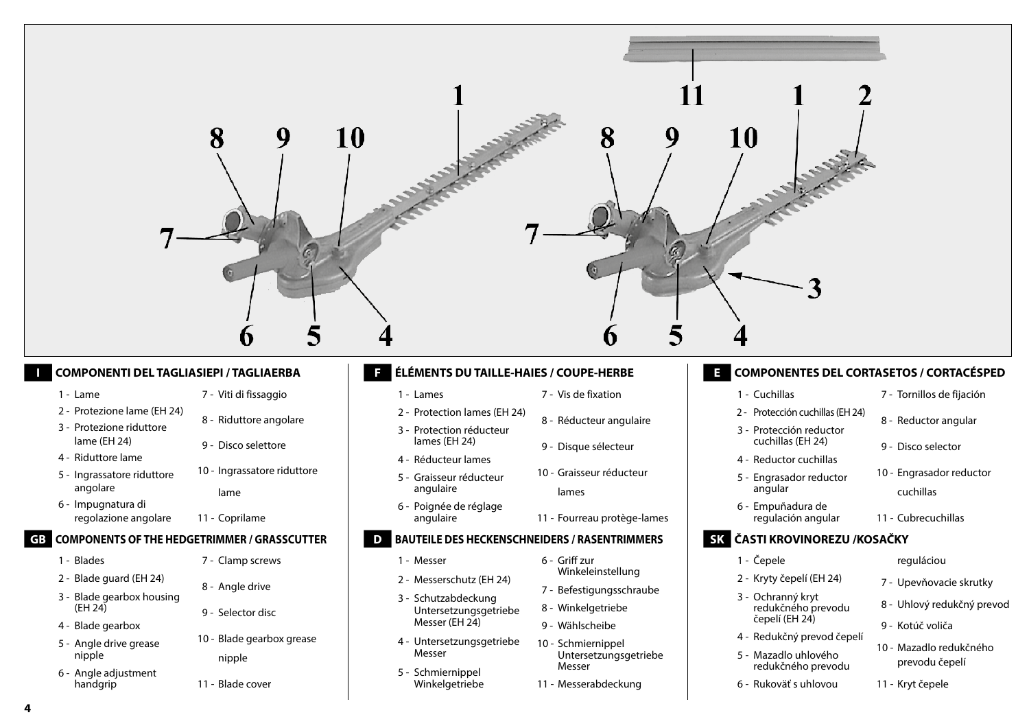## I COMPONENTI DEL TAGLIASIEPI / TAGLIAERBA

1 - Lame
2 - Protezione lame (EH 24)
3 - Protezione riduttore lame (EH 24)
4 - Riduttore lame
5 - Ingrassatore riduttore angolare
6 - Impugnatura di regolazione angolare
7 - Viti di fissaggio
8 - Riduttore angolare
9 - Disco selettore
10 - Ingrassatore riduttore lame
11 - Coprilame

## GB COMPONENTS OF THE HEDGETRIMMER / GRASSCUTTER

1 - Blades
2 - Blade guard (EH 24)
3 - Blade gearbox housing (EH 24)
4 - Blade gearbox
5 - Angle drive grease nipple
6 - Angle adjustment handgrip
7 - Clamp screws
8 - Angle drive
9 - Selector disc
10 - Blade gearbox grease nipple
11 - Blade cover

## F ÉLÉMENTS DU TAILLE-HAIES / COUPE-HERBE

1 - Lames
2 - Protection lames (EH 24)
3 - Protection réducteur lames (EH 24)
4 - Réducteur lames
5 - Graisseur réducteur angulaire
6 - Poignée de réglage angulaire
7 - Vis de fixation
8 - Réducteur angulaire
9 - Disque sélecteur
10 - Graisseur réducteur lames
11 - Fourreau protège-lames

## D BAUTEILE DES HECKENSCHNEIDERS / RASENTRIMMERS

1 - Messer
2 - Messerschutz (EH 24)
3 - Schutzabdeckung Untersetzungsgetriebe Messer (EH 24)
4 - Untersetzungsgetriebe Messer
5 - Schmiernippel Winkelgetriebe
6 - Griff zur Winkeleinstellung
7 - Befestigungsschraube
8 - Winkelgetriebe
9 - Wählscheibe
10 - Schmiernippel Untersetzungsgetriebe Messer
11 - Messerabdeckung

## E COMPONENTES DEL CORTASETOS / CORTACÉSPED

1 - Cuchillas
2 - Protección cuchillas (EH 24)
3 - Protección reductor cuchillas (EH 24)
4 - Reductor cuchillas
5 - Engrasador reductor angular
6 - Empuñadura de regulación angular
7 - Tornillos de fijación
8 - Reductor angular
9 - Disco selector
10 - Engrasador reductor cuchillas
11 - Cubrecuchillas

## SK ČASTI KROVINOREZU /KOSAČKY

1 - Čepele
2 - Kryty čepelí (EH 24)
3 - Ochranný kryt redukčného prevodu čepelí (EH 24)
4 - Redukčný prevod čepelí
5 - Mazadlo uhlového redukčného prevodu
6 - Rukoväť s uhlovou reguláciou
7 - Upevňovacie skrutky
8 - Uhlový redukčný prevod
9 - Kotúč voliča
10 - Mazadlo redukčného prevodu čepelí
11 - Kryt čepele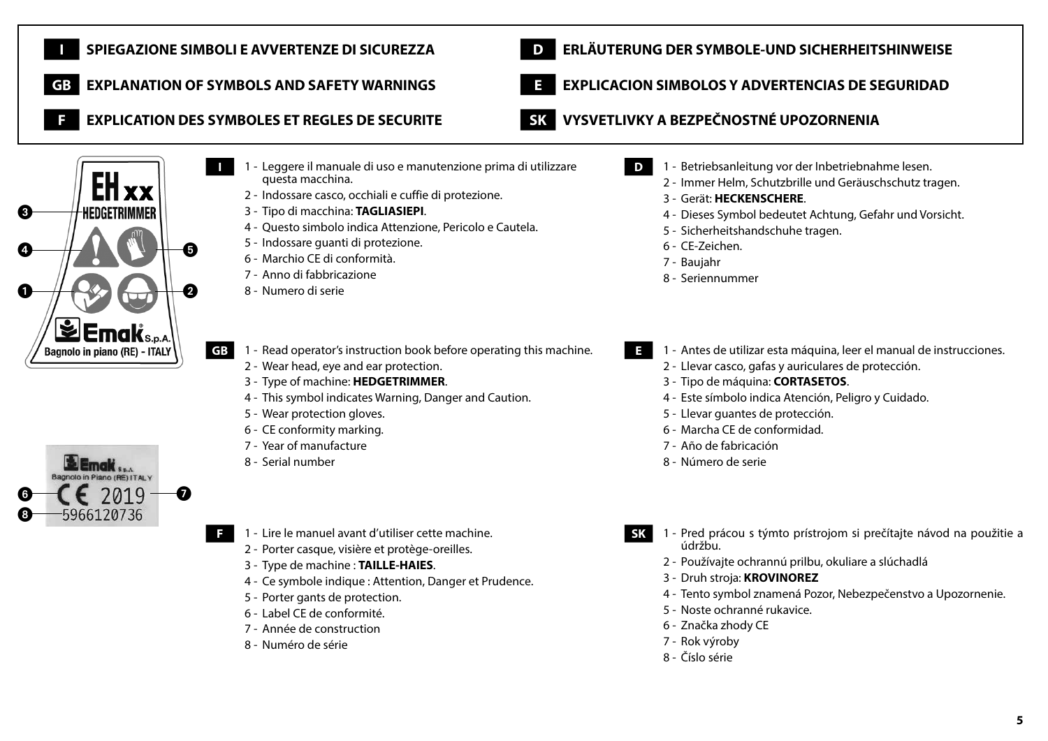# I SPIEGAZIONE SIMBOLI E AVVERTENZE DI SICUREZZA

# GB EXPLANATION OF SYMBOLS AND SAFETY WARNINGS

# F EXPLICATION DES SYMBOLES ET REGLES DE SECURITE

# D ERLÄUTERUNG DER SYMBOLE-UND SICHERHEITSHINWEISE

# E EXPLICACION SIMBOLOS Y ADVERTENCIAS DE SEGURIDAD

# SK VYSVETLIVKY A BEZPEČNOSTNÉ UPOZORNENIA

EH xx
HEDGETRIMMER
Emak S.p.A.
Bagnolo in piano (RE) - ITALY

Emak S.p.A.
Bagnolo in Piano (RE) ITALY
CE 2019
5966120736

**I**

1 - Leggere il manuale di uso e manutenzione prima di utilizzare questa macchina.
2 - Indossare casco, occhiali e cuffie di protezione.
3 - Tipo di macchina: **TAGLIASIEPI**.
4 - Questo simbolo indica Attenzione, Pericolo e Cautela.
5 - Indossare guanti di protezione.
6 - Marchio CE di conformità.
7 - Anno di fabbricazione
8 - Numero di serie

**GB**

1 - Read operator's instruction book before operating this machine.
2 - Wear head, eye and ear protection.
3 - Type of machine: **HEDGETRIMMER**.
4 - This symbol indicates Warning, Danger and Caution.
5 - Wear protection gloves.
6 - CE conformity marking.
7 - Year of manufacture
8 - Serial number

**F**

1 - Lire le manuel avant d'utiliser cette machine.
2 - Porter casque, visière et protège-oreilles.
3 - Type de machine : **TAILLE-HAIES**.
4 - Ce symbole indique : Attention, Danger et Prudence.
5 - Porter gants de protection.
6 - Label CE de conformité.
7 - Année de construction
8 - Numéro de série

**D**

1 - Betriebsanleitung vor der Inbetriebnahme lesen.
2 - Immer Helm, Schutzbrille und Geräuschschutz tragen.
3 - Gerät: **HECKENSCHERE**.
4 - Dieses Symbol bedeutet Achtung, Gefahr und Vorsicht.
5 - Sicherheitshandschuhe tragen.
6 - CE-Zeichen.
7 - Baujahr
8 - Seriennummer

**E**

1 - Antes de utilizar esta máquina, leer el manual de instrucciones.
2 - Llevar casco, gafas y auriculares de protección.
3 - Tipo de máquina: **CORTASETOS**.
4 - Este símbolo indica Atención, Peligro y Cuidado.
5 - Llevar guantes de protección.
6 - Marcha CE de conformidad.
7 - Año de fabricación
8 - Número de serie

**SK**

1 - Pred prácou s týmto prístrojom si prečítajte návod na použitie a údržbu.
2 - Používajte ochrannú prilbu, okuliare a slúchadlá
3 - Druh stroja: **KROVINOREZ**
4 - Tento symbol znamená Pozor, Nebezpečenstvo a Upozornenie.
5 - Noste ochranné rukavice.
6 - Značka zhody CE
7 - Rok výroby
8 - Číslo série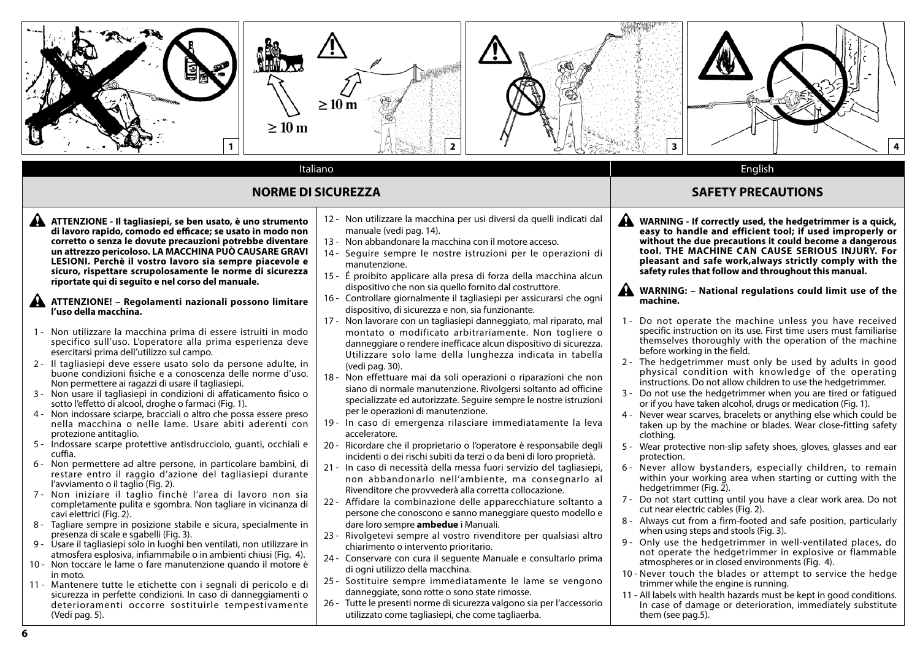Italiano

## NORME DI SICUREZZA

**ATTENZIONE - Il tagliasiepi, se ben usato, è uno strumento di lavoro rapido, comodo ed efficace; se usato in modo non corretto o senza le dovute precauzioni potrebbe diventare un attrezzo pericoloso. LA MACCHINA PUÒ CAUSARE GRAVI LESIONI. Perchè il vostro lavoro sia sempre piacevole e sicuro, rispettare scrupolosamente le norme di sicurezza riportate qui di seguito e nel corso del manuale.**

**ATTENZIONE! – Regolamenti nazionali possono limitare l'uso della macchina.**

1 - Non utilizzare la macchina prima di essere istruiti in modo specifico sull'uso. L'operatore alla prima esperienza deve esercitarsi prima dell'utilizzo sul campo.
2 - Il tagliasiepi deve essere usato solo da persone adulte, in buone condizioni fisiche e a conoscenza delle norme d'uso. Non permettere ai ragazzi di usare il tagliasiepi.
3 - Non usare il tagliasiepi in condizioni di affaticamento fisico o sotto l'effetto di alcool, droghe o farmaci (Fig. 1).
4 - Non indossare sciarpe, bracciali o altro che possa essere preso nella macchina o nelle lame. Usare abiti aderenti con protezione antitaglio.
5 - Indossare scarpe protettive antisdrucciolo, guanti, occhiali e cuffia.
6 - Non permettere ad altre persone, in particolare bambini, di restare entro il raggio d'azione del tagliasiepi durante l'avviamento o il taglio (Fig. 2).
7 - Non iniziare il taglio finchè l'area di lavoro non sia completamente pulita e sgombra. Non tagliare in vicinanza di cavi elettrici (Fig. 2).
8 - Tagliare sempre in posizione stabile e sicura, specialmente in presenza di scale e sgabelli (Fig. 3).
9 - Usare il tagliasiepi solo in luoghi ben ventilati, non utilizzare in atmosfera esplosiva, infiammabile o in ambienti chiusi (Fig. 4).
10 - Non toccare le lame o fare manutenzione quando il motore è in moto.
11 - Mantenere tutte le etichette con i segnali di pericolo e di sicurezza in perfette condizioni. In caso di danneggiamenti o deterioramenti occorre sostituirle tempestivamente (Vedi pag. 5).
12 - Non utilizzare la macchina per usi diversi da quelli indicati dal manuale (vedi pag. 14).
13 - Non abbandonare la macchina con il motore acceso.
14 - Seguire sempre le nostre istruzioni per le operazioni di manutenzione.
15 - É proibito applicare alla presa di forza della macchina alcun dispositivo che non sia quello fornito dal costruttore.
16 - Controllare giornalmente il tagliasiepi per assicurarsi che ogni dispositivo, di sicurezza e non, sia funzionante.
17 - Non lavorare con un tagliasiepi danneggiato, mal riparato, mal montato o modificato arbitrariamente. Non togliere o danneggiare o rendere inefficace alcun dispositivo di sicurezza. Utilizzare solo lame della lunghezza indicata in tabella (vedi pag. 30).
18 - Non effettuare mai da soli operazioni o riparazioni che non siano di normale manutenzione. Rivolgersi soltanto ad officine specializzate ed autorizzate. Seguire sempre le nostre istruzioni per le operazioni di manutenzione.
19 - In caso di emergenza rilasciare immediatamente la leva acceleratore.
20 - Ricordare che il proprietario o l'operatore è responsabile degli incidenti o dei rischi subiti da terzi o da beni di loro proprietà.
21 - In caso di necessità della messa fuori servizio del tagliasiepi, non abbandonarlo nell'ambiente, ma consegnarlo al Rivenditore che provvederà alla corretta collocazione.
22 - Affidare la combinazione delle apparecchiature soltanto a persone che conoscono e sanno maneggiare questo modello e dare loro sempre **ambedue** i Manuali.
23 - Rivolgetevi sempre al vostro rivenditore per qualsiasi altro chiarimento o intervento prioritario.
24 - Conservare con cura il seguente Manuale e consultarlo prima di ogni utilizzo della macchina.
25 - Sostituire sempre immediatamente le lame se vengono danneggiate, sono rotte o sono state rimosse.
26 - Tutte le presenti norme di sicurezza valgono sia per l'accessorio utilizzato come tagliasiepi, che come tagliaerba.

English

## SAFETY PRECAUTIONS

**WARNING - If correctly used, the hedgetrimmer is a quick, easy to handle and efficient tool; if used improperly or without the due precautions it could become a dangerous tool. THE MACHINE CAN CAUSE SERIOUS INJURY. For pleasant and safe work,always strictly comply with the safety rules that follow and throughout this manual.**

**WARNING: – National regulations could limit use of the machine.**

1 - Do not operate the machine unless you have received specific instruction on its use. First time users must familiarise themselves thoroughly with the operation of the machine before working in the field.
2 - The hedgetrimmer must only be used by adults in good physical condition with knowledge of the operating instructions. Do not allow children to use the hedgetrimmer.
3 - Do not use the hedgetrimmer when you are tired or fatigued or if you have taken alcohol, drugs or medication (Fig. 1).
4 - Never wear scarves, bracelets or anything else which could be taken up by the machine or blades. Wear close-fitting safety clothing.
5 - Wear protective non-slip safety shoes, gloves, glasses and ear protection.
6 - Never allow bystanders, especially children, to remain within your working area when starting or cutting with the hedgetrimmer (Fig. 2).
7 - Do not start cutting until you have a clear work area. Do not cut near electric cables (Fig. 2).
8 - Always cut from a firm-footed and safe position, particularly when using steps and stools (Fig. 3).
9 - Only use the hedgetrimmer in well-ventilated places, do not operate the hedgetrimmer in explosive or flammable atmospheres or in closed environments (Fig. 4).
10 - Never touch the blades or attempt to service the hedge trimmer while the engine is running.
11 - All labels with health hazards must be kept in good conditions. In case of damage or deterioration, immediately substitute them (see pag.5).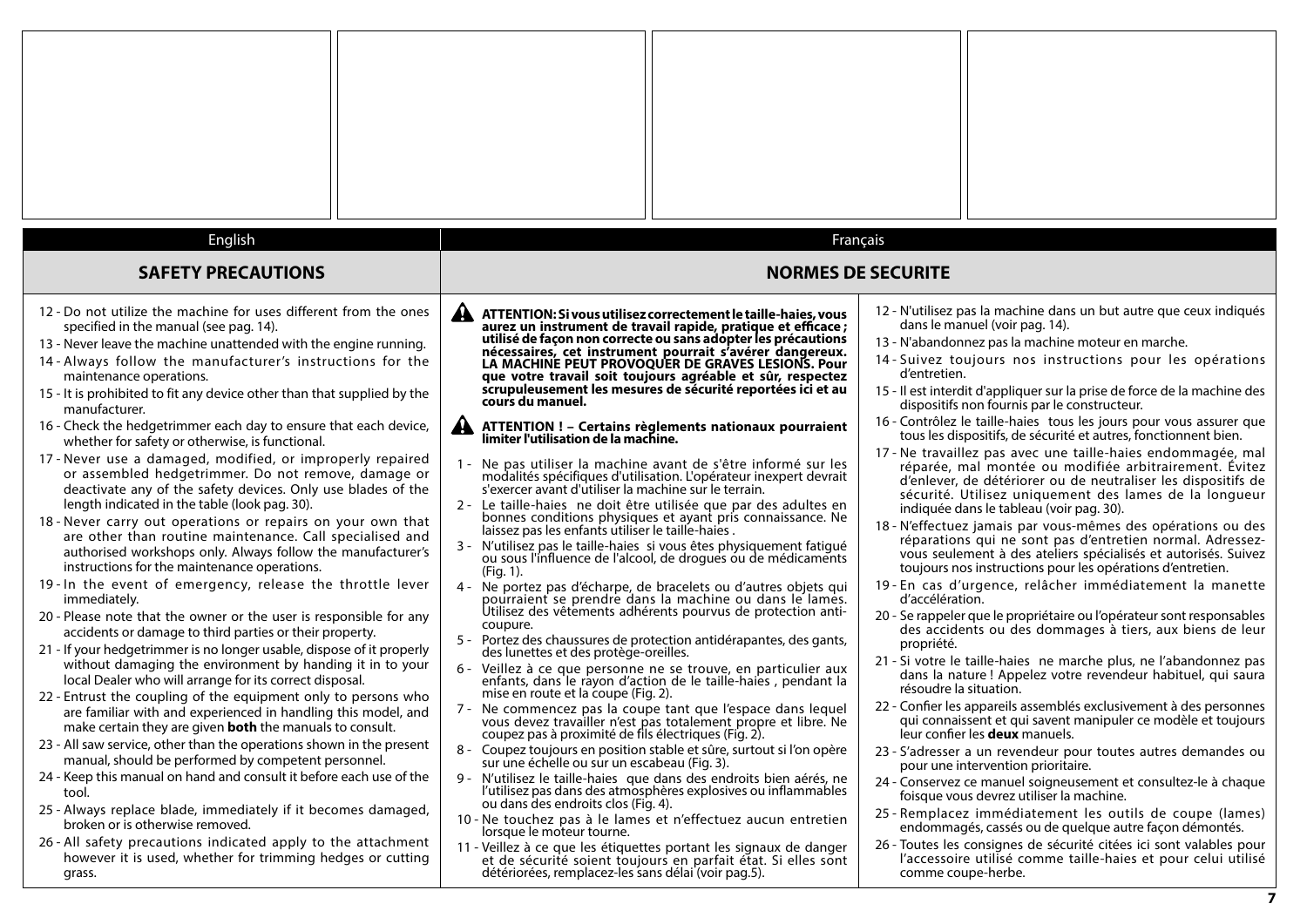English

## SAFETY PRECAUTIONS

12 - Do not utilize the machine for uses different from the ones specified in the manual (see pag. 14).

13 - Never leave the machine unattended with the engine running.

14 - Always follow the manufacturer's instructions for the maintenance operations.

15 - It is prohibited to fit any device other than that supplied by the manufacturer.

16 - Check the hedgetrimmer each day to ensure that each device, whether for safety or otherwise, is functional.

17 - Never use a damaged, modified, or improperly repaired or assembled hedgetrimmer. Do not remove, damage or deactivate any of the safety devices. Only use blades of the length indicated in the table (look pag. 30).

18 - Never carry out operations or repairs on your own that are other than routine maintenance. Call specialised and authorised workshops only. Always follow the manufacturer's instructions for the maintenance operations.

19 - In the event of emergency, release the throttle lever immediately.

20 - Please note that the owner or the user is responsible for any accidents or damage to third parties or their property.

21 - If your hedgetrimmer is no longer usable, dispose of it properly without damaging the environment by handing it in to your local Dealer who will arrange for its correct disposal.

22 - Entrust the coupling of the equipment only to persons who are familiar with and experienced in handling this model, and make certain they are given **both** the manuals to consult.

23 - All saw service, other than the operations shown in the present manual, should be performed by competent personnel.

24 - Keep this manual on hand and consult it before each use of the tool.

25 - Always replace blade, immediately if it becomes damaged, broken or is otherwise removed.

26 - All safety precautions indicated apply to the attachment however it is used, whether for trimming hedges or cutting grass.

Français

## NORMES DE SECURITE

**ATTENTION: Si vous utilisez correctement le taille-haies, vous aurez un instrument de travail rapide, pratique et efficace ; utilisé de façon non correcte ou sans adopter les précautions nécessaires, cet instrument pourrait s'avérer dangereux. LA MACHINE PEUT PROVOQUER DE GRAVES LESIONS. Pour que votre travail soit toujours agréable et sûr, respectez scrupuleusement les mesures de sécurité reportées ici et au cours du manuel.**

**ATTENTION ! – Certains règlements nationaux pourraient limiter l'utilisation de la machine.**

1 - Ne pas utiliser la machine avant de s'être informé sur les modalités spécifiques d'utilisation. L'opérateur inexpert devrait s'exercer avant d'utiliser la machine sur le terrain.

2 - Le taille-haies ne doit être utilisée que par des adultes en bonnes conditions physiques et ayant pris connaissance. Ne laissez pas les enfants utiliser le taille-haies .

3 - N'utilisez pas le taille-haies si vous êtes physiquement fatigué ou sous l'influence de l'alcool, de drogues ou de médicaments (Fig. 1).

4 - Ne portez pas d'écharpe, de bracelets ou d'autres objets qui pourraient se prendre dans la machine ou dans le lames. Utilisez des vêtements adhérents pourvus de protection anti-coupure.

5 - Portez des chaussures de protection antidérapantes, des gants, des lunettes et des protège-oreilles.

6 - Veillez à ce que personne ne se trouve, en particulier aux enfants, dans le rayon d'action de le taille-haies , pendant la mise en route et la coupe (Fig. 2).

7 - Ne commencez pas la coupe tant que l'espace dans lequel vous devez travailler n'est pas totalement propre et libre. Ne coupez pas à proximité de fils électriques (Fig. 2).

8 - Coupez toujours en position stable et sûre, surtout si l'on opère sur une échelle ou sur un escabeau (Fig. 3).

9 - N'utilisez le taille-haies que dans des endroits bien aérés, ne l'utilisez pas dans des atmosphères explosives ou inflammables ou dans des endroits clos (Fig. 4).

10 - Ne touchez pas à le lames et n'effectuez aucun entretien lorsque le moteur tourne.

11 - Veillez à ce que les étiquettes portant les signaux de danger et de sécurité soient toujours en parfait état. Si elles sont détériorées, remplacez-les sans délai (voir pag.5).

12 - N'utilisez pas la machine dans un but autre que ceux indiqués dans le manuel (voir pag. 14).

13 - N'abandonnez pas la machine moteur en marche.

14 - Suivez toujours nos instructions pour les opérations d'entretien.

15 - Il est interdit d'appliquer sur la prise de force de la machine des dispositifs non fournis par le constructeur.

16 - Contrôlez le taille-haies tous les jours pour vous assurer que tous les dispositifs, de sécurité et autres, fonctionnent bien.

17 - Ne travaillez pas avec une taille-haies endommagée, mal réparée, mal montée ou modifiée arbitrairement. Évitez d'enlever, de détériorer ou de neutraliser les dispositifs de sécurité. Utilisez uniquement des lames de la longueur indiquée dans le tableau (voir pag. 30).

18 - N'effectuez jamais par vous-mêmes des opérations ou des réparations qui ne sont pas d'entretien normal. Adressez-vous seulement à des ateliers spécialisés et autorisés. Suivez toujours nos instructions pour les opérations d'entretien.

19 - En cas d'urgence, relâcher immédiatement la manette d'accélération.

20 - Se rappeler que le propriétaire ou l'opérateur sont responsables des accidents ou des dommages à tiers, aux biens de leur propriété.

21 - Si votre le taille-haies ne marche plus, ne l'abandonnez pas dans la nature ! Appelez votre revendeur habituel, qui saura résoudre la situation.

22 - Confier les appareils assemblés exclusivement à des personnes qui connaissent et qui savent manipuler ce modèle et toujours leur confier les **deux** manuels.

23 - S'adresser a un revendeur pour toutes autres demandes ou pour une intervention prioritaire.

24 - Conservez ce manuel soigneusement et consultez-le à chaque foisque vous devrez utiliser la machine.

25 - Remplacez immédiatement les outils de coupe (lames) endommagés, cassés ou de quelque autre façon démontés.

26 - Toutes les consignes de sécurité citées ici sont valables pour l'accessoire utilisé comme taille-haies et pour celui utilisé comme coupe-herbe.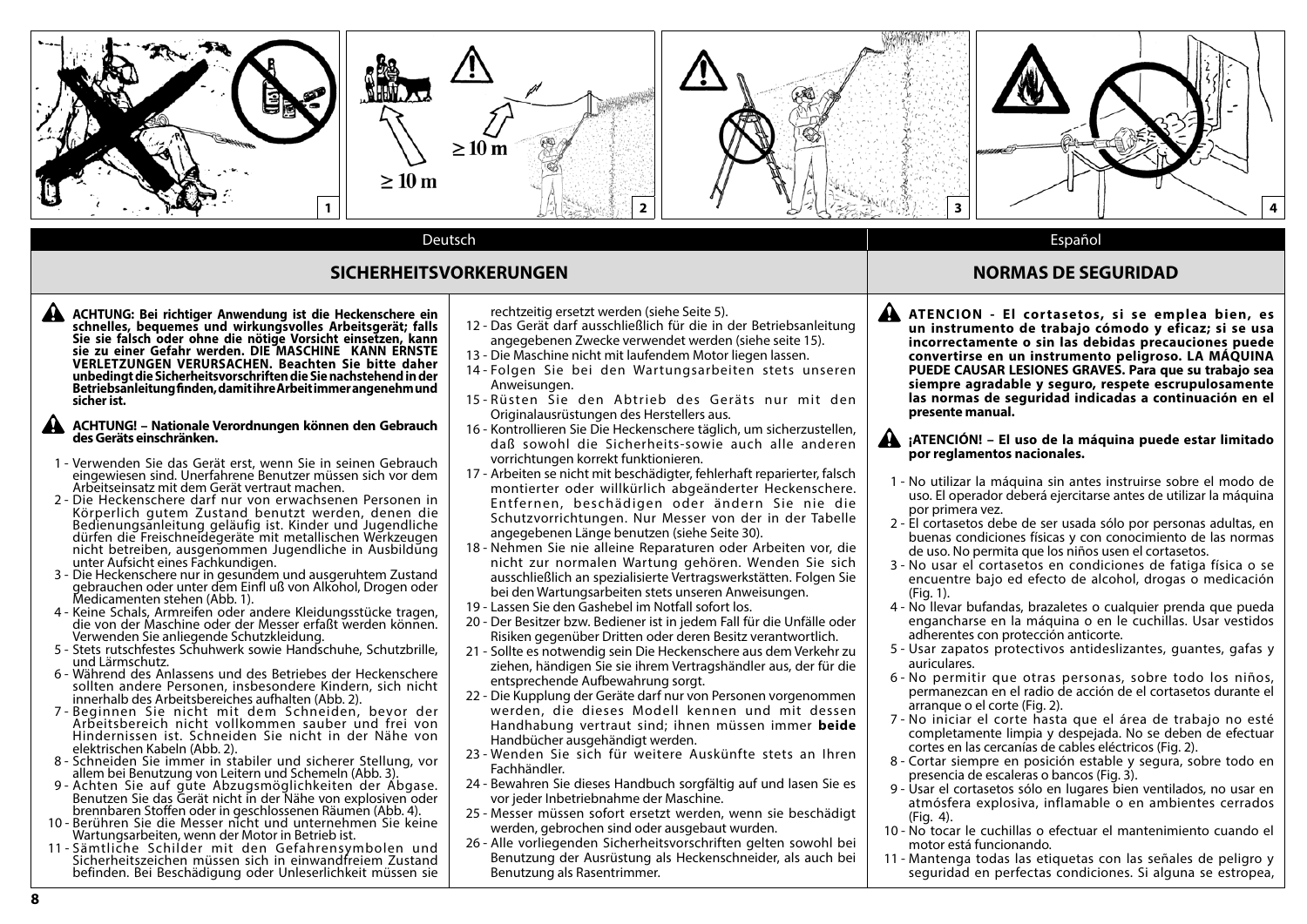≥ 10 m

≥ 10 m

1 2 3 4

Deutsch

## SICHERHEITSVORKERUNGEN

**ACHTUNG: Bei richtiger Anwendung ist die Heckenschere ein schnelles, bequemes und wirkungsvolles Arbeitsgerät; falls Sie sie falsch oder ohne die nötige Vorsicht einsetzen, kann sie zu einer Gefahr werden. DIE MASCHINE KANN ERNSTE VERLETZUNGEN VERURSACHEN. Beachten Sie bitte daher unbedingt die Sicherheitsvorschriften die Sie nachstehend in der Betriebsanleitung finden, damit Ihre Arbeit immer angenehm und sicher ist.**

**ACHTUNG! – Nationale Verordnungen können den Gebrauch des Geräts einschränken.**

1 - Verwenden Sie das Gerät erst, wenn Sie in seinen Gebrauch eingewiesen sind. Unerfahrene Benutzer müssen sich vor dem Arbeitseinsatz mit dem Gerät vertraut machen.
2 - Die Heckenschere darf nur von erwachsenen Personen in Körperlich gutem Zustand benutzt werden, denen die Bedienungsanleitung geläufig ist. Kinder und Jugendliche dürfen die Freischneidegeräte mit metallischen Werkzeugen nicht betreiben, ausgenommen Jugendliche in Ausbildung unter Aufsicht eines Fachkundigen.
3 - Die Heckenschere nur in gesundem und ausgeruhtem Zustand gebrauchen oder unter dem Einfl uß von Alkohol, Drogen oder Medicamenten stehen (Abb. 1).
4 - Keine Schals, Armreifen oder andere Kleidungsstücke tragen, die von der Maschine oder der Messer erfaßt werden können. Verwenden Sie anliegende Schutzkleidung.
5 - Stets rutschfestes Schuhwerk sowie Handschuhe, Schutzbrille, und Lärmschutz.
6 - Während des Anlassens und des Betriebes der Heckenschere sollten andere Personen, insbesondere Kindern, sich nicht innerhalb des Arbeitsbereiches aufhalten (Abb. 2).
7 - Beginnen Sie nicht mit dem Schneiden, bevor der Arbeitsbereich nicht vollkommen sauber und frei von Hindernissen ist. Schneiden Sie nicht in der Nähe von elektrischen Kabeln (Abb. 2).
8 - Schneiden Sie immer in stabiler und sicherer Stellung, vor allem bei Benutzung von Leitern und Schemeln (Abb. 3).
9 - Achten Sie auf gute Abzugsmöglichkeiten der Abgase. Benutzen Sie das Gerät nicht in der Nähe von explosiven oder brennbaren Stoffen oder in geschlossenen Räumen (Abb. 4).
10 - Berühren Sie die Messer nicht und unternehmen Sie keine Wartungsarbeiten, wenn der Motor in Betrieb ist.
11 - Sämtliche Schilder mit den Gefahrensymbolen und Sicherheitszeichen müssen sich in einwandfreiem Zustand befinden. Bei Beschädigung oder Unleserlichkeit müssen sie rechtzeitig ersetzt werden (siehe Seite 5).
12 - Das Gerät darf ausschließlich für die in der Betriebsanleitung angegebenen Zwecke verwendet werden (siehe seite 15).
13 - Die Maschine nicht mit laufendem Motor liegen lassen.
14 - Folgen Sie bei den Wartungsarbeiten stets unseren Anweisungen.
15 - Rüsten Sie den Abtrieb des Geräts nur mit den Originalausrüstungen des Herstellers aus.
16 - Kontrollieren Sie Die Heckenschere täglich, um sicherzustellen, daß sowohl die Sicherheits-sowie auch alle anderen vorrichtungen korrekt funktionieren.
17 - Arbeiten se nicht mit beschädigter, fehlerhaft reparierter, falsch montierter oder willkürlich abgeänderter Heckenschere. Entfernen, beschädigen oder ändern Sie nie die Schutzvorrichtungen. Nur Messer von der in der Tabelle angegebenen Länge benutzen (siehe Seite 30).
18 - Nehmen Sie nie alleine Reparaturen oder Arbeiten vor, die nicht zur normalen Wartung gehören. Wenden Sie sich ausschließlich an spezialisierte Vertragswerkstätten. Folgen Sie bei den Wartungsarbeiten stets unseren Anweisungen.
19 - Lassen Sie den Gashebel im Notfall sofort los.
20 - Der Besitzer bzw. Bediener ist in jedem Fall für die Unfälle oder Risiken gegenüber Dritten oder deren Besitz verantwortlich.
21 - Sollte es notwendig sein Die Heckenschere aus dem Verkehr zu ziehen, händigen Sie sie ihrem Vertragshändler aus, der für die entsprechende Aufbewahrung sorgt.
22 - Die Kupplung der Geräte darf nur von Personen vorgenommen werden, die dieses Modell kennen und mit dessen Handhabung vertraut sind; ihnen müssen immer **beide** Handbücher ausgehändigt werden.
23 - Wenden Sie sich für weitere Auskünfte stets an Ihren Fachhändler.
24 - Bewahren Sie dieses Handbuch sorgfältig auf und lasen Sie es vor jeder Inbetriebnahme der Maschine.
25 - Messer müssen sofort ersetzt werden, wenn sie beschädigt werden, gebrochen sind oder ausgebaut wurden.
26 - Alle vorliegenden Sicherheitsvorschriften gelten sowohl bei Benutzung der Ausrüstung als Heckenschneider, als auch bei Benutzung als Rasentrimmer.

Español

## NORMAS DE SEGURIDAD

**ATENCION - El cortasetos, si se emplea bien, es un instrumento de trabajo cómodo y eficaz; si se usa incorrectamente o sin las debidas precauciones puede convertirse en un instrumento peligroso. LA MÁQUINA PUEDE CAUSAR LESIONES GRAVES. Para que su trabajo sea siempre agradable y seguro, respete escrupulosamente las normas de seguridad indicadas a continuación en el presente manual.**

**¡ATENCIÓN! – El uso de la máquina puede estar limitado por reglamentos nacionales.**

1 - No utilizar la máquina sin antes instruirse sobre el modo de uso. El operador deberá ejercitarse antes de utilizar la máquina por primera vez.
2 - El cortasetos debe de ser usada sólo por personas adultas, en buenas condiciones físicas y con conocimiento de las normas de uso. No permita que los niños usen el cortasetos.
3 - No usar el cortasetos en condiciones de fatiga física o se encuentre bajo el efecto de alcohol, drogas o medicación (Fig. 1).
4 - No llevar bufandas, brazaletes o cualquier prenda que pueda engancharse en la máquina o en le cuchillas. Usar vestidos adherentes con protección anticorte.
5 - Usar zapatos protectivos antideslizantes, guantes, gafas y auriculares.
6 - No permitir que otras personas, sobre todo los niños, permanezcan en el radio de acción de el cortasetos durante el arranque o el corte (Fig. 2).
7 - No iniciar el corte hasta que el área de trabajo no esté completamente limpia y despejada. No se deben de efectuar cortes en las cercanías de cables eléctricos (Fig. 2).
8 - Cortar siempre en posición estable y segura, sobre todo en presencia de escaleras o bancos (Fig. 3).
9 - Usar el cortasetos sólo en lugares bien ventilados, no usar en atmósfera explosiva, inflamable o en ambientes cerrados (Fig. 4).
10 - No tocar le cuchillas o efectuar el mantenimiento cuando el motor está funcionando.
11 - Mantenga todas las etiquetas con las señales de peligro y seguridad en perfectas condiciones. Si alguna se estropea,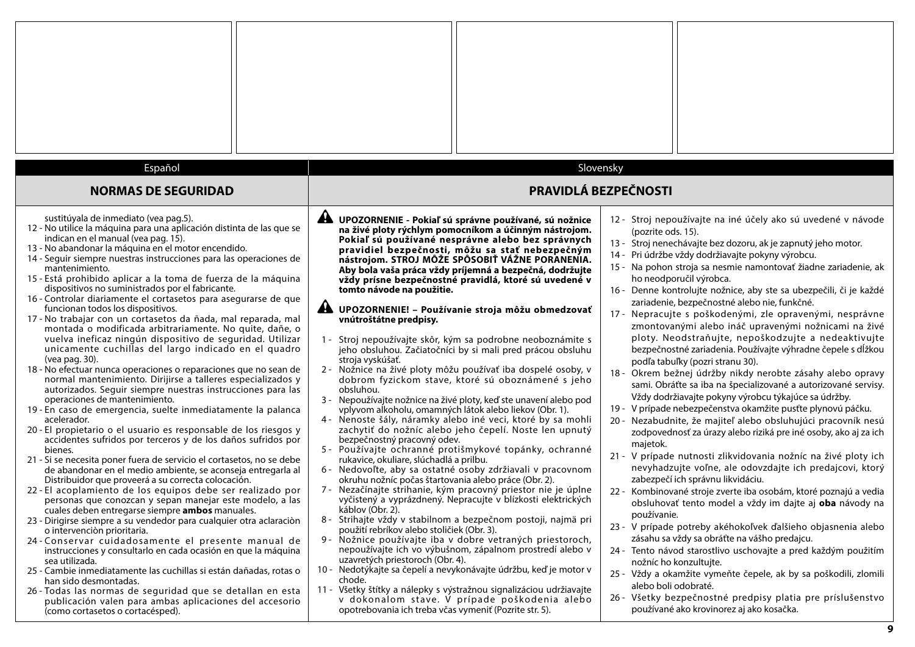Español

## NORMAS DE SEGURIDAD

sustitúyala de inmediato (vea pag.5).

12 - No utilice la máquina para una aplicación distinta de las que se indican en el manual (vea pag. 15).
13 - No abandonar la máquina en el motor encendido.
14 - Seguir siempre nuestras instrucciones para las operaciones de mantenimiento.
15 - Está prohibido aplicar a la toma de fuerza de la máquina dispositivos no suministrados por el fabricante.
16 - Controlar diariamente el cortasetos para asegurarse de que funcionan todos los dispositivos.
17 - No trabajar con un cortasetos da ñada, mal reparada, mal montada o modificada arbitrariamente. No quite, dañe, o vuelva ineficaz ningún dispositivo de seguridad. Utilizar unicamente cuchillas del largo indicado en el quadro (vea pag. 30).
18 - No efectuar nunca operaciones o reparaciones que no sean de normal mantenimiento. Dirijirse a talleres especializados y autorizados. Seguir siempre nuestras instrucciones para las operaciones de mantenimiento.
19 - En caso de emergencia, suelte inmediatamente la palanca acelerador.
20 - El propietario o el usuario es responsable de los riesgos y accidentes sufridos por terceros y de los daños sufridos por bienes.
21 - Si se necesita poner fuera de servicio el cortasetos, no se debe de abandonar en el medio ambiente, se aconseja entregarla al Distribuidor que proveerá a su correcta colocación.
22 - El acoplamiento de los equipos debe ser realizado por personas que conozcan y sepan manejar este modelo, a las cuales deben entregarse siempre **ambos** manuales.
23 - Dirigirse siempre a su vendedor para cualquier otra aclaraciòn o intervenciòn prioritaria.
24 - Conservar cuidadosamente el presente manual de instrucciones y consultarlo en cada ocasión en que la máquina sea utilizada.
25 - Cambie inmediatamente las cuchillas si están dañadas, rotas o han sido desmontadas.
26 - Todas las normas de seguridad que se detallan en esta publicación valen para ambas aplicaciones del accesorio (como cortasetos o cortacésped).

Slovensky

## PRAVIDLÁ BEZPEČNOSTI

**UPOZORNENIE - Pokiaľ sú správne používané, sú nožnice na živé ploty rýchlym pomocníkom a účinným nástrojom. Pokiaľ sú používané nesprávne alebo bez správnych pravidiel bezpečnosti, môžu sa stať nebezpečným nástrojom. STROJ MÔŽE SPÔSOBIŤ VÁŽNE PORANENIA. Aby bola vaša práca vždy príjemná a bezpečná, dodržujte vždy prísne bezpečnostné pravidlá, ktoré sú uvedené v tomto návode na použitie.**

**UPOZORNENIE! – Používanie stroja môžu obmedzovať vnútroštátne predpisy.**

1 - Stroj nepoužívajte skôr, kým sa podrobne neoboznámite s jeho obsluhou. Začiatočníci by si mali pred prácou obsluhu stroja vyskúšať.
2 - Nožnice na živé ploty môžu používať iba dospelé osoby, v dobrom fyzickom stave, ktoré sú oboznámené s jeho obsluhou.
3 - Nepoužívajte nožnice na živé ploty, keď ste unavení alebo pod vplyvom alkoholu, omamných látok alebo liekov (Obr. 1).
4 - Nenoste šály, náramky alebo iné veci, ktoré by sa mohli zachytiť do nožníc alebo jeho čepelí. Noste len upnutý bezpečnostný pracovný odev.
5 - Používajte ochranné protišmykové topánky, ochranné rukavice, okuliare, slúchadlá a prilbu.
6 - Nedovoľte, aby sa ostatné osoby zdržiavali v pracovnom okruhu nožníc počas štartovania alebo práce (Obr. 2).
7 - Nezačínajte strihanie, kým pracovný priestor nie je úplne vyčistený a vyprázdnený. Nepracujte v blízkosti elektrických káblov (Obr. 2).
8 - Strihajte vždy v stabilnom a bezpečnom postoji, najmä pri použití rebríkov alebo stoličiek (Obr. 3).
9 - Nožnice používajte iba v dobre vetraných priestoroch, nepoužívajte ich vo výbušnom, zápalnom prostredí alebo v uzavretých priestoroch (Obr. 4).
10 - Nedotýkajte sa čepelí a nevykonávajte údržbu, keď je motor v chode.
11 - Všetky štítky a nálepky s výstražnou signalizáciou udržiavajte v dokonalom stave. V prípade poškodenia alebo opotrebovania ich treba včas vymeniť (Pozrite str. 5).
12 - Stroj nepoužívajte na iné účely ako sú uvedené v návode (pozrite ods. 15).
13 - Stroj nenechávajte bez dozoru, ak je zapnutý jeho motor.
14 - Pri údržbe vždy dodržiavajte pokyny výrobcu.
15 - Na pohon stroja sa nesmie namontovať žiadne zariadenie, ak ho neodporučil výrobca.
16 - Denne kontrolujte nožnice, aby ste sa ubezpečili, či je každé zariadenie, bezpečnostné alebo nie, funkčné.
17 - Nepracujte s poškodenými, zle opravenými, nesprávne zmontovanými alebo inak upravenými nožnicami na živé ploty. Neodstraňujte, nepoškodzujte a nedeaktivujte bezpečnostné zariadenia. Používajte výhradne čepele s dĺžkou podľa tabuľky (pozri stranu 30).
18 - Okrem bežnej údržby nikdy nerobte zásahy alebo opravy sami. Obráťte sa iba na špecializované a autorizované servisy. Vždy dodržiavajte pokyny výrobcu týkajúce sa údržby.
19 - V prípade nebezpečenstva okamžite pusťte plynovú páčku.
20 - Nezabudnite, že majiteľ alebo obsluhujúci pracovník nesú zodpovednosť za úrazy alebo riziká pre iné osoby, ako aj za ich majetok.
21 - V prípade nutnosti zlikvidovania nožníc na živé ploty ich nevyhadzujte voľne, ale odovzdajte ich predajcovi, ktorý zabezpečí ich správnu likvidáciu.
22 - Kombinované stroje zverte iba osobám, ktoré poznajú a vedia obsluhovať tento model a vždy im dajte aj **oba** návody na používanie.
23 - V prípade potreby akéhokoľvek ďalšieho objasnenia alebo zásahu sa vždy sa obráťte na vášho predajcu.
24 - Tento návod starostlivo uschovajte a pred každým použitím nožníc ho konzultujte.
25 - Vždy a okamžite vymeňte čepele, ak by sa poškodili, zlomili alebo boli odobraté.
26 - Všetky bezpečnostné predpisy platia pre príslušenstvo používané ako krovinorez aj ako kosačka.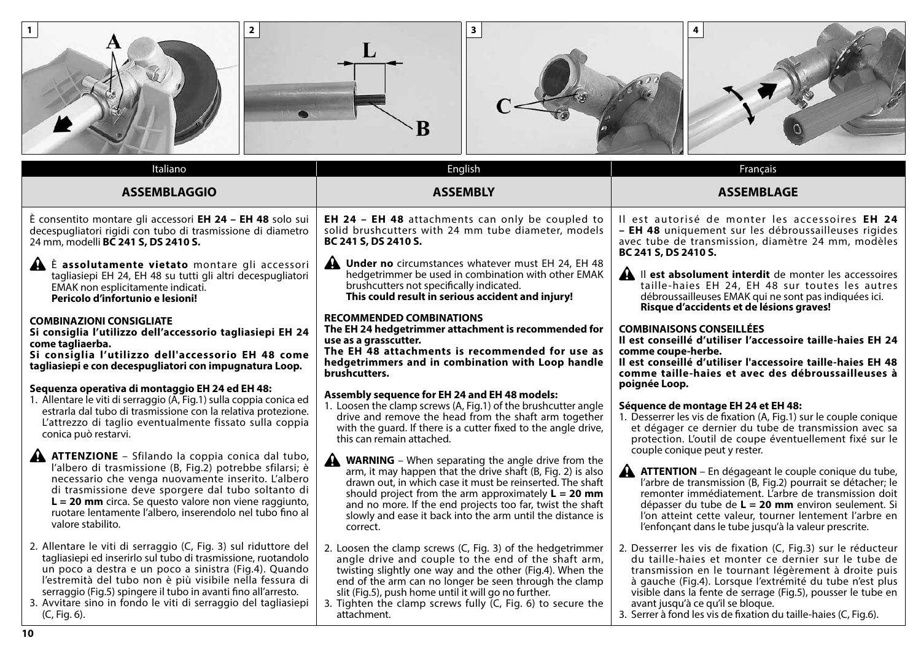Italiano

## ASSEMBLAGGIO

È consentito montare gli accessori **EH 24 – EH 48** solo sui decespugliatori rigidi con tubo di trasmissione di diametro 24 mm, modelli **BC 241 S, DS 2410 S.**

⚠ È **assolutamente vietato** montare gli accessori tagliasiepi EH 24, EH 48 su tutti gli altri decespugliatori EMAK non esplicitamente indicati.
**Pericolo d'infortunio e lesioni!**

**COMBINAZIONI CONSIGLIATE**
**Si consiglia l'utilizzo dell'accessorio tagliasiepi EH 24 come tagliaerba.**
**Si consiglia l'utilizzo dell'accessorio EH 48 come tagliasiepi e con decespugliatori con impugnatura Loop.**

**Sequenza operativa di montaggio EH 24 ed EH 48:**

1. Allentare le viti di serraggio (A, Fig.1) sulla coppia conica ed estrarla dal tubo di trasmissione con la relativa protezione. L'attrezzo di taglio eventualmente fissato sulla coppia conica può restarvi.

⚠ **ATTENZIONE** – Sfilando la coppia conica dal tubo, l'albero di trasmissione (B, Fig.2) potrebbe sfilarsi; è necessario che venga nuovamente inserito. L'albero di trasmissione deve sporgere dal tubo soltanto di **L = 20 mm** circa. Se questo valore non viene raggiunto, ruotare lentamente l'albero, inserendolo nel tubo fino al valore stabilito.

2. Allentare le viti di serraggio (C, Fig. 3) sul riduttore del tagliasiepi ed inserirlo sul tubo di trasmissione, ruotandolo un poco a destra e un poco a sinistra (Fig.4). Quando l'estremità del tubo non è più visibile nella fessura di serraggio (Fig.5) spingere il tubo in avanti fino all'arresto.
3. Avvitare sino in fondo le viti di serraggio del tagliasiepi (C, Fig. 6).

English

## ASSEMBLY

**EH 24 – EH 48** attachments can only be coupled to solid brushcutters with 24 mm tube diameter, models **BC 241 S, DS 2410 S.**

⚠ **Under no** circumstances whatever must EH 24, EH 48 hedgetrimmer be used in combination with other EMAK brushcutters not specifically indicated.
**This could result in serious accident and injury!**

**RECOMMENDED COMBINATIONS**
**The EH 24 hedgetrimmer attachment is recommended for use as a grasscutter.**
**The EH 48 attachments is recommended for use as hedgetrimmers and in combination with Loop handle brushcutters.**

**Assembly sequence for EH 24 and EH 48 models:**

1. Loosen the clamp screws (A, Fig.1) of the brushcutter angle drive and remove the head from the shaft arm together with the guard. If there is a cutter fixed to the angle drive, this can remain attached.

⚠ **WARNING** – When separating the angle drive from the arm, it may happen that the drive shaft (B, Fig. 2) is also drawn out, in which case it must be reinserted. The shaft should project from the arm approximately **L = 20 mm** and no more. If the end projects too far, twist the shaft slowly and ease it back into the arm until the distance is correct.

2. Loosen the clamp screws (C, Fig. 3) of the hedgetrimmer angle drive and couple to the end of the shaft arm, twisting slightly one way and the other (Fig.4). When the end of the arm can no longer be seen through the clamp slit (Fig.5), push home until it will go no further.
3. Tighten the clamp screws fully (C, Fig. 6) to secure the attachment.

Français

## ASSEMBLAGE

Il est autorisé de monter les accessoires **EH 24 – EH 48** uniquement sur les débroussailleuses rigides avec tube de transmission, diamètre 24 mm, modèles **BC 241 S, DS 2410 S.**

⚠ Il **est absolument interdit** de monter les accessoires taille-haies EH 24, EH 48 sur toutes les autres débroussailleuses EMAK qui ne sont pas indiquées ici.
**Risque d'accidents et de lésions graves!**

**COMBINAISONS CONSEILLÉES**
**Il est conseillé d'utiliser l'accessoire taille-haies EH 24 comme coupe-herbe.**
**Il est conseillé d'utiliser l'accessoire taille-haies EH 48 comme taille-haies et avec des débroussailleuses à poignée Loop.**

**Séquence de montage EH 24 et EH 48:**

1. Desserrer les vis de fixation (A, Fig.1) sur le couple conique et dégager ce dernier du tube de transmission avec sa protection. L'outil de coupe éventuellement fixé sur le couple conique peut y rester.

⚠ **ATTENTION** – En dégageant le couple conique du tube, l'arbre de transmission (B, Fig.2) pourrait se détacher; le remonter immédiatement. L'arbre de transmission doit dépasser du tube de **L = 20 mm** environ seulement. Si l'on atteint cette valeur, tourner lentement l'arbre en l'enfonçant dans le tube jusqu'à la valeur prescrite.

2. Desserrer les vis de fixation (C, Fig.3) sur le réducteur du taille-haies et monter ce dernier sur le tube de transmission en le tournant légèrement à droite puis à gauche (Fig.4). Lorsque l'extrémité du tube n'est plus visible dans la fente de serrage (Fig.5), pousser le tube en avant jusqu'à ce qu'il se bloque.
3. Serrer à fond les vis de fixation du taille-haies (C, Fig.6).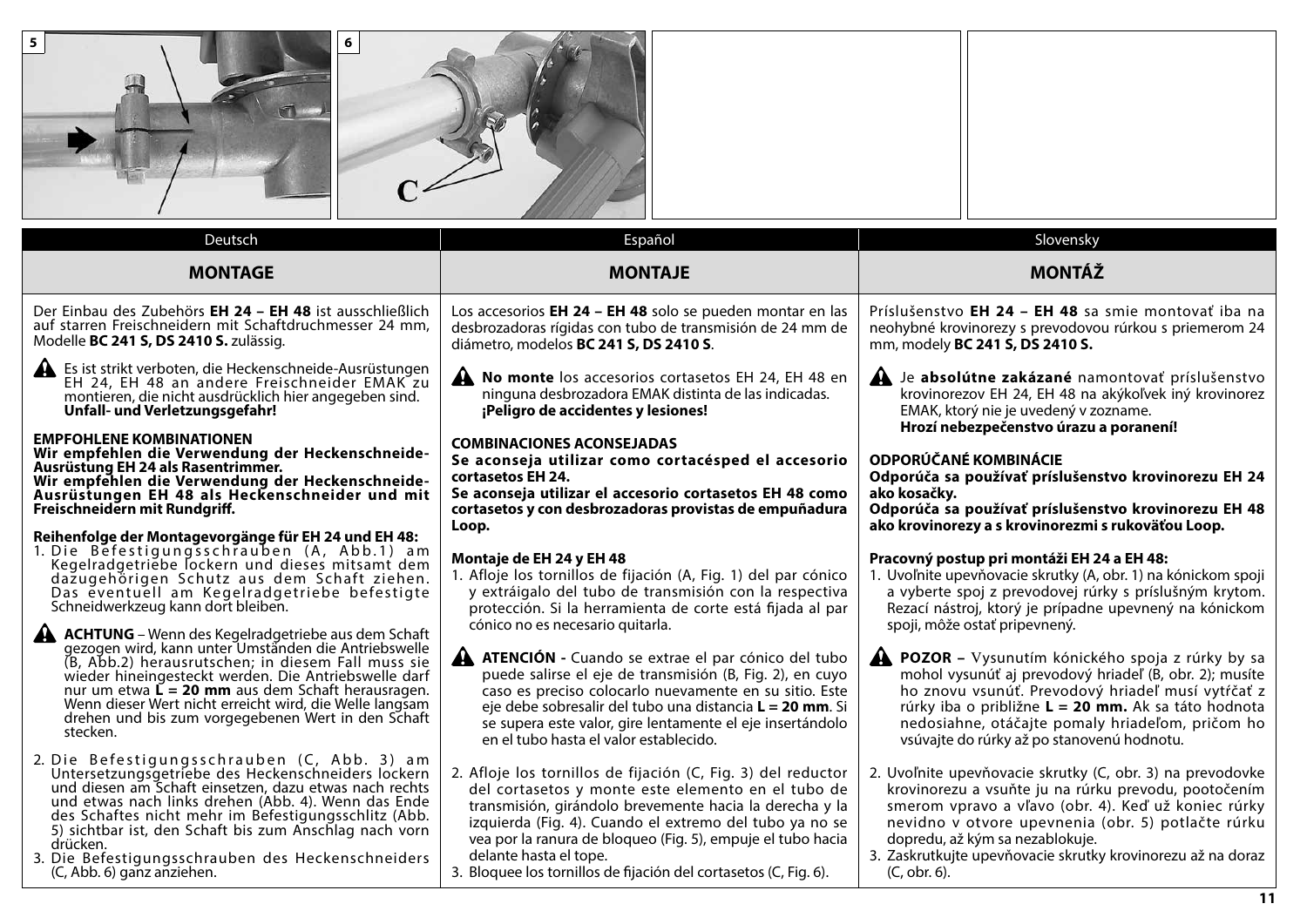Deutsch

## MONTAGE

Der Einbau des Zubehörs **EH 24 – EH 48** ist ausschließlich auf starren Freischneidern mit Schaftdruchmesser 24 mm, Modelle **BC 241 S, DS 2410 S.** zulässig.

Es ist strikt verboten, die Heckenschneide-Ausrüstungen EH 24, EH 48 an andere Freischneider EMAK zu montieren, die nicht ausdrücklich hier angegeben sind. **Unfall- und Verletzungsgefahr!**

**EMPFOHLENE KOMBINATIONEN**
**Wir empfehlen die Verwendung der Heckenschneide-Ausrüstung EH 24 als Rasentrimmer.**
**Wir empfehlen die Verwendung der Heckenschneide-Ausrüstungen EH 48 als Heckenschneider und mit Freischneidern mit Rundgriff.**

**Reihenfolge der Montagevorgänge für EH 24 und EH 48:**

1. Die Befestigungsschrauben (A, Abb.1) am Kegelradgetriebe lockern und dieses mitsamt dem dazugehörigen Schutz aus dem Schaft ziehen. Das eventuell am Kegelradgetriebe befestigte Schneidwerkzeug kann dort bleiben.

**ACHTUNG** – Wenn des Kegelradgetriebe aus dem Schaft gezogen wird, kann unter Umständen die Antriebswelle (B, Abb.2) herausrutschen; in diesem Fall muss sie wieder hineingesteckt werden. Die Antriebswelle darf nur um etwa **L = 20 mm** aus dem Schaft herausragen. Wenn dieser Wert nicht erreicht wird, die Welle langsam drehen und bis zum vorgegebenen Wert in den Schaft stecken.

2. Die Befestigungsschrauben (C, Abb. 3) am Untersetzungsgetriebe des Heckenschneiders lockern und diesen am Schaft einsetzen, dazu etwas nach rechts und etwas nach links drehen (Abb. 4). Wenn das Ende des Schaftes nicht mehr im Befestigungsschlitz (Abb. 5) sichtbar ist, den Schaft bis zum Anschlag nach vorn drücken.
3. Die Befestigungsschrauben des Heckenschneiders (C, Abb. 6) ganz anziehen.

Español

## MONTAJE

Los accesorios **EH 24 – EH 48** solo se pueden montar en las desbrozadoras rígidas con tubo de transmisión de 24 mm de diámetro, modelos **BC 241 S, DS 2410 S**.

**No monte** los accesorios cortasetos EH 24, EH 48 en ninguna desbrozadora EMAK distinta de las indicadas. **¡Peligro de accidentes y lesiones!**

**COMBINACIONES ACONSEJADAS**
**Se aconseja utilizar como cortacésped el accesorio cortasetos EH 24.**
**Se aconseja utilizar el accesorio cortasetos EH 48 como cortasetos y con desbrozadoras provistas de empuñadura Loop.**

**Montaje de EH 24 y EH 48**

1. Afloje los tornillos de fijación (A, Fig. 1) del par cónico y extráigalo del tubo de transmisión con la respectiva protección. Si la herramienta de corte está fijada al par cónico no es necesario quitarla.

**ATENCIÓN -** Cuando se extrae el par cónico del tubo puede salirse el eje de transmisión (B, Fig. 2), en cuyo caso es preciso colocarlo nuevamente en su sitio. Este eje debe sobresalir del tubo una distancia **L = 20 mm**. Si se supera este valor, gire lentamente el eje insertándolo en el tubo hasta el valor establecido.

2. Afloje los tornillos de fijación (C, Fig. 3) del reductor del cortasetos y monte este elemento en el tubo de transmisión, girándolo brevemente hacia la derecha y la izquierda (Fig. 4). Cuando el extremo del tubo ya no se vea por la ranura de bloqueo (Fig. 5), empuje el tubo hacia delante hasta el tope.
3. Bloquee los tornillos de fijación del cortasetos (C, Fig. 6).

Slovensky

## MONTÁŽ

Príslušenstvo **EH 24 – EH 48** sa smie montovať iba na neohybné krovinorezy s prevodovou rúrkou s priemerom 24 mm, modely **BC 241 S, DS 2410 S.**

Je **absolútne zakázané** namontovať príslušenstvo krovinorezov EH 24, EH 48 na akýkoľvek iný krovinorez EMAK, ktorý nie je uvedený v zozname. **Hrozí nebezpečenstvo úrazu a poranení!**

**ODPORÚČANÉ KOMBINÁCIE**
**Odporúča sa používať príslušenstvo krovinorezu EH 24 ako kosačky.**
**Odporúča sa používať príslušenstvo krovinorezu EH 48 ako krovinorezy a s krovinorezmi s rukoväťou Loop.**

**Pracovný postup pri montáži EH 24 a EH 48:**

1. Uvoľnite upevňovacie skrutky (A, obr. 1) na kónickom spoji a vyberte spoj z prevodovej rúrky s príslušným krytom. Rezací nástroj, ktorý je prípadne upevnený na kónickom spoji, môže ostať pripevnený.

**POZOR –** Vysunutím kónického spoja z rúrky by sa mohol vysunúť aj prevodový hriadeľ (B, obr. 2); musíte ho znovu vsunúť. Prevodový hriadeľ musí vytŕčať z rúrky iba o približne **L = 20 mm.** Ak sa táto hodnota nedosiahne, otáčajte pomaly hriadeľom, pričom ho vsúvajte do rúrky až po stanovenú hodnotu.

2. Uvoľnite upevňovacie skrutky (C, obr. 3) na prevodovke krovinorezu a vsuňte ju na rúrku prevodu, pootočením smerom vpravo a vľavo (obr. 4). Keď už koniec rúrky nevidno v otvore upevnenia (obr. 5) potlačte rúrku dopredu, až kým sa nezablokuje.
3. Zaskrutkujte upevňovacie skrutky krovinorezu až na doraz (C, obr. 6).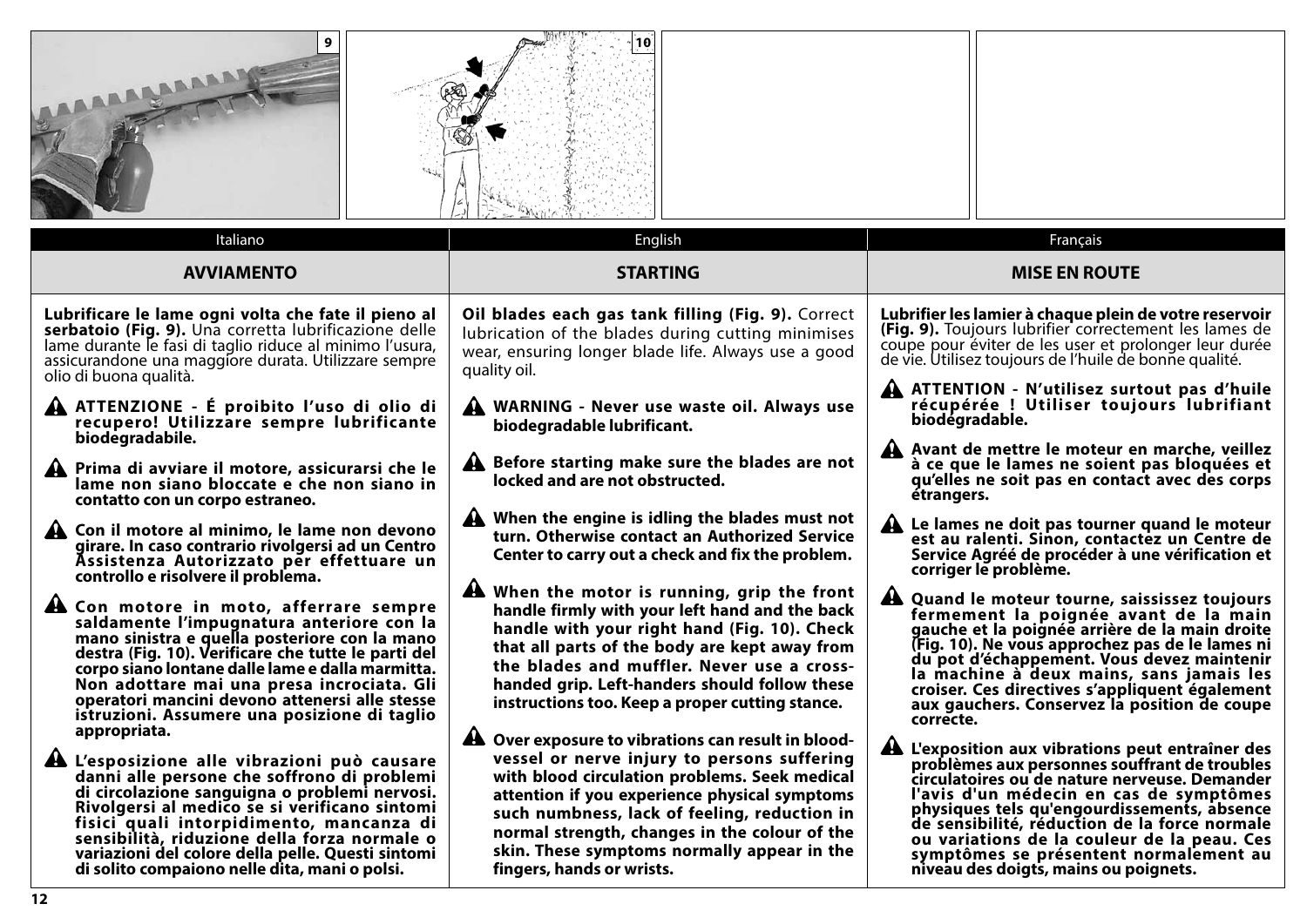Italiano

## AVVIAMENTO

**Lubrificare le lame ogni volta che fate il pieno al serbatoio (Fig. 9).** Una corretta lubrificazione delle lame durante le fasi di taglio riduce al minimo l'usura, assicurandone una maggiore durata. Utilizzare sempre olio di buona qualità.

**ATTENZIONE - É proibito l'uso di olio di recupero! Utilizzare sempre lubrificante biodegradabile.**

**Prima di avviare il motore, assicurarsi che le lame non siano bloccate e che non siano in contatto con un corpo estraneo.**

**Con il motore al minimo, le lame non devono girare. In caso contrario rivolgersi ad un Centro Assistenza Autorizzato per effettuare un controllo e risolvere il problema.**

**Con motore in moto, afferrare sempre saldamente l'impugnatura anteriore con la mano sinistra e quella posteriore con la mano destra (Fig. 10). Verificare che tutte le parti del corpo siano lontane dalle lame e dalla marmitta. Non adottare mai una presa incrociata. Gli operatori mancini devono attenersi alle stesse istruzioni. Assumere una posizione di taglio appropriata.**

**L'esposizione alle vibrazioni può causare danni alle persone che soffrono di problemi di circolazione sanguigna o problemi nervosi. Rivolgersi al medico se si verificano sintomi fisici quali intorpidimento, mancanza di sensibilità, riduzione della forza normale o variazioni del colore della pelle. Questi sintomi di solito compaiono nelle dita, mani o polsi.**

English

## STARTING

**Oil blades each gas tank filling (Fig. 9).** Correct lubrication of the blades during cutting minimises wear, ensuring longer blade life. Always use a good quality oil.

**WARNING - Never use waste oil. Always use biodegradable lubricant.**

**Before starting make sure the blades are not locked and are not obstructed.**

**When the engine is idling the blades must not turn. Otherwise contact an Authorized Service Center to carry out a check and fix the problem.**

**When the motor is running, grip the front handle firmly with your left hand and the back handle with your right hand (Fig. 10). Check that all parts of the body are kept away from the blades and muffler. Never use a cross-handed grip. Left-handers should follow these instructions too. Keep a proper cutting stance.**

**Over exposure to vibrations can result in blood-vessel or nerve injury to persons suffering with blood circulation problems. Seek medical attention if you experience physical symptoms such numbness, lack of feeling, reduction in normal strength, changes in the colour of the skin. These symptoms normally appear in the fingers, hands or wrists.**

Français

## MISE EN ROUTE

**Lubrifier les lamier à chaque plein de votre reservoir (Fig. 9).** Toujours lubrifier correctement les lames de coupe pour éviter de les user et prolonger leur durée de vie. Utilisez toujours de l'huile de bonne qualité.

**ATTENTION - N'utilisez surtout pas d'huile récupérée ! Utiliser toujours lubrifiant biodégradable.**

**Avant de mettre le moteur en marche, veillez à ce que le lames ne soient pas bloquées et qu'elles ne soit pas en contact avec des corps étrangers.**

**Le lames ne doit pas tourner quand le moteur est au ralenti. Sinon, contactez un Centre de Service Agréé de procéder à une vérification et corriger le problème.**

**Quand le moteur tourne, saisissez toujours fermement la poignée avant de la main gauche et la poignée arrière de la main droite (Fig. 10). Ne vous approchez pas de le lames ni du pot d'échappement. Vous devez maintenir la machine à deux mains, sans jamais les croiser. Ces directives s'appliquent également aux gauchers. Conservez la position de coupe correcte.**

**L'exposition aux vibrations peut entraîner des problèmes aux personnes souffrant de troubles circulatoires ou de nature nerveuse. Demander l'avis d'un médecin en cas de symptômes physiques tels qu'engourdissements, absence de sensibilité, réduction de la force normale ou variations de la couleur de la peau. Ces symptômes se présentent normalement au niveau des doigts, mains ou poignets.**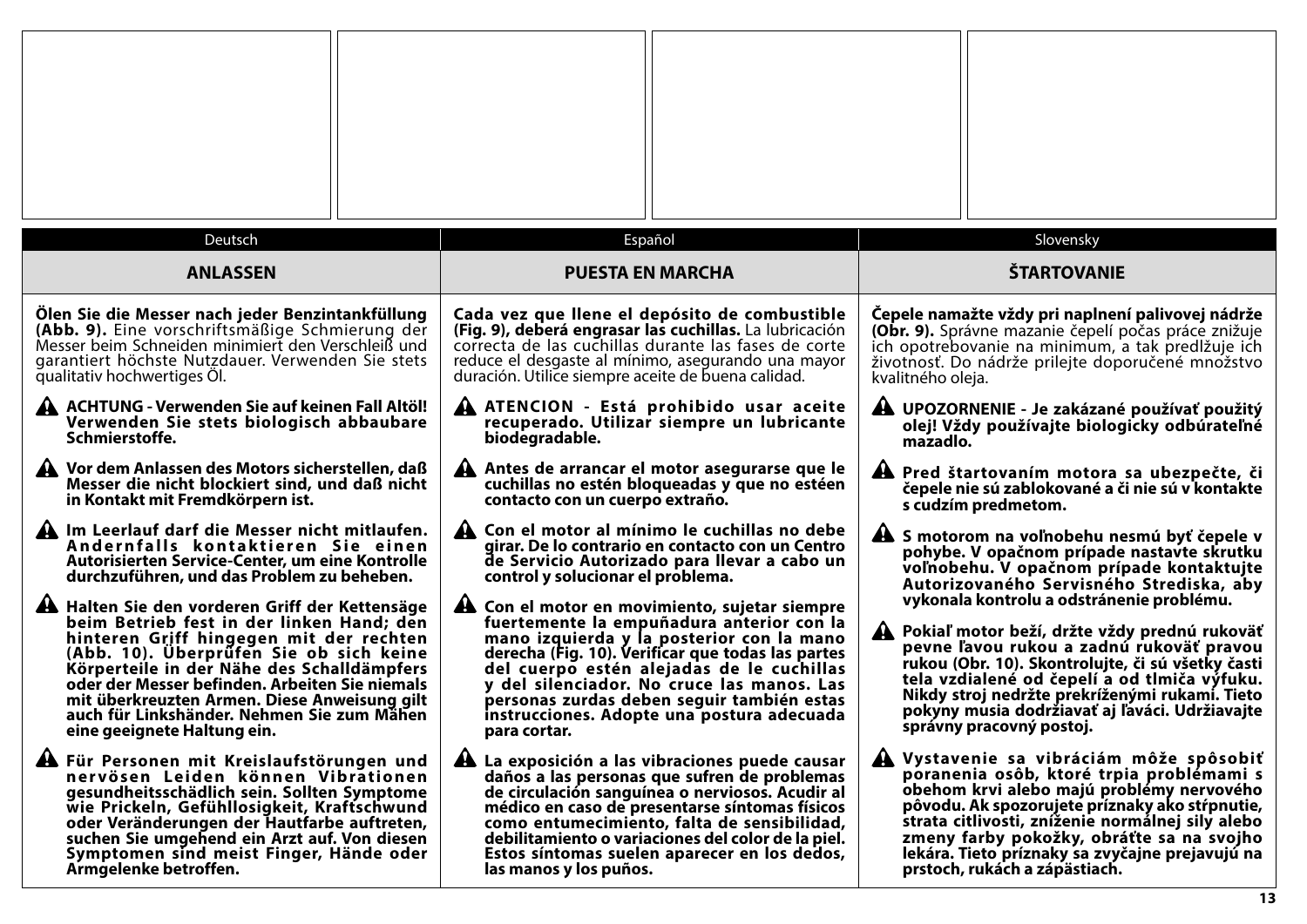Deutsch

## ANLASSEN

**Ölen Sie die Messer nach jeder Benzintankfüllung (Abb. 9).** Eine vorschriftsmäßige Schmierung der Messer beim Schneiden minimiert den Verschleiß und garantiert höchste Nutzdauer. Verwenden Sie stets qualitativ hochwertiges Öl.

**ACHTUNG - Verwenden Sie auf keinen Fall Altöl! Verwenden Sie stets biologisch abbaubare Schmierstoffe.**

**Vor dem Anlassen des Motors sicherstellen, daß Messer die nicht blockiert sind, und daß nicht in Kontakt mit Fremdkörpern ist.**

**Im Leerlauf darf die Messer nicht mitlaufen. Andernfalls kontaktieren Sie einen Autorisierten Service-Center, um eine Kontrolle durchzuführen, und das Problem zu beheben.**

**Halten Sie den vorderen Griff der Kettensäge beim Betrieb fest in der linken Hand; den hinteren Griff hingegen mit der rechten (Abb. 10). Überprüfen Sie ob sich keine Körperteile in der Nähe des Schalldämpfers oder der Messer befinden. Arbeiten Sie niemals mit überkreuzten Armen. Diese Anweisung gilt auch für Linkshänder. Nehmen Sie zum Mähen eine geeignete Haltung ein.**

**Für Personen mit Kreislaufstörungen und nervösen Leiden können Vibrationen gesundheitsschädlich sein. Sollten Symptome wie Prickeln, Gefühllosigkeit, Kraftschwund oder Veränderungen der Hautfarbe auftreten, suchen Sie umgehend ein Arzt auf. Von diesen Symptomen sind meist Finger, Hände oder Armgelenke betroffen.**

Español

## PUESTA EN MARCHA

**Cada vez que llene el depósito de combustible (Fig. 9), deberá engrasar las cuchillas.** La lubricación correcta de las cuchillas durante las fases de corte reduce el desgaste al mínimo, asegurando una mayor duración. Utilice siempre aceite de buena calidad.

**ATENCION - Está prohibido usar aceite recuperado. Utilizar siempre un lubricante biodegradable.**

**Antes de arrancar el motor asegurarse que le cuchillas no estén bloqueadas y que no estéen contacto con un cuerpo extraño.**

**Con el motor al mínimo le cuchillas no debe girar. De lo contrario en contacto con un Centro de Servicio Autorizado para llevar a cabo un control y solucionar el problema.**

**Con el motor en movimiento, sujetar siempre fuertemente la empuñadura anterior con la mano izquierda y la posterior con la mano derecha (Fig. 10). Verificar que todas las partes del cuerpo estén alejadas de le cuchillas y del silenciador. No cruce las manos. Las personas zurdas deben seguir también estas instrucciones. Adopte una postura adecuada para cortar.**

**La exposición a las vibraciones puede causar daños a las personas que sufren de problemas de circulación sanguínea o nerviosos. Acudir al médico en caso de presentarse síntomas físicos como entumecimiento, falta de sensibilidad, debilitamiento o variaciones del color de la piel. Estos síntomas suelen aparecer en los dedos, las manos y los puños.**

Slovensky

## ŠTARTOVANIE

**Čepele namažte vždy pri naplnení palivovej nádrže (Obr. 9).** Správne mazanie čepelí počas práce znižuje ich opotrebovanie na minimum, a tak predlžuje ich životnosť. Do nádrže prilejte doporučené množstvo kvalitného oleja.

**UPOZORNENIE - Je zakázané používať použitý olej! Vždy používajte biologicky odbúrateľné mazadlo.**

**Pred štartovaním motora sa ubezpečte, či čepele nie sú zablokované a či nie sú v kontakte s cudzím predmetom.**

**S motorom na voľnobehu nesmú byť čepele v pohybe. V opačnom prípade nastavte skrutku voľnobehu. V opačnom prípade kontaktujte Autorizovaného Servisného Strediska, aby vykonala kontrolu a odstránenie problému.**

**Pokiaľ motor beží, držte vždy prednú rukoväť pevne ľavou rukou a zadnú rukoväť pravou rukou (Obr. 10). Skontrolujte, či sú všetky časti tela vzdialené od čepelí a od tlmiča výfuku. Nikdy stroj nedržte prekríženými rukami. Tieto pokyny musia dodržiavať aj ľaváci. Udržiavajte správny pracovný postoj.**

**Vystavenie sa vibráciám môže spôsobiť poranenia osôb, ktoré trpia problémami s obehom krvi alebo majú problémy nervového pôvodu. Ak spozorujete príznaky ako stŕpnutie, strata citlivosti, zníženie normálnej sily alebo zmeny farby pokožky, obráťte sa na svojho lekára. Tieto príznaky sa zvyčajne prejavujú na prstoch, rukách a zápästiach.**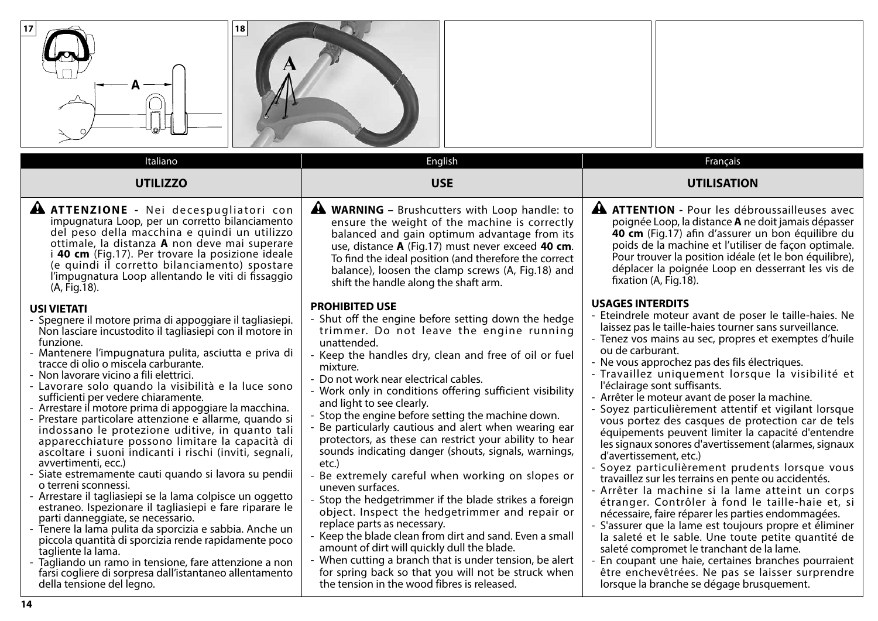Italiano

## UTILIZZO

**ATTENZIONE -** Nei decespugliatori con impugnatura Loop, per un corretto bilanciamento del peso della macchina e quindi un utilizzo ottimale, la distanza **A** non deve mai superare i **40 cm** (Fig.17). Per trovare la posizione ideale (e quindi il corretto bilanciamento) spostare l'impugnatura Loop allentando le viti di fissaggio (A, Fig.18).

### USI VIETATI

- Spegnere il motore prima di appoggiare il tagliasiepi. Non lasciare incustodito il tagliasiepi con il motore in funzione.
- Mantenere l'impugnatura pulita, asciutta e priva di tracce di olio o miscela carburante.
- Non lavorare vicino a fili elettrici.
- Lavorare solo quando la visibilità e la luce sono sufficienti per vedere chiaramente.
- Arrestare il motore prima di appoggiare la macchina.
- Prestare particolare attenzione e allarme, quando si indossano le protezione uditive, in quanto tali apparecchiature possono limitare la capacità di ascoltare i suoni indicanti i rischi (inviti, segnali, avvertimenti, ecc.)
- Siate estremamente cauti quando si lavora su pendii o terreni sconnessi.
- Arrestare il tagliasiepi se la lama colpisce un oggetto estraneo. Ispezionare il tagliasiepi e fare riparare le parti danneggiate, se necessario.
- Tenere la lama pulita da sporcizia e sabbia. Anche un piccola quantità di sporcizia rende rapidamente poco tagliente la lama.
- Tagliando un ramo in tensione, fare attenzione a non farsi cogliere di sorpresa dall'istantaneo allentamento della tensione del legno.

English

## USE

**WARNING –** Brushcutters with Loop handle: to ensure the weight of the machine is correctly balanced and gain optimum advantage from its use, distance **A** (Fig.17) must never exceed **40 cm**. To find the ideal position (and therefore the correct balance), loosen the clamp screws (A, Fig.18) and shift the handle along the shaft arm.

### PROHIBITED USE

- Shut off the engine before setting down the hedge trimmer. Do not leave the engine running unattended.
- Keep the handles dry, clean and free of oil or fuel mixture.
- Do not work near electrical cables.
- Work only in conditions offering sufficient visibility and light to see clearly.
- Stop the engine before setting the machine down.
- Be particularly cautious and alert when wearing ear protectors, as these can restrict your ability to hear sounds indicating danger (shouts, signals, warnings, etc.)
- Be extremely careful when working on slopes or uneven surfaces.
- Stop the hedgetrimmer if the blade strikes a foreign object. Inspect the hedgetrimmer and repair or replace parts as necessary.
- Keep the blade clean from dirt and sand. Even a small amount of dirt will quickly dull the blade.
- When cutting a branch that is under tension, be alert for spring back so that you will not be struck when the tension in the wood fibres is released.

Français

## UTILISATION

**ATTENTION -** Pour les débroussailleuses avec poignée Loop, la distance **A** ne doit jamais dépasser **40 cm** (Fig.17) afin d'assurer un bon équilibre du poids de la machine et l'utiliser de façon optimale. Pour trouver la position idéale (et le bon équilibre), déplacer la poignée Loop en desserrant les vis de fixation (A, Fig.18).

### USAGES INTERDITS

- Eteindrele moteur avant de poser le taille-haies. Ne laissez pas le taille-haies tourner sans surveillance.
- Tenez vos mains au sec, propres et exemptes d'huile ou de carburant.
- Ne vous approchez pas des fils électriques.
- Travaillez uniquement lorsque la visibilité et l'éclairage sont suffisants.
- Arrêter le moteur avant de poser la machine.
- Soyez particulièrement attentif et vigilant lorsque vous portez des casques de protection car de tels équipements peuvent limiter la capacité d'entendre les signaux sonores d'avertissement (alarmes, signaux d'avertissement, etc.)
- Soyez particulièrement prudents lorsque vous travaillez sur les terrains en pente ou accidentés.
- Arrêter la machine si la lame atteint un corps étranger. Contrôler à fond le taille-haie et, si nécessaire, faire réparer les parties endommagées.
- S'assurer que la lame est toujours propre et éliminer la saleté et le sable. Une toute petite quantité de saleté compromet le tranchant de la lame.
- En coupant une haie, certaines branches pourraient être enchevêtrées. Ne pas se laisser surprendre lorsque la branche se dégage brusquement.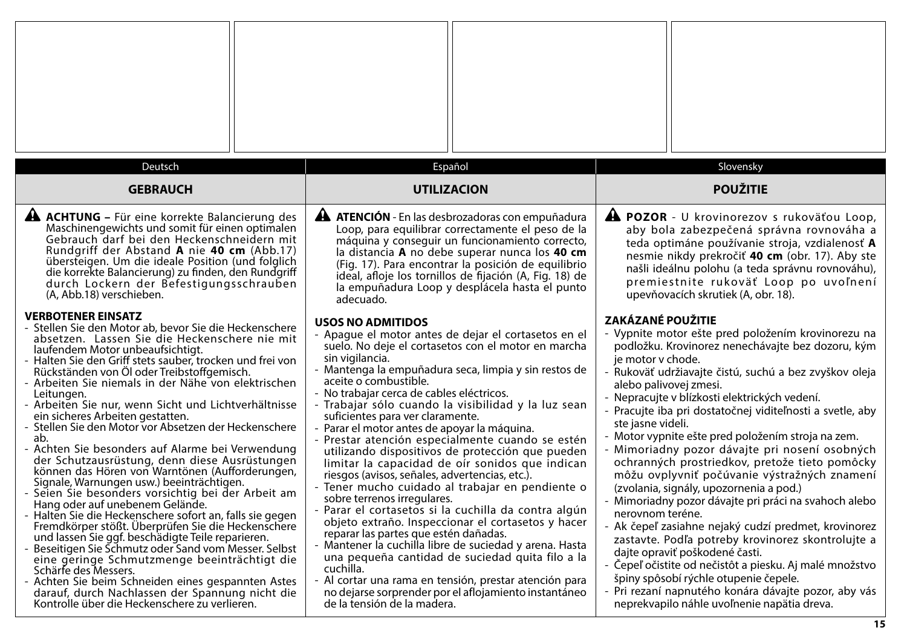Deutsch

## GEBRAUCH

**ACHTUNG –** Für eine korrekte Balancierung des Maschinengewichts und somit für einen optimalen Gebrauch darf bei den Heckenschneidern mit Rundgriff der Abstand **A** nie **40 cm** (Abb.17) übersteigen. Um die ideale Position (und folglich die korrekte Balancierung) zu finden, den Rundgriff durch Lockern der Befestigungsschrauben (A, Abb.18) verschieben.

### VERBOTENER EINSATZ

- Stellen Sie den Motor ab, bevor Sie die Heckenschere absetzen. Lassen Sie die Heckenschere nie mit laufendem Motor unbeaufsichtigt.
- Halten Sie den Griff stets sauber, trocken und frei von Rückständen von Öl oder Treibstoffgemisch.
- Arbeiten Sie niemals in der Nähe von elektrischen Leitungen.
- Arbeiten Sie nur, wenn Sicht und Lichtverhältnisse ein sicheres Arbeiten gestatten.
- Stellen Sie den Motor vor Absetzen der Heckenschere ab.
- Achten Sie besonders auf Alarme bei Verwendung der Schutzausrüstung, denn diese Ausrüstungen können das Hören von Warntönen (Aufforderungen, Signale, Warnungen usw.) beeinträchtigen.
- Seien Sie besonders vorsichtig bei der Arbeit am Hang oder auf unebenem Gelände.
- Halten Sie die Heckenschere sofort an, falls sie gegen Fremdkörper stößt. Überprüfen Sie die Heckenschere und lassen Sie ggf. beschädigte Teile reparieren.
- Beseitigen Sie Schmutz oder Sand vom Messer. Selbst eine geringe Schmutzmenge beeinträchtigt die Schärfe des Messers.
- Achten Sie beim Schneiden eines gespannten Astes darauf, durch Nachlassen der Spannung nicht die Kontrolle über die Heckenschere zu verlieren.

Español

## UTILIZACION

**ATENCIÓN** - En las desbrozadoras con empuñadura Loop, para equilibrar correctamente el peso de la máquina y conseguir un funcionamiento correcto, la distancia **A** no debe superar nunca los **40 cm** (Fig. 17). Para encontrar la posición de equilibrio ideal, afloje los tornillos de fijación (A, Fig. 18) de la empuñadura Loop y desplácela hasta el punto adecuado.

### USOS NO ADMITIDOS

- Apague el motor antes de dejar el cortasetos en el suelo. No deje el cortasetos con el motor en marcha sin vigilancia.
- Mantenga la empuñadura seca, limpia y sin restos de aceite o combustible.
- No trabajar cerca de cables eléctricos.
- Trabajar sólo cuando la visibilidad y la luz sean suficientes para ver claramente.
- Parar el motor antes de apoyar la máquina.
- Prestar atención especialmente cuando se estén utilizando dispositivos de protección que pueden limitar la capacidad de oír sonidos que indican riesgos (avisos, señales, advertencias, etc.).
- Tener mucho cuidado al trabajar en pendiente o sobre terrenos irregulares.
- Parar el cortasetos si la cuchilla da contra algún objeto extraño. Inspeccionar el cortasetos y hacer reparar las partes que estén dañadas.
- Mantener la cuchilla libre de suciedad y arena. Hasta una pequeña cantidad de suciedad quita filo a la cuchilla.
- Al cortar una rama en tensión, prestar atención para no dejarse sorprender por el aflojamiento instantáneo de la tensión de la madera.

Slovensky

## POUŽITIE

**POZOR** - U krovinorezov s rukoväťou Loop, aby bola zabezpečená správna rovnováha a teda optimáne používanie stroja, vzdialenosť **A** nesmie nikdy prekročiť **40 cm** (obr. 17). Aby ste našli ideálnu polohu (a teda správnu rovnováhu), premiestnite rukoväť Loop po uvoľnení upevňovacích skrutiek (A, obr. 18).

### ZAKÁZANÉ POUŽITIE

- Vypnite motor ešte pred položením krovinorezu na podložku. Krovinorez nenechávajte bez dozoru, kým je motor v chode.
- Rukoväť udržiavajte čistú, suchú a bez zvyškov oleja alebo palivovej zmesi.
- Nepracujte v blízkosti elektrických vedení.
- Pracujte iba pri dostatočnej viditeľnosti a svetle, aby ste jasne videli.
- Motor vypnite ešte pred položením stroja na zem.
- Mimoriadny pozor dávajte pri nosení osobných ochranných prostriedkov, pretože tieto pomôcky môžu ovplyvniť počúvanie výstražných znamení (zvolania, signály, upozornenia a pod.)
- Mimoriadny pozor dávajte pri práci na svahoch alebo nerovnom teréne.
- Ak čepeľ zasiahne nejaký cudzí predmet, krovinorez zastavte. Podľa potreby krovinorez skontrolujte a dajte opraviť poškodené časti.
- Čepeľ očistite od nečistôt a piesku. Aj malé množstvo špiny spôsobí rýchle otupenie čepele.
- Pri rezaní napnutého konára dávajte pozor, aby vás neprekvapilo náhle uvoľnenie napätia dreva.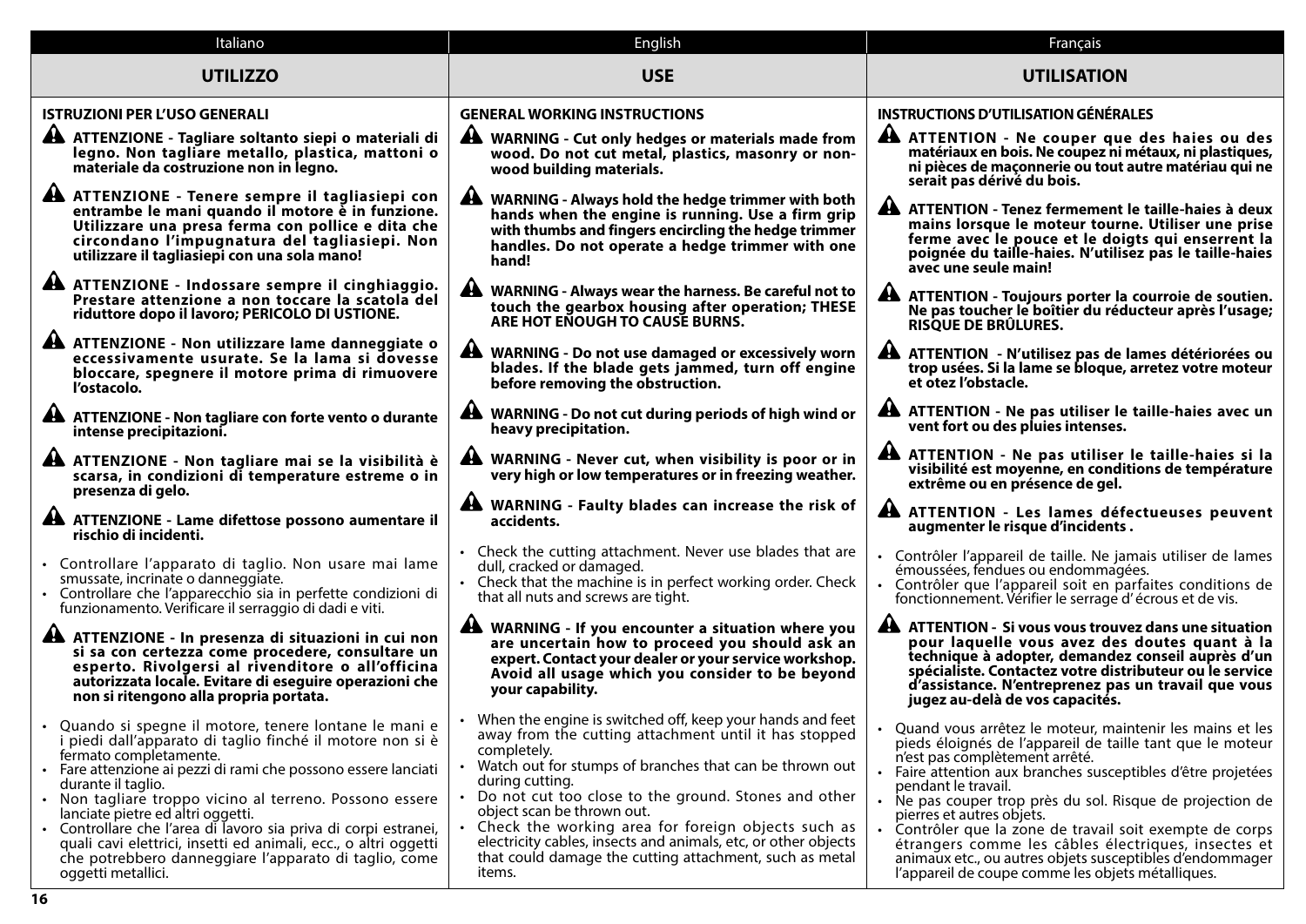Italiano

## UTILIZZO

### ISTRUZIONI PER L'USO GENERALI

**ATTENZIONE - Tagliare soltanto siepi o materiali di legno. Non tagliare metallo, plastica, mattoni o materiale da costruzione non in legno.**

**ATTENZIONE - Tenere sempre il tagliasiepi con entrambe le mani quando il motore è in funzione. Utilizzare una presa ferma con pollice e dita che circondano l'impugnatura del tagliasiepi. Non utilizzare il tagliasiepi con una sola mano!**

**ATTENZIONE - Indossare sempre il cinghiaggio. Prestare attenzione a non toccare la scatola del riduttore dopo il lavoro; PERICOLO DI USTIONE.**

**ATTENZIONE - Non utilizzare lame danneggiate o eccessivamente usurate. Se la lama si dovesse bloccare, spegnere il motore prima di rimuovere l'ostacolo.**

**ATTENZIONE - Non tagliare con forte vento o durante intense precipitazioni.**

**ATTENZIONE - Non tagliare mai se la visibilità è scarsa, in condizioni di temperature estreme o in presenza di gelo.**

**ATTENZIONE - Lame difettose possono aumentare il rischio di incidenti.**

- Controllare l'apparato di taglio. Non usare mai lame smussate, incrinate o danneggiate.
- Controllare che l'apparecchio sia in perfette condizioni di funzionamento. Verificare il serraggio di dadi e viti.

**ATTENZIONE - In presenza di situazioni in cui non si sa con certezza come procedere, consultare un esperto. Rivolgersi al rivenditore o all'officina autorizzata locale. Evitare di eseguire operazioni che non si ritengono alla propria portata.**

- Quando si spegne il motore, tenere lontane le mani e i piedi dall'apparato di taglio finché il motore non si è fermato completamente.
- Fare attenzione ai pezzi di rami che possono essere lanciati durante il taglio.
- Non tagliare troppo vicino al terreno. Possono essere lanciate pietre ed altri oggetti.
- Controllare che l'area di lavoro sia priva di corpi estranei, quali cavi elettrici, insetti ed animali, ecc., o altri oggetti che potrebbero danneggiare l'apparato di taglio, come oggetti metallici.

English

## USE

### GENERAL WORKING INSTRUCTIONS

**WARNING - Cut only hedges or materials made from wood. Do not cut metal, plastics, masonry or non-wood building materials.**

**WARNING - Always hold the hedge trimmer with both hands when the engine is running. Use a firm grip with thumbs and fingers encircling the hedge trimmer handles. Do not operate a hedge trimmer with one hand!**

**WARNING - Always wear the harness. Be careful not to touch the gearbox housing after operation; THESE ARE HOT ENOUGH TO CAUSE BURNS.**

**WARNING - Do not use damaged or excessively worn blades. If the blade gets jammed, turn off engine before removing the obstruction.**

**WARNING - Do not cut during periods of high wind or heavy precipitation.**

**WARNING - Never cut, when visibility is poor or in very high or low temperatures or in freezing weather.**

**WARNING - Faulty blades can increase the risk of accidents.**

- Check the cutting attachment. Never use blades that are dull, cracked or damaged.
- Check that the machine is in perfect working order. Check that all nuts and screws are tight.

**WARNING - If you encounter a situation where you are uncertain how to proceed you should ask an expert. Contact your dealer or your service workshop. Avoid all usage which you consider to be beyond your capability.**

- When the engine is switched off, keep your hands and feet away from the cutting attachment until it has stopped completely.
- Watch out for stumps of branches that can be thrown out during cutting.
- Do not cut too close to the ground. Stones and other object scan be thrown out.
- Check the working area for foreign objects such as electricity cables, insects and animals, etc, or other objects that could damage the cutting attachment, such as metal items.

Français

## UTILISATION

### INSTRUCTIONS D'UTILISATION GÉNÉRALES

**ATTENTION - Ne couper que des haies ou des matériaux en bois. Ne coupez ni métaux, ni plastiques, ni pièces de maçonnerie ou tout autre matériau qui ne serait pas dérivé du bois.**

**ATTENTION - Tenez fermement le taille-haies à deux mains lorsque le moteur tourne. Utiliser une prise ferme avec le pouce et le doigts qui enserrent la poignée du taille-haies. N'utilisez pas le taille-haies avec une seule main!**

**ATTENTION - Toujours porter la courroie de soutien. Ne pas toucher le boîtier du réducteur après l'usage; RISQUE DE BRÛLURES.**

**ATTENTION - N'utilisez pas de lames détériorées ou trop usées. Si la lame se bloque, arretez votre moteur et otez l'obstacle.**

**ATTENTION - Ne pas utiliser le taille-haies avec un vent fort ou des pluies intenses.**

**ATTENTION - Ne pas utiliser le taille-haies si la visibilité est moyenne, en conditions de température extrême ou en présence de gel.**

**ATTENTION - Les lames défectueuses peuvent augmenter le risque d'incidents .**

- Contrôler l'appareil de taille. Ne jamais utiliser de lames émoussées, fendues ou endommagées.
- Contrôler que l'appareil soit en parfaites conditions de fonctionnement. Vérifier le serrage d' écrous et de vis.

**ATTENTION - Si vous vous trouvez dans une situation pour laquelle vous avez des doutes quant à la technique à adopter, demandez conseil auprès d'un spécialiste. Contactez votre distributeur ou le service d'assistance. N'entreprenez pas un travail que vous jugez au-delà de vos capacités.**

- Quand vous arrêtez le moteur, maintenir les mains et les pieds éloignés de l'appareil de taille tant que le moteur n'est pas complètement arrêté.
- Faire attention aux branches susceptibles d'être projetées pendant le travail.
- Ne pas couper trop près du sol. Risque de projection de pierres et autres objets.
- Contrôler que la zone de travail soit exempte de corps étrangers comme les câbles électriques, insectes et animaux etc., ou autres objets susceptibles d'endommager l'appareil de coupe comme les objets métalliques.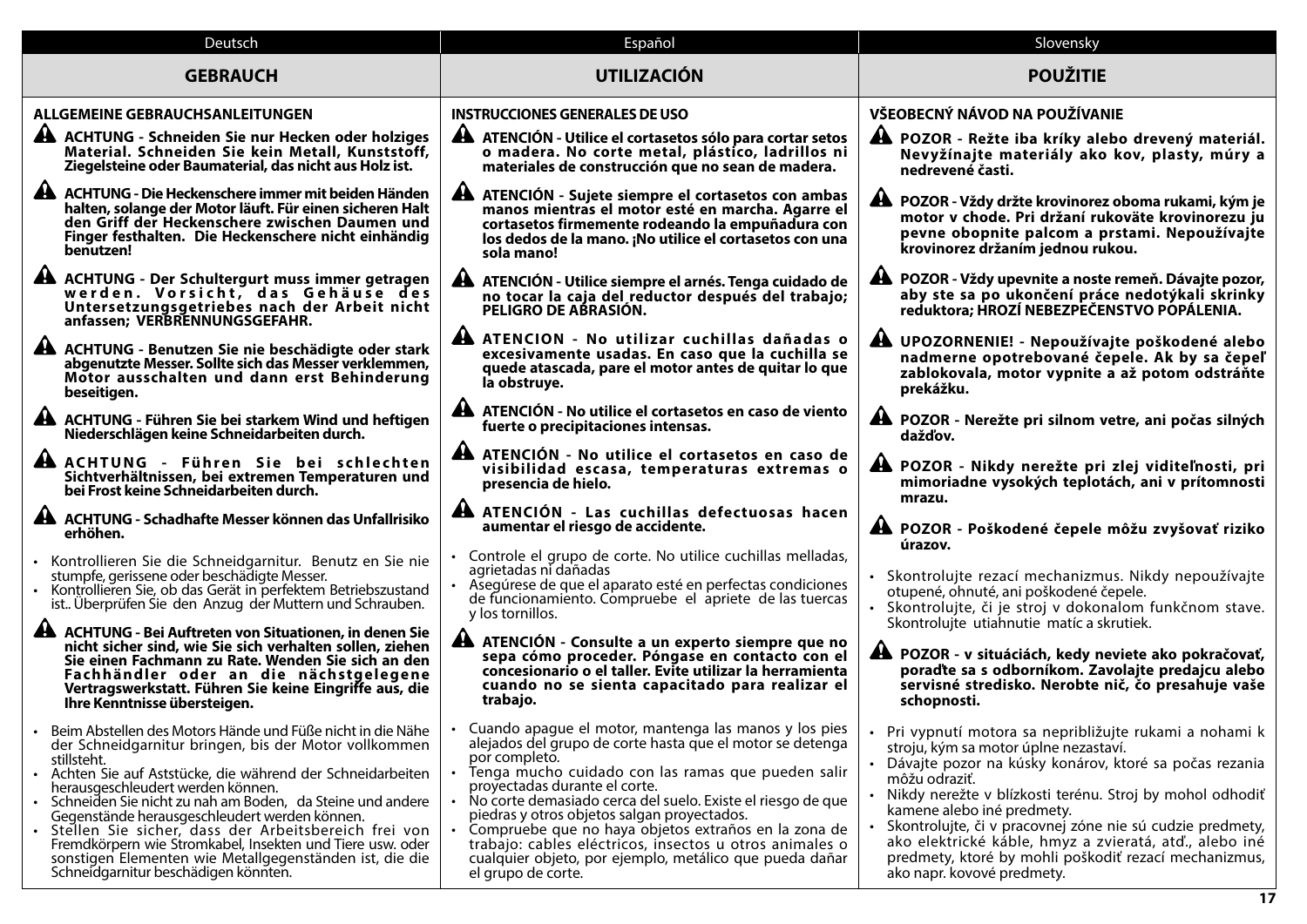Deutsch

## GEBRAUCH

### ALLGEMEINE GEBRAUCHSANLEITUNGEN

⚠ **ACHTUNG - Schneiden Sie nur Hecken oder holziges Material. Schneiden Sie kein Metall, Kunststoff, Ziegelsteine oder Baumaterial, das nicht aus Holz ist.**

⚠ **ACHTUNG - Die Heckenschere immer mit beiden Händen halten, solange der Motor läuft. Für einen sicheren Halt den Griff der Heckenschere zwischen Daumen und Finger festhalten. Die Heckenschere nicht einhändig benutzen!**

⚠ **ACHTUNG - Der Schultergurt muss immer getragen werden. Vorsicht, das Gehäuse des Untersetzungsgetriebes nach der Arbeit nicht anfassen; VERBRENNUNGSGEFAHR.**

⚠ **ACHTUNG - Benutzen Sie nie beschädigte oder stark abgenutzte Messer. Sollte sich das Messer verklemmen, Motor ausschalten und dann erst Behinderung beseitigen.**

⚠ **ACHTUNG - Führen Sie bei starkem Wind und heftigen Niederschlägen keine Schneidarbeiten durch.**

⚠ **ACHTUNG - Führen Sie bei schlechten Sichtverhältnissen, bei extremen Temperaturen und bei Frost keine Schneidarbeiten durch.**

⚠ **ACHTUNG - Schadhafte Messer können das Unfallrisiko erhöhen.**

- Kontrollieren Sie die Schneidgarnitur. Benutz en Sie nie stumpfe, gerissene oder beschädigte Messer.
- Kontrollieren Sie, ob das Gerät in perfektem Betriebszustand ist.. Überprüfen Sie den Anzug der Muttern und Schrauben.

⚠ **ACHTUNG - Bei Auftreten von Situationen, in denen Sie nicht sicher sind, wie Sie sich verhalten sollen, ziehen Sie einen Fachmann zu Rate. Wenden Sie sich an den Fachhändler oder an die nächstgelegene Vertragswerkstatt. Führen Sie keine Eingriffe aus, die Ihre Kenntnisse übersteigen.**

- Beim Abstellen des Motors Hände und Füße nicht in die Nähe der Schneidgarnitur bringen, bis der Motor vollkommen stillsteht.
- Achten Sie auf Aststücke, die während der Schneidarbeiten herausgeschleudert werden können.
- Schneiden Sie nicht zu nah am Boden, da Steine und andere Gegenstände herausgeschleudert werden können.
- Stellen Sie sicher, dass der Arbeitsbereich frei von Fremdkörpern wie Stromkabel, Insekten und Tiere usw. oder sonstigen Elementen wie Metallgegenständen ist, die die Schneidgarnitur beschädigen könnten.

Español

## UTILIZACIÓN

### INSTRUCCIONES GENERALES DE USO

⚠ **ATENCIÓN - Utilice el cortasetos sólo para cortar setos o madera. No corte metal, plástico, ladrillos ni materiales de construcción que no sean de madera.**

⚠ **ATENCIÓN - Sujete siempre el cortasetos con ambas manos mientras el motor esté en marcha. Agarre el cortasetos firmemente rodeando la empuñadura con los dedos de la mano. ¡No utilice el cortasetos con una sola mano!**

⚠ **ATENCIÓN - Utilice siempre el arnés. Tenga cuidado de no tocar la caja del reductor después del trabajo; PELIGRO DE ABRASIÓN.**

⚠ **ATENCION - No utilizar cuchillas dañadas o excesivamente usadas. En caso que la cuchilla se quede atascada, pare el motor antes de quitar lo que la obstruye.**

⚠ **ATENCIÓN - No utilice el cortasetos en caso de viento fuerte o precipitaciones intensas.**

⚠ **ATENCIÓN - No utilice el cortasetos en caso de visibilidad escasa, temperaturas extremas o presencia de hielo.**

⚠ **ATENCIÓN - Las cuchillas defectuosas hacen aumentar el riesgo de accidente.**

- Controle el grupo de corte. No utilice cuchillas melladas, agrietadas ni dañadas
- Asegúrese de que el aparato esté en perfectas condiciones de funcionamiento. Compruebe el apriete de las tuercas y los tornillos.

⚠ **ATENCIÓN - Consulte a un experto siempre que no sepa cómo proceder. Póngase en contacto con el concesionario o el taller. Evite utilizar la herramienta cuando no se sienta capacitado para realizar el trabajo.**

- Cuando apague el motor, mantenga las manos y los pies alejados del grupo de corte hasta que el motor se detenga por completo.
- Tenga mucho cuidado con las ramas que pueden salir proyectadas durante el corte.
- No corte demasiado cerca del suelo. Existe el riesgo de que piedras y otros objetos salgan proyectados.
- Compruebe que no haya objetos extraños en la zona de trabajo: cables eléctricos, insectos u otros animales o cualquier objeto, por ejemplo, metálico que pueda dañar el grupo de corte.

Slovensky

## POUŽITIE

### VŠEOBECNÝ NÁVOD NA POUŽÍVANIE

⚠ **POZOR - Režte iba kríky alebo drevený materiál. Nevyžínajte materiály ako kov, plasty, múry a nedrevené časti.**

⚠ **POZOR - Vždy držte krovinorez oboma rukami, kým je motor v chode. Pri držaní rukoväte krovinorezu ju pevne obopnite palcom a prstami. Nepoužívajte krovinorez držaním jednou rukou.**

⚠ **POZOR - Vždy upevnite a noste remeň. Dávajte pozor, aby ste sa po ukončení práce nedotýkali skrinky reduktora; HROZÍ NEBEZPEČENSTVO POPÁLENIA.**

⚠ **UPOZORNENIE! - Nepoužívajte poškodené alebo nadmerne opotrebované čepele. Ak by sa čepeľ zablokovala, motor vypnite a až potom odstráňte prekážku.**

⚠ **POZOR - Nerežte pri silnom vetre, ani počas silných dažďov.**

⚠ **POZOR - Nikdy nerežte pri zlej viditeľnosti, pri mimoriadne vysokých teplotách, ani v prítomnosti mrazu.**

⚠ **POZOR - Poškodené čepele môžu zvyšovať riziko úrazov.**

- Skontrolujte rezací mechanizmus. Nikdy nepoužívajte otupené, ohnuté, ani poškodené čepele.
- Skontrolujte, či je stroj v dokonalom funkčnom stave. Skontrolujte utiahnutie matíc a skrutiek.

⚠ **POZOR - v situáciách, kedy neviete ako pokračovať, poraďte sa s odborníkom. Zavolajte predajcu alebo servisné stredisko. Nerobte nič, čo presahuje vaše schopnosti.**

- Pri vypnutí motora sa nepribližujte rukami a nohami k stroju, kým sa motor úplne nezastaví.
- Dávajte pozor na kúsky konárov, ktoré sa počas rezania môžu odraziť.
- Nikdy nerežte v blízkosti terénu. Stroj by mohol odhodiť kamene alebo iné predmety.
- Skontrolujte, či v pracovnej zóne nie sú cudzie predmety, ako elektrické káble, hmyz a zvieratá, atď., alebo iné predmety, ktoré by mohli poškodiť rezací mechanizmus, ako napr. kovové predmety.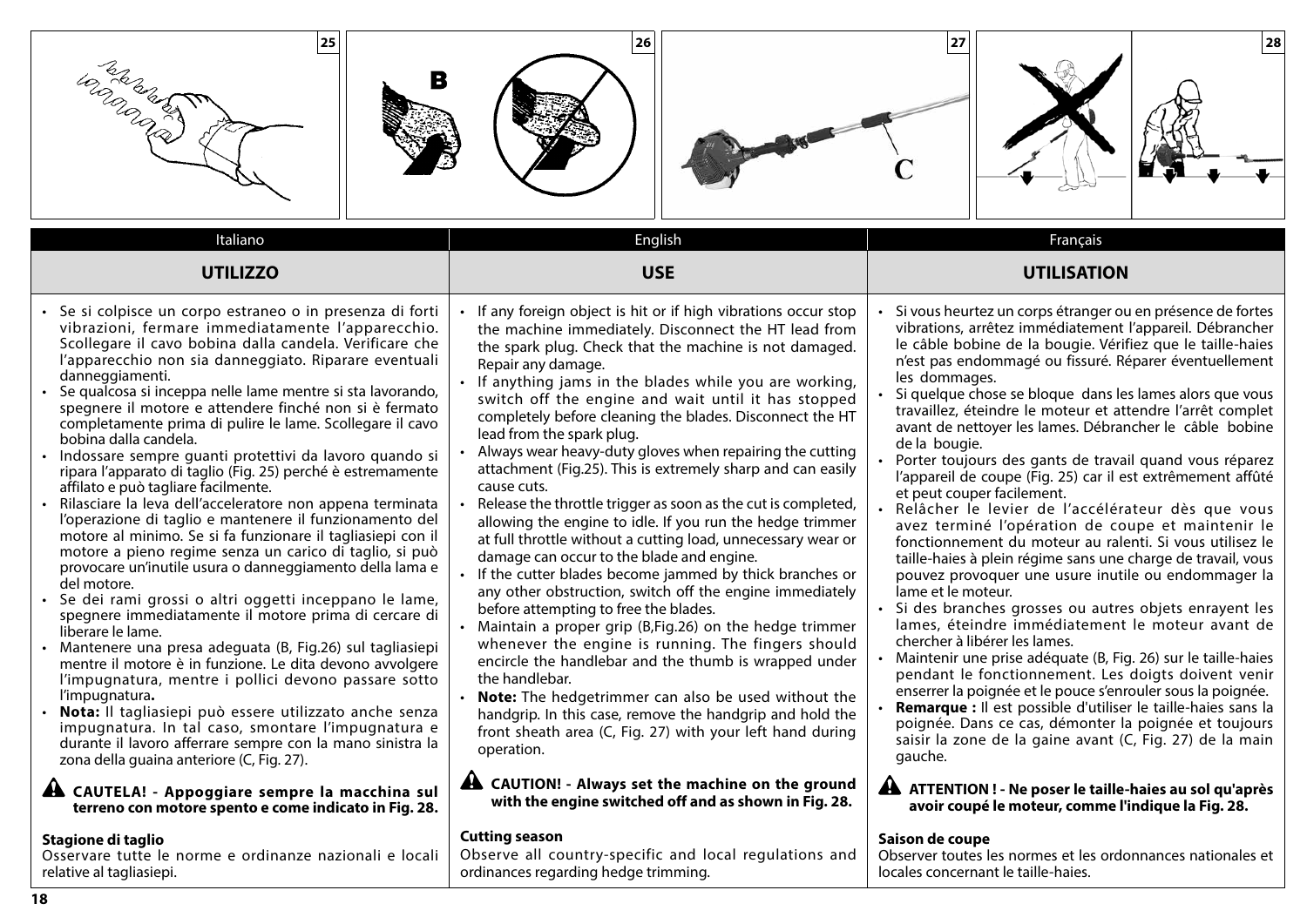25 26 B 27 C 28

Italiano

## UTILIZZO

- Se si colpisce un corpo estraneo o in presenza di forti vibrazioni, fermare immediatamente l'apparecchio. Scollegare il cavo bobina dalla candela. Verificare che l'apparecchio non sia danneggiato. Riparare eventuali danneggiamenti.
- Se qualcosa si inceppa nelle lame mentre si sta lavorando, spegnere il motore e attendere finché non si è fermato completamente prima di pulire le lame. Scollegare il cavo bobina dalla candela.
- Indossare sempre guanti protettivi da lavoro quando si ripara l'apparato di taglio (Fig. 25) perché è estremamente affilato e può tagliare facilmente.
- Rilasciare la leva dell'acceleratore non appena terminata l'operazione di taglio e mantenere il funzionamento del motore al minimo. Se si fa funzionare il tagliasiepi con il motore a pieno regime senza un carico di taglio, si può provocare un'inutile usura o danneggiamento della lama e del motore.
- Se dei rami grossi o altri oggetti inceppano le lame, spegnere immediatamente il motore prima di cercare di liberare le lame.
- Mantenere una presa adeguata (B, Fig.26) sul tagliasiepi mentre il motore è in funzione. Le dita devono avvolgere l'impugnatura, mentre i pollici devono passare sotto l'impugnatura**.**
- **Nota:** Il tagliasiepi può essere utilizzato anche senza impugnatura. In tal caso, smontare l'impugnatura e durante il lavoro afferrare sempre con la mano sinistra la zona della guaina anteriore (C, Fig. 27).

**CAUTELA! - Appoggiare sempre la macchina sul terreno con motore spento e come indicato in Fig. 28.**

**Stagione di taglio**
Osservare tutte le norme e ordinanze nazionali e locali relative al tagliasiepi.

English

## USE

- If any foreign object is hit or if high vibrations occur stop the machine immediately. Disconnect the HT lead from the spark plug. Check that the machine is not damaged. Repair any damage.
- If anything jams in the blades while you are working, switch off the engine and wait until it has stopped completely before cleaning the blades. Disconnect the HT lead from the spark plug.
- Always wear heavy-duty gloves when repairing the cutting attachment (Fig.25). This is extremely sharp and can easily cause cuts.
- Release the throttle trigger as soon as the cut is completed, allowing the engine to idle. If you run the hedge trimmer at full throttle without a cutting load, unnecessary wear or damage can occur to the blade and engine.
- If the cutter blades become jammed by thick branches or any other obstruction, switch off the engine immediately before attempting to free the blades.
- Maintain a proper grip (B,Fig.26) on the hedge trimmer whenever the engine is running. The fingers should encircle the handlebar and the thumb is wrapped under the handlebar.
- **Note:** The hedgetrimmer can also be used without the handgrip. In this case, remove the handgrip and hold the front sheath area (C, Fig. 27) with your left hand during operation.

**CAUTION! - Always set the machine on the ground with the engine switched off and as shown in Fig. 28.**

**Cutting season**
Observe all country-specific and local regulations and ordinances regarding hedge trimming.

Français

## UTILISATION

- Si vous heurtez un corps étranger ou en présence de fortes vibrations, arrêtez immédiatement l'appareil. Débrancher le câble bobine de la bougie. Vérifiez que le taille-haies n'est pas endommagé ou fissuré. Réparer éventuellement les dommages.
- Si quelque chose se bloque dans les lames alors que vous travaillez, éteindre le moteur et attendre l'arrêt complet avant de nettoyer les lames. Débrancher le câble bobine de la bougie.
- Porter toujours des gants de travail quand vous réparez l'appareil de coupe (Fig. 25) car il est extrêmement affûté et peut couper facilement.
- Relâcher le levier de l'accélérateur dès que vous avez terminé l'opération de coupe et maintenir le fonctionnement du moteur au ralenti. Si vous utilisez le taille-haies à plein régime sans une charge de travail, vous pouvez provoquer une usure inutile ou endommager la lame et le moteur.
- Si des branches grosses ou autres objets enrayent les lames, éteindre immédiatement le moteur avant de chercher à libérer les lames.
- Maintenir une prise adéquate (B, Fig. 26) sur le taille-haies pendant le fonctionnement. Les doigts doivent venir enserrer la poignée et le pouce s'enrouler sous la poignée.
- **Remarque :** Il est possible d'utiliser le taille-haies sans la poignée. Dans ce cas, démonter la poignée et toujours saisir la zone de la gaine avant (C, Fig. 27) de la main gauche.

**ATTENTION ! - Ne poser le taille-haies au sol qu'après avoir coupé le moteur, comme l'indique la Fig. 28.**

**Saison de coupe**
Observer toutes les normes et ordonnances nationales et locales concernant le taille-haies.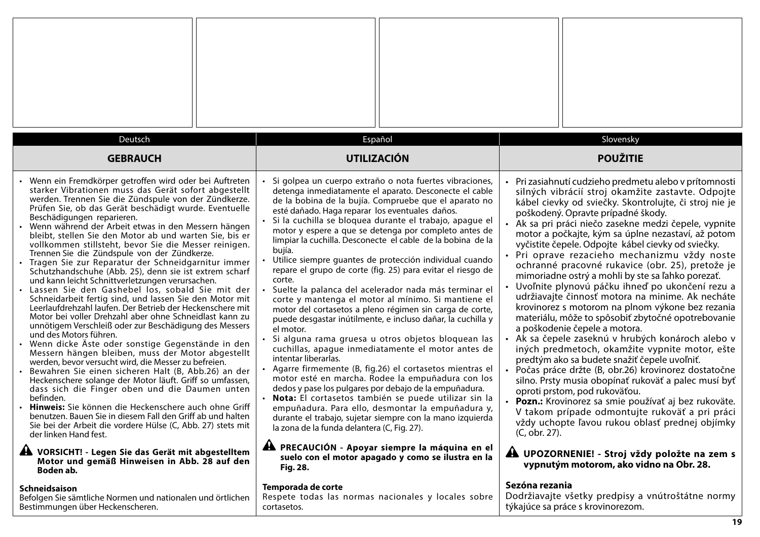Deutsch

## GEBRAUCH

- Wenn ein Fremdkörper getroffen wird oder bei Auftreten starker Vibrationen muss das Gerät sofort abgestellt werden. Trennen Sie die Zündspule von der Zündkerze. Prüfen Sie, ob das Gerät beschädigt wurde. Eventuelle Beschädigungen reparieren.
- Wenn während der Arbeit etwas in den Messern hängen bleibt, stellen Sie den Motor ab und warten Sie, bis er vollkommen stillsteht, bevor Sie die Messer reinigen. Trennen Sie die Zündspule von der Zündkerze.
- Tragen Sie zur Reparatur der Schneidgarnitur immer Schutzhandschuhe (Abb. 25), denn sie ist extrem scharf und kann leicht Schnittverletzungen verursachen.
- Lassen Sie den Gashebel los, sobald Sie mit der Schneidarbeit fertig sind, und lassen Sie den Motor mit Leerlaufdrehzahl laufen. Der Betrieb der Heckenschere mit Motor bei voller Drehzahl aber ohne Schneidlast kann zu unnötigem Verschleiß oder zur Beschädigung des Messers und des Motors führen.
- Wenn dicke Äste oder sonstige Gegenstände in den Messern hängen bleiben, muss der Motor abgestellt werden, bevor versucht wird, die Messer zu befreien.
- Bewahren Sie einen sicheren Halt (B, Abb.26) an der Heckenschere solange der Motor läuft. Griff so umfassen, dass sich die Finger oben und die Daumen unten befinden.
- **Hinweis:** Sie können die Heckenschere auch ohne Griff benutzen. Bauen Sie in diesem Fall den Griff ab und halten Sie bei der Arbeit die vordere Hülse (C, Abb. 27) stets mit der linken Hand fest.

**VORSICHT! - Legen Sie das Gerät mit abgestelltem Motor und gemäß Hinweisen in Abb. 28 auf den Boden ab.**

**Schneidsaison**

Befolgen Sie sämtliche Normen und nationalen und örtlichen Bestimmungen über Heckenscheren.

Español

## UTILIZACIÓN

- Si golpea un cuerpo extraño o nota fuertes vibraciones, detenga inmediatamente el aparato. Desconecte el cable de la bobina de la bujía. Compruebe que el aparato no esté dañado. Haga reparar los eventuales daños.
- Si la cuchilla se bloquea durante el trabajo, apague el motor y espere a que se detenga por completo antes de limpiar la cuchilla. Desconecte el cable de la bobina de la bujía.
- Utilice siempre guantes de protección individual cuando repare el grupo de corte (fig. 25) para evitar el riesgo de corte.
- Suelte la palanca del acelerador nada más terminar el corte y mantenga el motor al mínimo. Si mantiene el motor del cortasetos a pleno régimen sin carga de corte, puede desgastar inútilmente, e incluso dañar, la cuchilla y el motor.
- Si alguna rama gruesa u otros objetos bloquean las cuchillas, apague inmediatamente el motor antes de intentar liberarlas.
- Agarre firmemente (B, fig.26) el cortasetos mientras el motor esté en marcha. Rodee la empuñadura con los dedos y pase los pulgares por debajo de la empuñadura.
- **Nota:** El cortasetos también se puede utilizar sin la empuñadura. Para ello, desmontar la empuñadura y, durante el trabajo, sujetar siempre con la mano izquierda la zona de la funda delantera (C, Fig. 27).

**PRECAUCIÓN - Apoyar siempre la máquina en el suelo con el motor apagado y como se ilustra en la Fig. 28.**

**Temporada de corte**

Respete todas las normas nacionales y locales sobre cortasetos.

Slovensky

## POUŽITIE

- Pri zasiahnutí cudzieho predmetu alebo v prítomnosti silných vibrácií stroj okamžite zastavte. Odpojte kábel cievky od sviečky. Skontrolujte, či stroj nie je poškodený. Opravte prípadné škody.
- Ak sa pri práci niečo zasekne medzi čepele, vypnite motor a počkajte, kým sa úplne nezastaví, až potom vyčistite čepele. Odpojte kábel cievky od sviečky.
- Pri oprave rezacieho mechanizmu vždy noste ochranné pracovné rukavice (obr. 25), pretože je mimoriadne ostrý a mohli by ste sa ľahko porezať.
- Uvoľnite plynovú páčku ihneď po ukončení rezu a udržiavajte činnosť motora na minime. Ak necháte krovinorez s motorom na plnom výkone bez rezania materiálu, môže to spôsobiť zbytočné opotrebovanie a poškodenie čepele a motora.
- Ak sa čepele zaseknú v hrubých konároch alebo v iných predmetoch, okamžite vypnite motor, ešte predtým ako sa budete snažiť čepele uvoľniť.
- Počas práce držte (B, obr.26) krovinorez dostatočne silno. Prsty musia obopínať rukoväť a palec musí byť oproti prstom, pod rukoväťou.
- **Pozn.:** Krovinorez sa smie používať aj bez rukoväte. V takom prípade odmontujte rukoväť a pri práci vždy uchopte ľavou rukou oblasť prednej objímky (C, obr. 27).

**UPOZORNENIE! - Stroj vždy položte na zem s vypnutým motorom, ako vidno na Obr. 28.**

**Sezóna rezania**

Dodržiavajte všetky predpisy a vnútroštátne normy týkajúce sa práce s krovinorezom.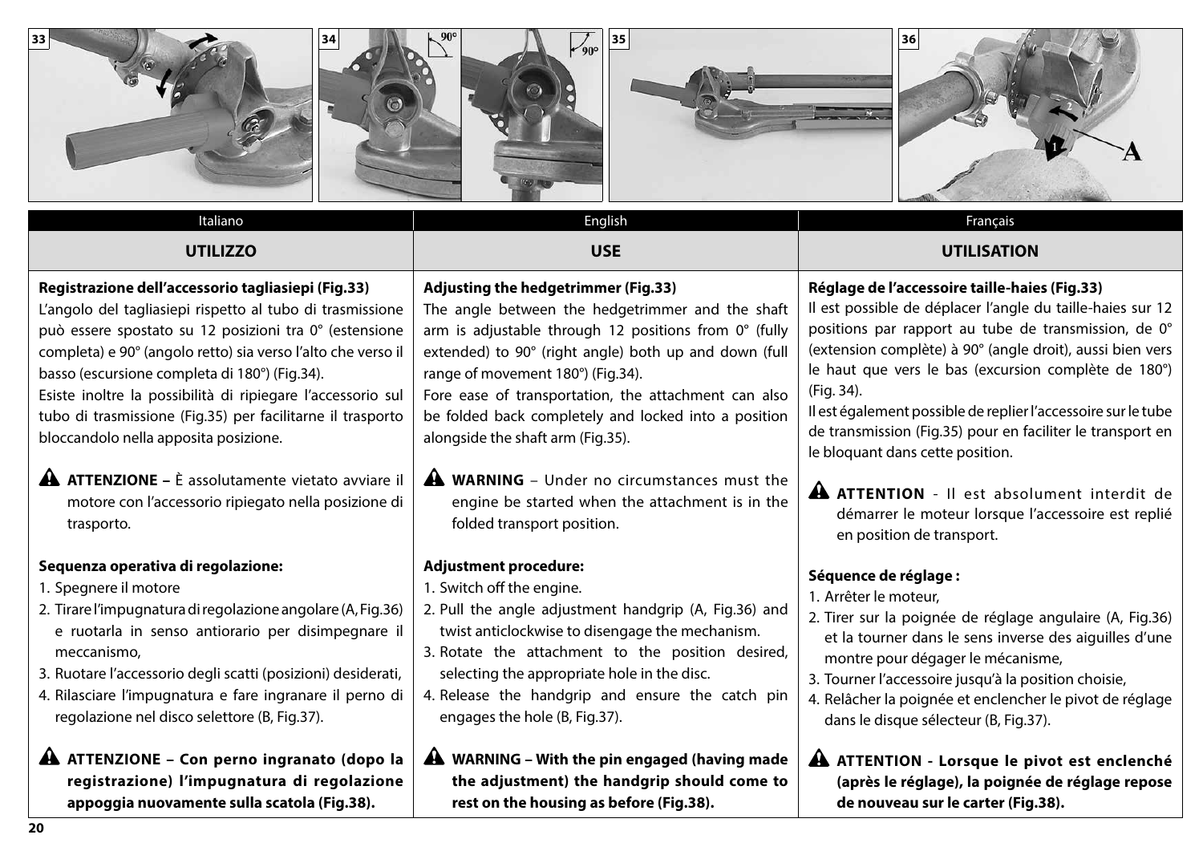Italiano

## UTILIZZO

**Registrazione dell'accessorio tagliasiepi (Fig.33)**

L'angolo del tagliasiepi rispetto al tubo di trasmissione può essere spostato su 12 posizioni tra 0° (estensione completa) e 90° (angolo retto) sia verso l'alto che verso il basso (escursione completa di 180°) (Fig.34).

Esiste inoltre la possibilità di ripiegare l'accessorio sul tubo di trasmissione (Fig.35) per facilitarne il trasporto bloccandolo nella apposita posizione.

⚠ **ATTENZIONE –** È assolutamente vietato avviare il motore con l'accessorio ripiegato nella posizione di trasporto.

**Sequenza operativa di regolazione:**

1. Spegnere il motore
2. Tirare l'impugnatura di regolazione angolare (A, Fig.36) e ruotarla in senso antiorario per disimpegnare il meccanismo,
3. Ruotare l'accessorio degli scatti (posizioni) desiderati,
4. Rilasciare l'impugnatura e fare ingranare il perno di regolazione nel disco selettore (B, Fig.37).

⚠ **ATTENZIONE – Con perno ingranato (dopo la registrazione) l'impugnatura di regolazione appoggia nuovamente sulla scatola (Fig.38).**

English

## USE

**Adjusting the hedgetrimmer (Fig.33)**

The angle between the hedgetrimmer and the shaft arm is adjustable through 12 positions from 0° (fully extended) to 90° (right angle) both up and down (full range of movement 180°) (Fig.34).

Fore ease of transportation, the attachment can also be folded back completely and locked into a position alongside the shaft arm (Fig.35).

⚠ **WARNING** – Under no circumstances must the engine be started when the attachment is in the folded transport position.

**Adjustment procedure:**

1. Switch off the engine.
2. Pull the angle adjustment handgrip (A, Fig.36) and twist anticlockwise to disengage the mechanism.
3. Rotate the attachment to the position desired, selecting the appropriate hole in the disc.
4. Release the handgrip and ensure the catch pin engages the hole (B, Fig.37).

⚠ **WARNING – With the pin engaged (having made the adjustment) the handgrip should come to rest on the housing as before (Fig.38).**

Français

## UTILISATION

**Réglage de l'accessoire taille-haies (Fig.33)**

Il est possible de déplacer l'angle du taille-haies sur 12 positions par rapport au tube de transmission, de 0° (extension complète) à 90° (angle droit), aussi bien vers le haut que vers le bas (excursion complète de 180°) (Fig. 34).

Il est également possible de replier l'accessoire sur le tube de transmission (Fig.35) pour en faciliter le transport en le bloquant dans cette position.

⚠ **ATTENTION** - Il est absolument interdit de démarrer le moteur lorsque l'accessoire est replié en position de transport.

**Séquence de réglage :**

1. Arrêter le moteur,
2. Tirer sur la poignée de réglage angulaire (A, Fig.36) et la tourner dans le sens inverse des aiguilles d'une montre pour dégager le mécanisme,
3. Tourner l'accessoire jusqu'à la position choisie,
4. Relâcher la poignée et enclencher le pivot de réglage dans le disque sélecteur (B, Fig.37).

⚠ **ATTENTION - Lorsque le pivot est enclenché (après le réglage), la poignée de réglage repose de nouveau sur le carter (Fig.38).**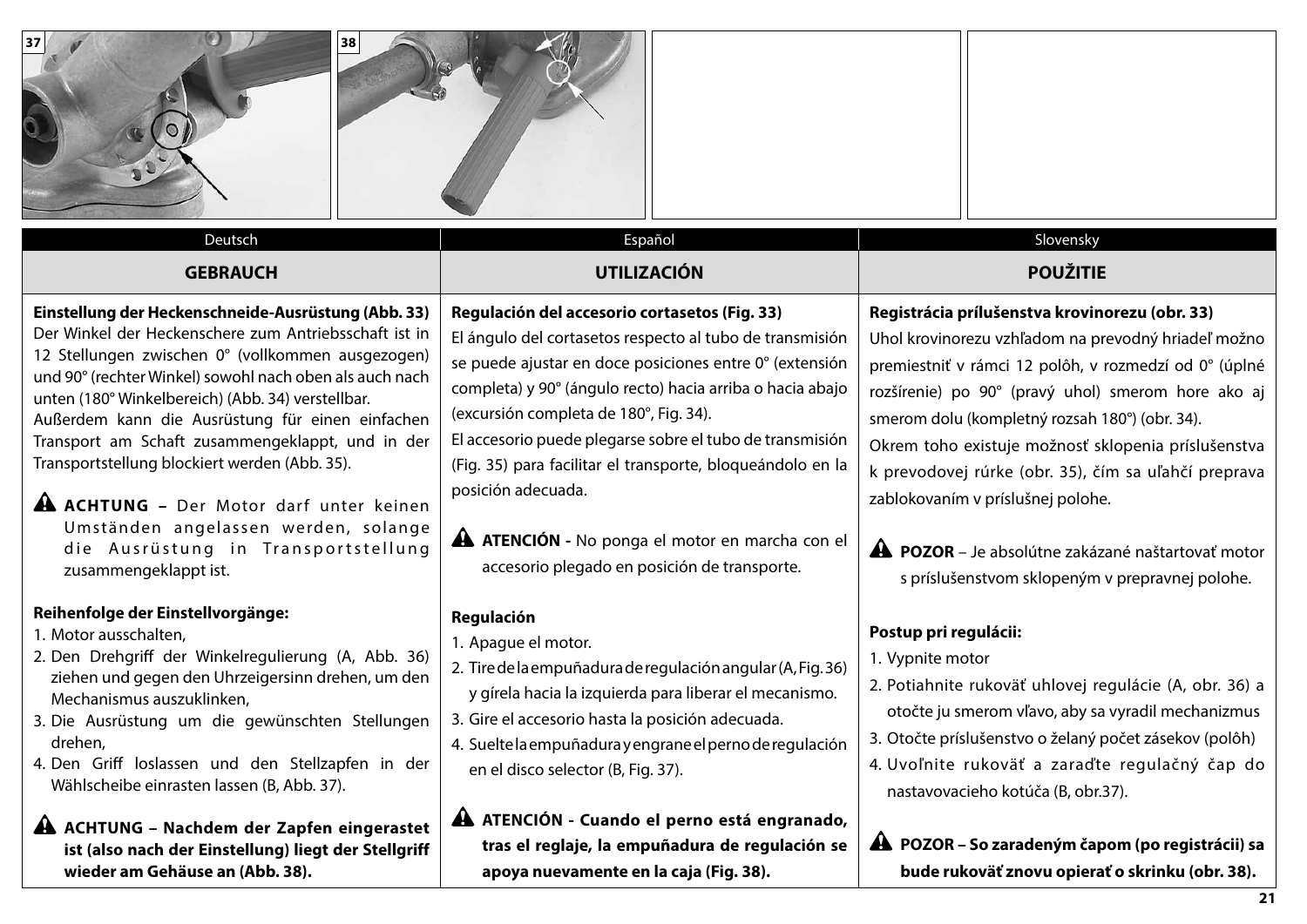37

38

## Deutsch

### GEBRAUCH

**Einstellung der Heckenschneide-Ausrüstung (Abb. 33)**
Der Winkel der Heckenschere zum Antriebsschaft ist in 12 Stellungen zwischen 0° (vollkommen ausgezogen) und 90° (rechter Winkel) sowohl nach oben als auch nach unten (180° Winkelbereich) (Abb. 34) verstellbar.
Außerdem kann die Ausrüstung für einen einfachen Transport am Schaft zusammengeklappt, und in der Transportstellung blockiert werden (Abb. 35).

⚠ **ACHTUNG –** Der Motor darf unter keinen Umständen angelassen werden, solange die Ausrüstung in Transportstellung zusammengeklappt ist.

**Reihenfolge der Einstellvorgänge:**
1. Motor ausschalten,
2. Den Drehgriff der Winkelregulierung (A, Abb. 36) ziehen und gegen den Uhrzeigersinn drehen, um den Mechanismus auszuklinken,
3. Die Ausrüstung um die gewünschten Stellungen drehen,
4. Den Griff loslassen und den Stellzapfen in der Wählscheibe einrasten lassen (B, Abb. 37).

⚠ **ACHTUNG – Nachdem der Zapfen eingerastet ist (also nach der Einstellung) liegt der Stellgriff wieder am Gehäuse an (Abb. 38).**

## Español

### UTILIZACIÓN

**Regulación del accesorio cortasetos (Fig. 33)**
El ángulo del cortasetos respecto al tubo de transmisión se puede ajustar en doce posiciones entre 0° (extensión completa) y 90° (ángulo recto) hacia arriba o hacia abajo (excursión completa de 180°, Fig. 34).
El accesorio puede plegarse sobre el tubo de transmisión (Fig. 35) para facilitar el transporte, bloqueándolo en la posición adecuada.

⚠ **ATENCIÓN -** No ponga el motor en marcha con el accesorio plegado en posición de transporte.

**Regulación**
1. Apague el motor.
2. Tire de la empuñadura de regulación angular (A, Fig. 36) y gírela hacia la izquierda para liberar el mecanismo.
3. Gire el accesorio hasta la posición adecuada.
4. Suelte la empuñadura y engrane el perno de regulación en el disco selector (B, Fig. 37).

⚠ **ATENCIÓN - Cuando el perno está engranado, tras el reglaje, la empuñadura de regulación se apoya nuevamente en la caja (Fig. 38).**

## Slovensky

### POUŽITIE

**Registrácia prílušenstva krovinorezu (obr. 33)**
Uhol krovinorezu vzhľadom na prevodný hriadeľ možno premiestniť v rámci 12 polôh, v rozmedzí od 0° (úplné rozšírenie) po 90° (pravý uhol) smerom hore ako aj smerom dolu (kompletný rozsah 180°) (obr. 34).
Okrem toho existuje možnosť sklopenia príslušenstva k prevodovej rúrke (obr. 35), čím sa uľahčí preprava zablokovaním v príslušnej polohe.

⚠ **POZOR** – Je absolútne zakázané naštartovať motor s príslušenstvom sklopeným v prepravnej polohe.

**Postup pri regulácii:**
1. Vypnite motor
2. Potiahnite rukoväť uhlovej regulácie (A, obr. 36) a otočte ju smerom vľavo, aby sa vyradil mechanizmus
3. Otočte príslušenstvo o želaný počet zásekov (polôh)
4. Uvoľnite rukoväť a zaraďte regulačný čap do nastavovacieho kotúča (B, obr.37).

⚠ **POZOR – So zaradeným čapom (po registrácii) sa bude rukoväť znovu opierať o skrinku (obr. 38).**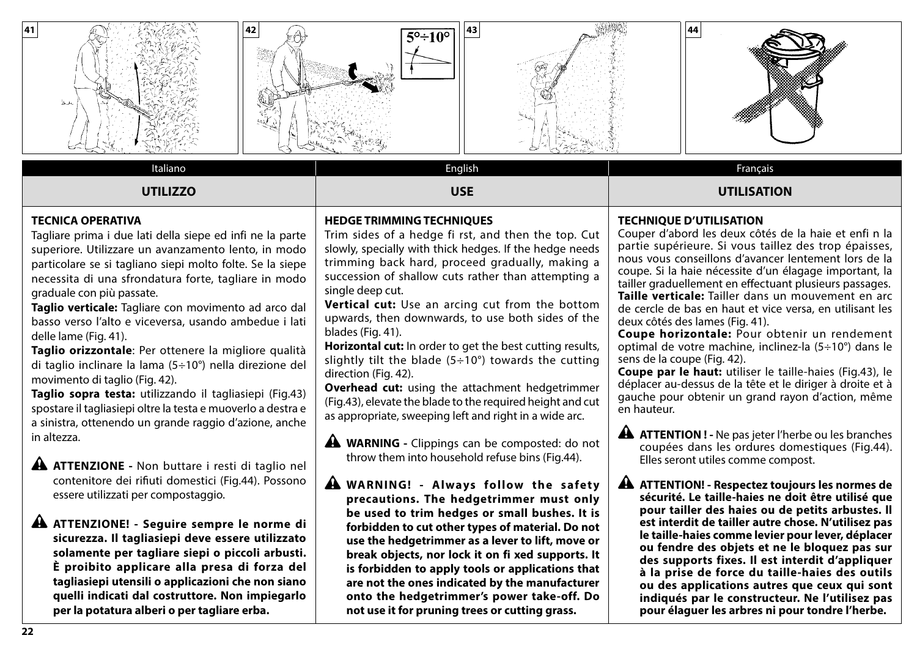Italiano

## UTILIZZO

### TECNICA OPERATIVA

Tagliare prima i due lati della siepe ed infi ne la parte superiore. Utilizzare un avanzamento lento, in modo particolare se si tagliano siepi molto folte. Se la siepe necessita di una sfrondatura forte, tagliare in modo graduale con più passate.

**Taglio verticale:** Tagliare con movimento ad arco dal basso verso l'alto e viceversa, usando ambedue i lati delle lame (Fig. 41).

**Taglio orizzontale**: Per ottenere la migliore qualità di taglio inclinare la lama (5÷10°) nella direzione del movimento di taglio (Fig. 42).

**Taglio sopra testa:** utilizzando il tagliasiepi (Fig.43) spostare il tagliasiepi oltre la testa e muoverlo a destra e a sinistra, ottenendo un grande raggio d'azione, anche in altezza.

⚠ **ATTENZIONE -** Non buttare i resti di taglio nel contenitore dei rifiuti domestici (Fig.44). Possono essere utilizzati per compostaggio.

⚠ **ATTENZIONE! - Seguire sempre le norme di sicurezza. Il tagliasiepi deve essere utilizzato solamente per tagliare siepi o piccoli arbusti. È proibito applicare alla presa di forza del tagliasiepi utensili o applicazioni che non siano quelli indicati dal costruttore. Non impiegarlo per la potatura alberi o per tagliare erba.**

English

## USE

### HEDGE TRIMMING TECHNIQUES

Trim sides of a hedge fi rst, and then the top. Cut slowly, specially with thick hedges. If the hedge needs trimming back hard, proceed gradually, making a succession of shallow cuts rather than attempting a single deep cut.

**Vertical cut:** Use an arcing cut from the bottom upwards, then downwards, to use both sides of the blades (Fig. 41).

**Horizontal cut:** In order to get the best cutting results, slightly tilt the blade (5÷10°) towards the cutting direction (Fig. 42).

**Overhead cut:** using the attachment hedgetrimmer (Fig.43), elevate the blade to the required height and cut as appropriate, sweeping left and right in a wide arc.

⚠ **WARNING -** Clippings can be composted: do not throw them into household refuse bins (Fig.44).

⚠ **WARNING! - Always follow the safety precautions. The hedgetrimmer must only be used to trim hedges or small bushes. It is forbidden to cut other types of material. Do not use the hedgetrimmer as a lever to lift, move or break objects, nor lock it on fi xed supports. It is forbidden to apply tools or applications that are not the ones indicated by the manufacturer onto the hedgetrimmer's power take-off. Do not use it for pruning trees or cutting grass.**

Français

## UTILISATION

### TECHNIQUE D'UTILISATION

Couper d'abord les deux côtés de la haie et enfi n la partie supérieure. Si vous taillez des trop épaisses, nous vous conseillons d'avancer lentement lors de la coupe. Si la haie nécessite d'un élagage important, la tailler graduellement en effectuant plusieurs passages.

**Taille verticale:** Tailler dans un mouvement en arc de cercle de bas en haut et vice versa, en utilisant les deux côtés des lames (Fig. 41).

**Coupe horizontale:** Pour obtenir un rendement optimal de votre machine, inclinez-la (5÷10°) dans le sens de la coupe (Fig. 42).

**Coupe par le haut:** utiliser le taille-haies (Fig.43), le déplacer au-dessus de la tête et le diriger à droite et à gauche pour obtenir un grand rayon d'action, même en hauteur.

⚠ **ATTENTION ! -** Ne pas jeter l'herbe ou les branches coupées dans les ordures domestiques (Fig.44). Elles seront utiles comme compost.

⚠ **ATTENTION! - Respectez toujours les normes de sécurité. Le taille-haies ne doit être utilisé que pour tailler des haies ou de petits arbustes. Il est interdit de tailler autre chose. N'utilisez pas le taille-haies comme levier pour lever, déplacer ou fendre des objets et ne le bloquez pas sur des supports fixes. Il est interdit d'appliquer à la prise de force du taille-haies des outils ou des applications autres que ceux qui sont indiqués par le constructeur. Ne l'utilisez pas pour élaguer les arbres ni pour tondre l'herbe.**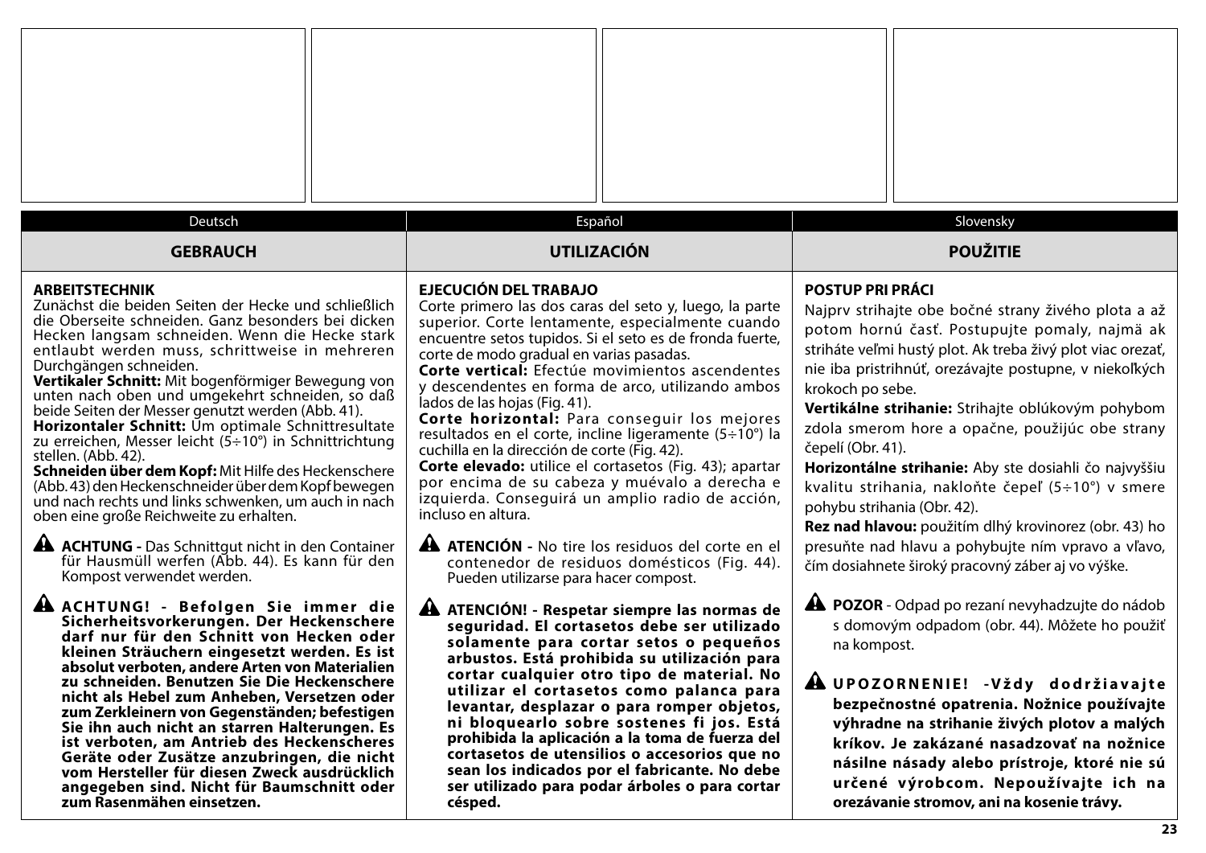Deutsch

## GEBRAUCH

**ARBEITSTECHNIK**
Zunächst die beiden Seiten der Hecke und schließlich die Oberseite schneiden. Ganz besonders bei dicken Hecken langsam schneiden. Wenn die Hecke stark entlaubt werden muss, schrittweise in mehreren Durchgängen schneiden.
**Vertikaler Schnitt:** Mit bogenförmiger Bewegung von unten nach oben und umgekehrt schneiden, so daß beide Seiten der Messer genutzt werden (Abb. 41).
**Horizontaler Schnitt:** Um optimale Schnittresultate zu erreichen, Messer leicht (5÷10°) in Schnittrichtung stellen. (Abb. 42).
**Schneiden über dem Kopf:** Mit Hilfe des Heckenschere (Abb. 43) den Heckenschneider über dem Kopf bewegen und nach rechts und links schwenken, um auch in nach oben eine große Reichweite zu erhalten.

⚠ **ACHTUNG -** Das Schnittgut nicht in den Container für Hausmüll werfen (Abb. 44). Es kann für den Kompost verwendet werden.

⚠ **ACHTUNG! - Befolgen Sie immer die Sicherheitsvorkerungen. Der Heckenschere darf nur für den Schnitt von Hecken oder kleinen Sträuchern eingesetzt werden. Es ist absolut verboten, andere Arten von Materialien zu schneiden. Benutzen Sie Die Heckenschere nicht als Hebel zum Anheben, Versetzen oder zum Zerkleinern von Gegenständen; befestigen Sie ihn auch nicht an starren Halterungen. Es ist verboten, am Antrieb des Heckenscheres Geräte oder Zusätze anzubringen, die nicht vom Hersteller für diesen Zweck ausdrücklich angegeben sind. Nicht für Baumschnitt oder zum Rasenmähen einsetzen.**

Español

## UTILIZACIÓN

**EJECUCIÓN DEL TRABAJO**
Corte primero las dos caras del seto y, luego, la parte superior. Corte lentamente, especialmente cuando encuentre setos tupidos. Si el seto es de fronda fuerte, corte de modo gradual en varias pasadas.
**Corte vertical:** Efectúe movimientos ascendentes y descendentes en forma de arco, utilizando ambos lados de las hojas (Fig. 41).
**Corte horizontal:** Para conseguir los mejores resultados en el corte, incline ligeramente (5÷10°) la cuchilla en la dirección de corte (Fig. 42).
**Corte elevado:** utilice el cortasetos (Fig. 43); apartar por encima de su cabeza y muévalo a derecha e izquierda. Conseguirá un amplio radio de acción, incluso en altura.

⚠ **ATENCIÓN -** No tire los residuos del corte en el contenedor de residuos domésticos (Fig. 44). Pueden utilizarse para hacer compost.

⚠ **ATENCIÓN! - Respetar siempre las normas de seguridad. El cortasetos debe ser utilizado solamente para cortar setos o pequeños arbustos. Está prohibida su utilización para cortar cualquier otro tipo de material. No utilizar el cortasetos como palanca para levantar, desplazar o para romper objetos, ni bloquearlo sobre sostenes fi jos. Está prohibida la aplicación a la toma de fuerza del cortasetos de utensilios o accesorios que no sean los indicados por el fabricante. No debe ser utilizado para podar árboles o para cortar césped.**

Slovensky

## POUŽITIE

**POSTUP PRI PRÁCI**
Najprv strihajte obe bočné strany živého plota a až potom hornú časť. Postupujte pomaly, najmä ak striháte veľmi hustý plot. Ak treba živý plot viac orezať, nie iba pristrihnúť, orezávajte postupne, v niekoľkých krokoch po sebe.
**Vertikálne strihanie:** Strihajte oblúkovým pohybom zdola smerom hore a opačne, použijúc obe strany čepelí (Obr. 41).
**Horizontálne strihanie:** Aby ste dosiahli čo najvyššiu kvalitu strihania, nakloňte čepeľ (5÷10°) v smere pohybu strihania (Obr. 42).
**Rez nad hlavou:** použitím dlhý krovinorez (obr. 43) ho presuňte nad hlavu a pohybujte ním vpravo a vľavo, čím dosiahnete široký pracovný záber aj vo výške.

⚠ **POZOR** - Odpad po rezaní nevyhadzujte do nádob s domovým odpadom (obr. 44). Môžete ho použiť na kompost.

⚠ **UPOZORNENIE! -Vždy dodržiavajte bezpečnostné opatrenia. Nožnice používajte výhradne na strihanie živých plotov a malých kríkov. Je zakázané nasadzovať na nožnice násilne násady alebo prístroje, ktoré nie sú určené výrobcom. Nepoužívajte ich na orezávanie stromov, ani na kosenie trávy.**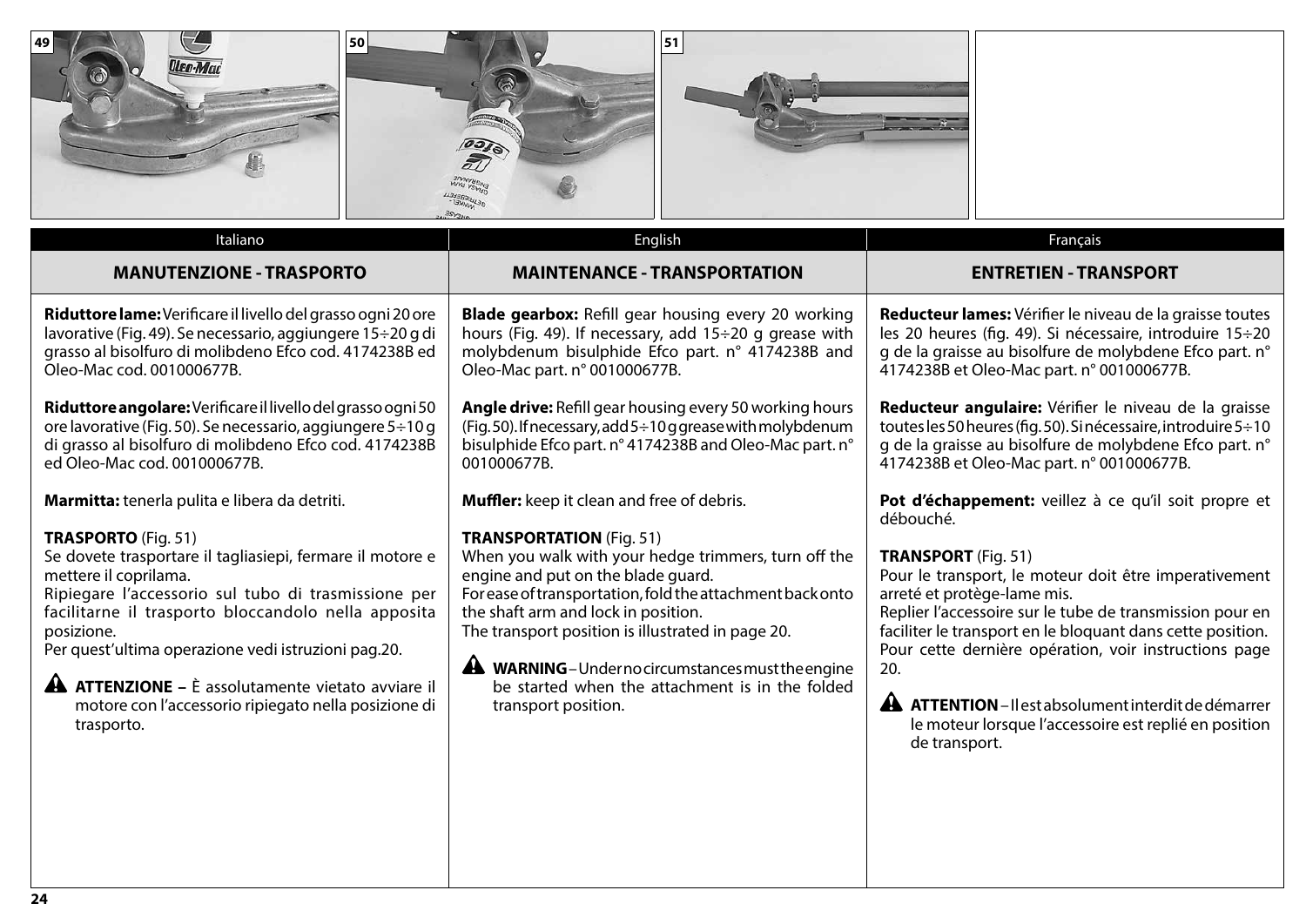49 50 51

Italiano

## MANUTENZIONE - TRASPORTO

**Riduttore lame:** Verificare il livello del grasso ogni 20 ore lavorative (Fig. 49). Se necessario, aggiungere 15÷20 g di grasso al bisolfuro di molibdeno Efco cod. 4174238B ed Oleo-Mac cod. 001000677B.

**Riduttore angolare:** Verificare il livello del grasso ogni 50 ore lavorative (Fig. 50). Se necessario, aggiungere 5÷10 g di grasso al bisolfuro di molibdeno Efco cod. 4174238B ed Oleo-Mac cod. 001000677B.

**Marmitta:** tenerla pulita e libera da detriti.

**TRASPORTO** (Fig. 51)
Se dovete trasportare il tagliasiepi, fermare il motore e mettere il coprilama.
Ripiegare l'accessorio sul tubo di trasmissione per facilitarne il trasporto bloccandolo nella apposita posizione.
Per quest'ultima operazione vedi istruzioni pag.20.

⚠ **ATTENZIONE –** È assolutamente vietato avviare il motore con l'accessorio ripiegato nella posizione di trasporto.

English

## MAINTENANCE - TRANSPORTATION

**Blade gearbox:** Refill gear housing every 20 working hours (Fig. 49). If necessary, add 15÷20 g grease with molybdenum bisulphide Efco part. n° 4174238B and Oleo-Mac part. n° 001000677B.

**Angle drive:** Refill gear housing every 50 working hours (Fig. 50). If necessary, add 5÷10 g grease with molybdenum bisulphide Efco part. n° 4174238B and Oleo-Mac part. n° 001000677B.

**Muffler:** keep it clean and free of debris.

**TRANSPORTATION** (Fig. 51)
When you walk with your hedge trimmers, turn off the engine and put on the blade guard.
For ease of transportation, fold the attachment back onto the shaft arm and lock in position.
The transport position is illustrated in page 20.

⚠ **WARNING** – Under no circumstances must the engine be started when the attachment is in the folded transport position.

Français

## ENTRETIEN - TRANSPORT

**Reducteur lames:** Vérifier le niveau de la graisse toutes les 20 heures (fig. 49). Si nécessaire, introduire 15÷20 g de la graisse au bisolfure de molybdene Efco part. n° 4174238B et Oleo-Mac part. n° 001000677B.

**Reducteur angulaire:** Vérifier le niveau de la graisse toutes les 50 heures (fig. 50). Si nécessaire, introduire 5÷10 g de la graisse au bisolfure de molybdene Efco part. n° 4174238B et Oleo-Mac part. n° 001000677B.

**Pot d'échappement:** veillez à ce qu'il soit propre et débouché.

**TRANSPORT** (Fig. 51)
Pour le transport, le moteur doit être imperativement arreté et protège-lame mis.
Replier l'accessoire sur le tube de transmission pour en faciliter le transport en le bloquant dans cette position.
Pour cette dernière opération, voir instructions page 20.

⚠ **ATTENTION** – Il est absolument interdit de démarrer le moteur lorsque l'accessoire est replié en position de transport.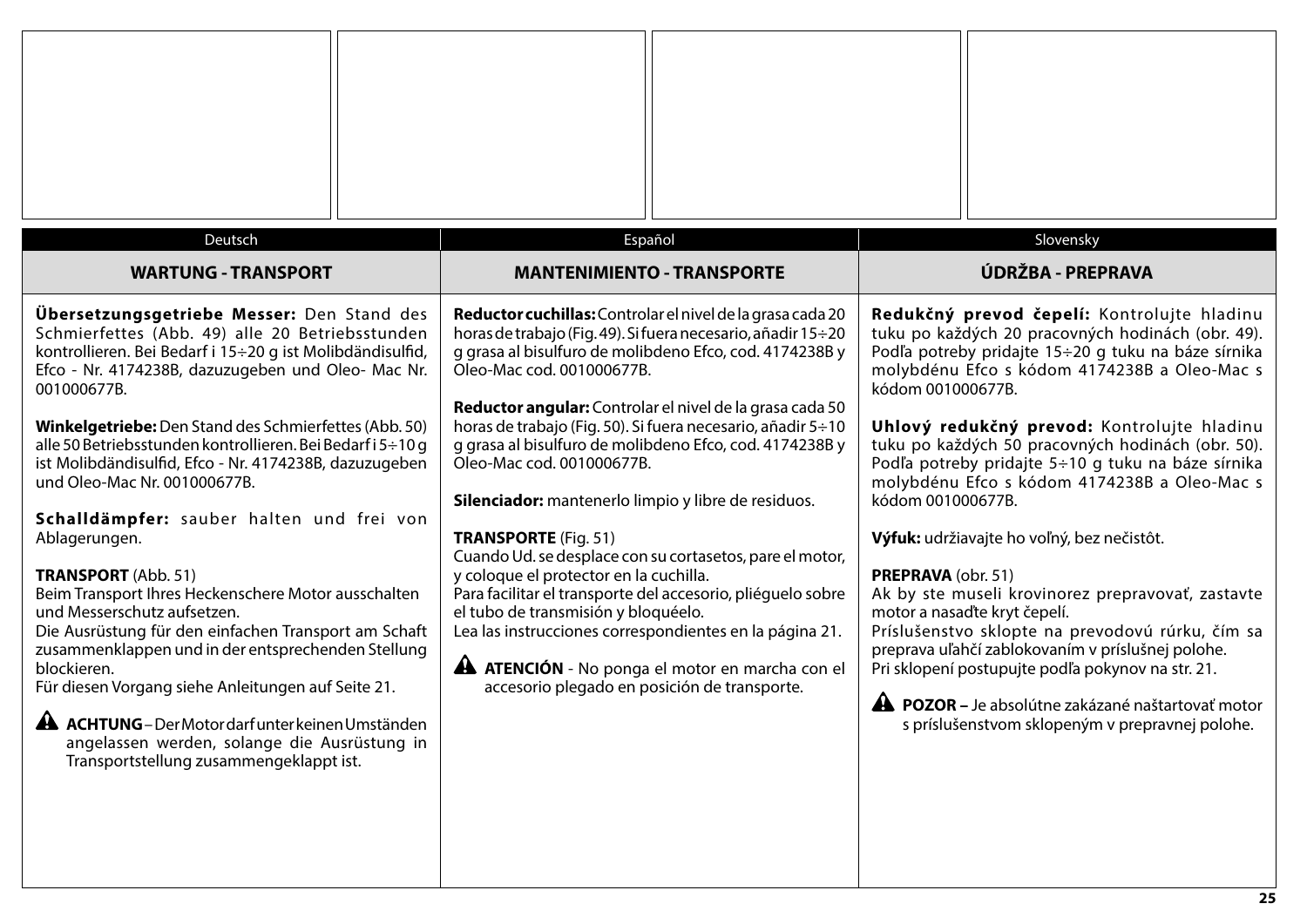Deutsch

## WARTUNG - TRANSPORT

**Übersetzungsgetriebe Messer:** Den Stand des Schmierfettes (Abb. 49) alle 20 Betriebsstunden kontrollieren. Bei Bedarf i 15÷20 g ist Molibdändisulfid, Efco - Nr. 4174238B, dazuzugeben und Oleo- Mac Nr. 001000677B.

**Winkelgetriebe:** Den Stand des Schmierfettes (Abb. 50) alle 50 Betriebsstunden kontrollieren. Bei Bedarf i 5÷10 g ist Molibdändisulfid, Efco - Nr. 4174238B, dazuzugeben und Oleo-Mac Nr. 001000677B.

**Schalldämpfer:** sauber halten und frei von Ablagerungen.

**TRANSPORT** (Abb. 51)
Beim Transport Ihres Heckenschere Motor ausschalten und Messerschutz aufsetzen.
Die Ausrüstung für den einfachen Transport am Schaft zusammenklappen und in der entsprechenden Stellung blockieren.
Für diesen Vorgang siehe Anleitungen auf Seite 21.

⚠ **ACHTUNG** – Der Motor darf unter keinen Umständen angelassen werden, solange die Ausrüstung in Transportstellung zusammengeklappt ist.

Español

## MANTENIMIENTO - TRANSPORTE

**Reductor cuchillas:** Controlar el nivel de la grasa cada 20 horas de trabajo (Fig. 49). Si fuera necesario, añadir 15÷20 g grasa al bisulfuro de molibdeno Efco, cod. 4174238B y Oleo-Mac cod. 001000677B.

**Reductor angular:** Controlar el nivel de la grasa cada 50 horas de trabajo (Fig. 50). Si fuera necesario, añadir 5÷10 g grasa al bisulfuro de molibdeno Efco, cod. 4174238B y Oleo-Mac cod. 001000677B.

**Silenciador:** mantenerlo limpio y libre de residuos.

**TRANSPORTE** (Fig. 51)
Cuando Ud. se desplace con su cortasetos, pare el motor, y coloque el protector en la cuchilla.
Para facilitar el transporte del accesorio, pliéguelo sobre el tubo de transmisión y bloquéelo.
Lea las instrucciones correspondientes en la página 21.

⚠ **ATENCIÓN** - No ponga el motor en marcha con el accesorio plegado en posición de transporte.

Slovensky

## ÚDRŽBA - PREPRAVA

**Redukčný prevod čepelí:** Kontrolujte hladinu tuku po každých 20 pracovných hodinách (obr. 49). Podľa potreby pridajte 15÷20 g tuku na báze sírnika molybdénu Efco s kódom 4174238B a Oleo-Mac s kódom 001000677B.

**Uhlový redukčný prevod:** Kontrolujte hladinu tuku po každých 50 pracovných hodinách (obr. 50). Podľa potreby pridajte 5÷10 g tuku na báze sírnika molybdénu Efco s kódom 4174238B a Oleo-Mac s kódom 001000677B.

**Výfuk:** udržiavajte ho voľný, bez nečistôt.

**PREPRAVA** (obr. 51)
Ak by ste museli krovinorez prepravovať, zastavte motor a nasaďte kryt čepelí.
Príslušenstvo sklopte na prevodovú rúrku, čím sa preprava uľahčí zablokovaním v príslušnej polohe.
Pri sklopení postupujte podľa pokynov na str. 21.

⚠ **POZOR –** Je absolútne zakázané naštartovať motor s príslušenstvom sklopeným v prepravnej polohe.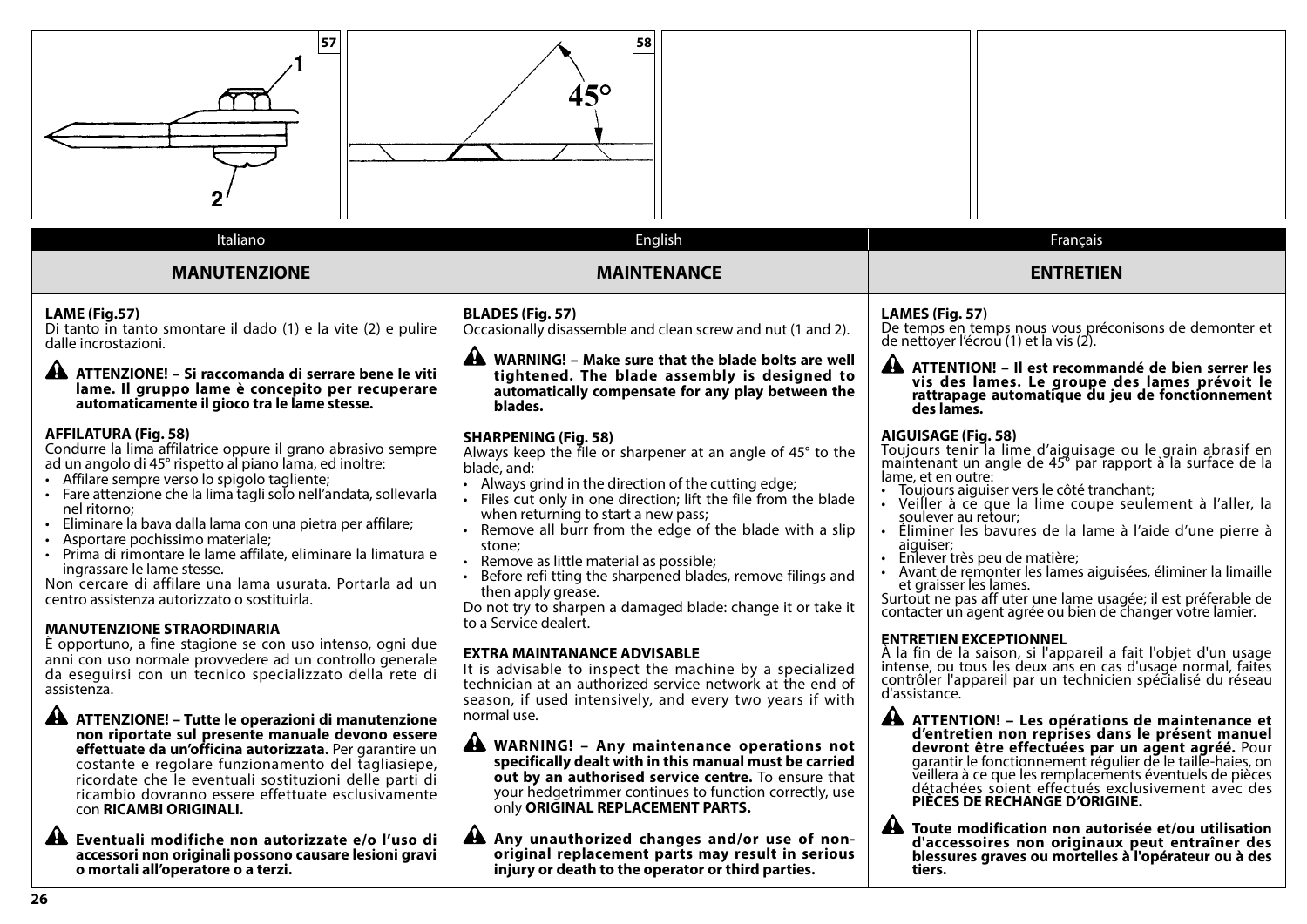57

1

2

58

45°

## Italiano

### MANUTENZIONE

**LAME (Fig.57)**
Di tanto in tanto smontare il dado (1) e la vite (2) e pulire dalle incrostazioni.

**ATTENZIONE! – Si raccomanda di serrare bene le viti lame. Il gruppo lame è concepito per recuperare automaticamente il gioco tra le lame stesse.**

**AFFILATURA (Fig. 58)**
Condurre la lima affilatrice oppure il grano abrasivo sempre ad un angolo di 45° rispetto al piano lama, ed inoltre:

- Affilare sempre verso lo spigolo tagliente;
- Fare attenzione che la lima tagli solo nell'andata, sollevarla nel ritorno;
- Eliminare la bava dalla lama con una pietra per affilare;
- Asportare pochissimo materiale;
- Prima di rimontare le lame affilate, eliminare la limatura e ingrassare le lame stesse.

Non cercare di affilare una lama usurata. Portarla ad un centro assistenza autorizzato o sostituirla.

**MANUTENZIONE STRAORDINARIA**
È opportuno, a fine stagione se con uso intenso, ogni due anni con uso normale provvedere ad un controllo generale da eseguirsi con un tecnico specializzato della rete di assistenza.

**ATTENZIONE! – Tutte le operazioni di manutenzione non riportate sul presente manuale devono essere effettuate da un'officina autorizzata.** Per garantire un costante e regolare funzionamento del tagliasiepe, ricordate che le eventuali sostituzioni delle parti di ricambio dovranno essere effettuate esclusivamente con **RICAMBI ORIGINALI.**

**Eventuali modifiche non autorizzate e/o l'uso di accessori non originali possono causare lesioni gravi o mortali all'operatore o a terzi.**

## English

### MAINTENANCE

**BLADES (Fig. 57)**
Occasionally disassemble and clean screw and nut (1 and 2).

**WARNING! – Make sure that the blade bolts are well tightened. The blade assembly is designed to automatically compensate for any play between the blades.**

**SHARPENING (Fig. 58)**
Always keep the file or sharpener at an angle of 45° to the blade, and:

- Always grind in the direction of the cutting edge;
- Files cut only in one direction; lift the file from the blade when returning to start a new pass;
- Remove all burr from the edge of the blade with a slip stone;
- Remove as little material as possible;
- Before refi tting the sharpened blades, remove filings and then apply grease.

Do not try to sharpen a damaged blade: change it or take it to a Service dealert.

**EXTRA MAINTANANCE ADVISABLE**
It is advisable to inspect the machine by a specialized technician at an authorized service network at the end of season, if used intensively, and every two years if with normal use.

**WARNING! – Any maintenance operations not specifically dealt with in this manual must be carried out by an authorised service centre.** To ensure that your hedgetrimmer continues to function correctly, use only **ORIGINAL REPLACEMENT PARTS.**

**Any unauthorized changes and/or use of non-original replacement parts may result in serious injury or death to the operator or third parties.**

## Français

### ENTRETIEN

**LAMES (Fig. 57)**
De temps en temps nous vous préconisons de demonter et de nettoyer l'écrou (1) et la vis (2).

**ATTENTION! – Il est recommandé de bien serrer les vis des lames. Le groupe des lames prévoit le rattrapage automatique du jeu de fonctionnement des lames.**

**AIGUISAGE (Fig. 58)**
Toujours tenir la lime d'aiguisage ou le grain abrasif en maintenant un angle de 45° par rapport à la surface de la lame, et en outre:

- Toujours aiguiser vers le côté tranchant;
- Veiller à ce que la lime coupe seulement à l'aller, la soulever au retour;
- Éliminer les bavures de la lame à l'aide d'une pierre à aiguiser;
- Enlever très peu de matière;
- Avant de remonter les lames aiguisées, éliminer la limaille et graisser les lames.

Surtout ne pas aff uter une lame usagée; il est préferable de contacter un agent agrée ou bien de changer votre lamier.

**ENTRETIEN EXCEPTIONNEL**
À la fin de la saison, si l'appareil a fait l'objet d'un usage intense, ou tous les deux ans en cas d'usage normal, faites contrôler l'appareil par un technicien spécialisé du réseau d'assistance.

**ATTENTION! – Les opérations de maintenance et d'entretien non reprises dans le présent manuel devront être effectuées par un agent agréé.** Pour garantir le fonctionnement régulier de le taille-haies, on veillera à ce que les remplacements éventuels de pièces détachées soient effectués exclusivement avec des **PIÈCES DE RECHANGE D'ORIGINE.**

**Toute modification non autorisée et/ou utilisation d'accessoires non originaux peut entrainer des blessures graves ou mortelles à l'opérateur ou à des tiers.**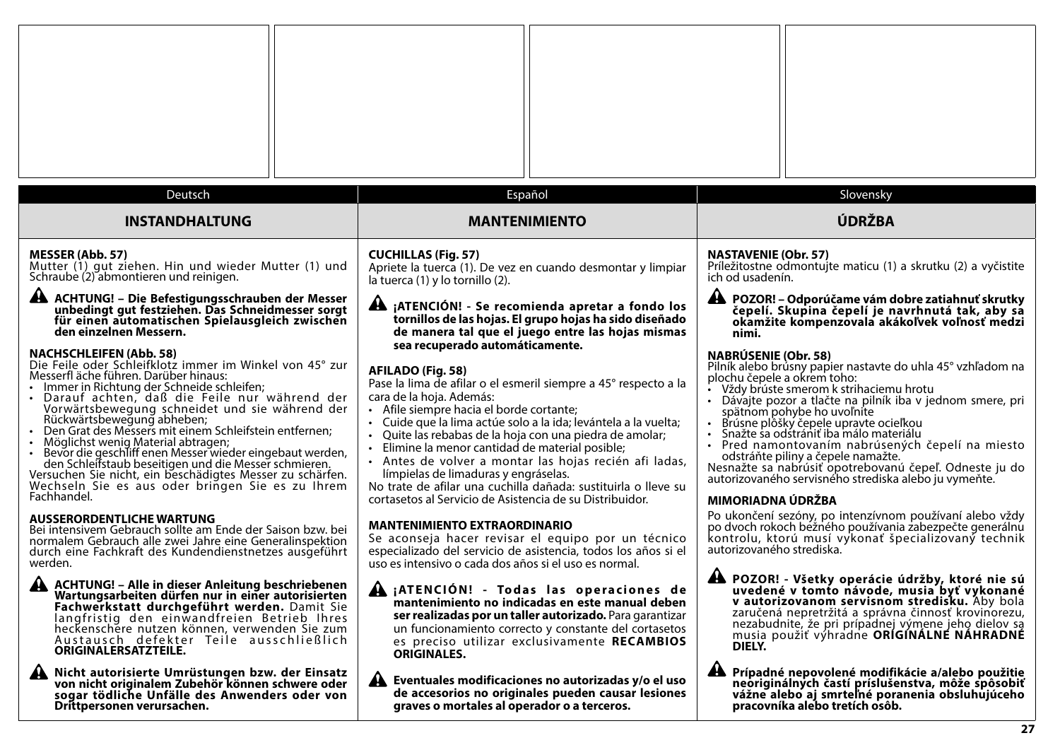Deutsch

## INSTANDHALTUNG

**MESSER (Abb. 57)**
Mutter (1) gut ziehen. Hin und wieder Mutter (1) und Schraube (2) abmontieren und reinigen.

⚠ **ACHTUNG! – Die Befestigungsschrauben der Messer unbedingt gut festziehen. Das Schneidmesser sorgt für einen automatischen Spielausgleich zwischen den einzelnen Messern.**

**NACHSCHLEIFEN (Abb. 58)**
Die Feile oder Schleifklotz immer im Winkel von 45° zur Messerfl äche führen. Darüber hinaus:

- Immer in Richtung der Schneide schleifen;
- Darauf achten, daß die Feile nur während der Vorwärtsbewegung schneidet und sie während der Rückwärtsbewegung abheben;
- Den Grat des Messers mit einem Schleifstein entfernen;
- Möglichst wenig Material abtragen;
- Bevor die geschliff enen Messer wieder eingebaut werden, den Schleifstaub beseitigen und die Messer schmieren.

Versuchen Sie nicht, ein beschädigtes Messer zu schärfen. Wechseln Sie es aus oder bringen Sie es zu Ihrem Fachhandel.

**AUSSERORDENTLICHE WARTUNG**
Bei intensivem Gebrauch sollte am Ende der Saison bzw. bei normalem Gebrauch alle zwei Jahre eine Generalinspektion durch eine Fachkraft des Kundendienstnetzes ausgeführt werden.

⚠ **ACHTUNG! – Alle in dieser Anleitung beschriebenen Wartungsarbeiten dürfen nur in einer autorisierten Fachwerkstatt durchgeführt werden.** Damit Sie langfristig den einwandfreien Betrieb Ihres heckenschere nutzen können, verwenden Sie zum Austausch defekter Teile ausschließlich **ORIGINALERSATZTEILE.**

⚠ **Nicht autorisierte Umrüstungen bzw. der Einsatz von nicht originalem Zubehör können schwere oder sogar tödliche Unfälle des Anwenders oder von Drittpersonen verursachen.**

Español

## MANTENIMIENTO

**CUCHILLAS (Fig. 57)**
Apriete la tuerca (1). De vez en cuando desmontar y limpiar la tuerca (1) y lo tornillo (2).

⚠ **¡ATENCIÓN! - Se recomienda apretar a fondo los tornillos de las hojas. El grupo hojas ha sido diseñado de manera tal que el juego entre las hojas mismas sea recuperado automáticamente.**

**AFILADO (Fig. 58)**
Pase la lima de afilar o el esmeril siempre a 45° respecto a la cara de la hoja. Además:

- Afile siempre hacia el borde cortante;
- Cuide que la lima actúe solo a la ida; levántela a la vuelta;
- Quite las rebabas de la hoja con una piedra de amolar;
- Elimine la menor cantidad de material posible;
- Antes de volver a montar las hojas recién afi ladas, límpielas de limaduras y engráselas.

No trate de afilar una cuchilla dañada: sustituirla o lleve su cortasetos al Servicio de Asistencia de su Distribuidor.

**MANTENIMIENTO EXTRAORDINARIO**
Se aconseja hacer revisar el equipo por un técnico especializado del servicio de asistencia, todos los años si el uso es intensivo o cada dos años si el uso es normal.

⚠ **¡ATENCIÓN! - Todas las operaciones de mantenimiento no indicadas en este manual deben ser realizadas por un taller autorizado.** Para garantizar un funcionamiento correcto y constante del cortasetos es preciso utilizar exclusivamente **RECAMBIOS ORIGINALES.**

⚠ **Eventuales modificaciones no autorizadas y/o el uso de accesorios no originales pueden causar lesiones graves o mortales al operador o a terceros.**

Slovensky

## ÚDRŽBA

**NASTAVENIE (Obr. 57)**
Príležitostne odmontujte maticu (1) a skrutku (2) a vyčistite ich od usadenín.

⚠ **POZOR! – Odporúčame vám dobre zatiahnuť skrutky čepelí. Skupina čepelí je navrhnutá tak, aby sa okamžite kompenzovala akákoľvek voľnosť medzi nimi.**

**NABRÚSENIE (Obr. 58)**
Pilník alebo brúsny papier nastavte do uhla 45° vzhľadom na plochu čepele a okrem toho:

- Vždy brúste smerom k strihaciemu hrotu
- Dávajte pozor a tlačte na pilník iba v jednom smere, pri spätnom pohybe ho uvoľnite
- Brúsne plôšky čepele upravte ocieľkou
- Snažte sa odstrániť iba málo materiálu
- Pred namontovaním nabrúsených čepelí na miesto odstráňte piliny a čepele namažte.

Nesnažte sa nabrúsiť opotrebovanú čepeľ. Odneste ju do autorizovaného servisného strediska alebo ju vymeňte.

**MIMORIADNA ÚDRŽBA**
Po ukončení sezóny, po intenzívnom používaní alebo vždy po dvoch rokoch bežného používania zabezpečte generálnu kontrolu, ktorú musí vykonať špecializovaný technik autorizovaného strediska.

⚠ **POZOR! - Všetky operácie údržby, ktoré nie sú uvedené v tomto návode, musia byť vykonané v autorizovanom servisnom stredisku.** Aby bola zaručená nepretržitá a správna činnosť krovinorezu, nezabudnite, že pri prípadnej výmene jeho dielov sa musia použiť výhradne **ORIGINÁLNE NÁHRADNÉ DIELY.**

⚠ **Prípadné nepovolené modifikácie a/alebo použitie neoriginálnych častí príslušenstva, môže spôsobiť vážne alebo aj smrteľné poranenia obsluhujúceho pracovníka alebo tretích osôb.**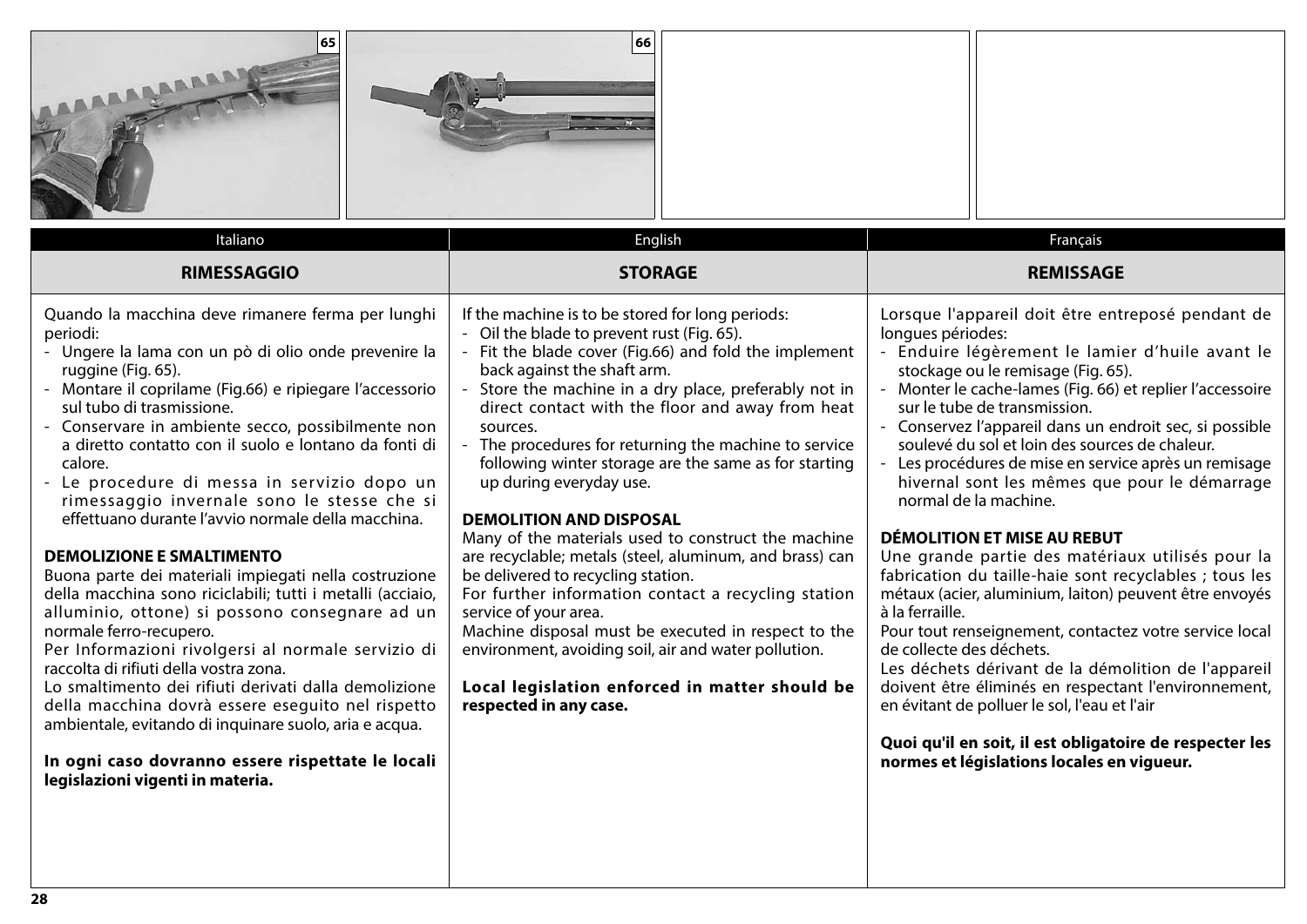65

66

Italiano

## RIMESSAGGIO

Quando la macchina deve rimanere ferma per lunghi periodi:

- Ungere la lama con un pò di olio onde prevenire la ruggine (Fig. 65).
- Montare il coprilame (Fig.66) e ripiegare l'accessorio sul tubo di trasmissione.
- Conservare in ambiente secco, possibilmente non a diretto contatto con il suolo e lontano da fonti di calore.
- Le procedure di messa in servizio dopo un rimessaggio invernale sono le stesse che si effettuano durante l'avvio normale della macchina.

### DEMOLIZIONE E SMALTIMENTO

Buona parte dei materiali impiegati nella costruzione della macchina sono riciclabili; tutti i metalli (acciaio, alluminio, ottone) si possono consegnare ad un normale ferro-recupero.

Per Informazioni rivolgersi al normale servizio di raccolta di rifiuti della vostra zona.

Lo smaltimento dei rifiuti derivati dalla demolizione della macchina dovrà essere eseguito nel rispetto ambientale, evitando di inquinare suolo, aria e acqua.

**In ogni caso dovranno essere rispettate le locali legislazioni vigenti in materia.**

English

## STORAGE

If the machine is to be stored for long periods:

- Oil the blade to prevent rust (Fig. 65).
- Fit the blade cover (Fig.66) and fold the implement back against the shaft arm.
- Store the machine in a dry place, preferably not in direct contact with the floor and away from heat sources.
- The procedures for returning the machine to service following winter storage are the same as for starting up during everyday use.

### DEMOLITION AND DISPOSAL

Many of the materials used to construct the machine are recyclable; metals (steel, aluminum, and brass) can be delivered to recycling station.

For further information contact a recycling station service of your area.

Machine disposal must be executed in respect to the environment, avoiding soil, air and water pollution.

**Local legislation enforced in matter should be respected in any case.**

Français

## REMISSAGE

Lorsque l'appareil doit être entreposé pendant de longues périodes:

- Enduire légèrement le lamier d'huile avant le stockage ou le remisage (Fig. 65).
- Monter le cache-lames (Fig. 66) et replier l'accessoire sur le tube de transmission.
- Conservez l'appareil dans un endroit sec, si possible soulevé du sol et loin des sources de chaleur.
- Les procédures de mise en service après un remisage hivernal sont les mêmes que pour le démarrage normal de la machine.

### DÉMOLITION ET MISE AU REBUT

Une grande partie des matériaux utilisés pour la fabrication du taille-haie sont recyclables ; tous les métaux (acier, aluminium, laiton) peuvent être envoyés à la ferraille.

Pour tout renseignement, contactez votre service local de collecte des déchets.

Les déchets dérivant de la démolition de l'appareil doivent être éliminés en respectant l'environnement, en évitant de polluer le sol, l'eau et l'air

**Quoi qu'il en soit, il est obligatoire de respecter les normes et législations locales en vigueur.**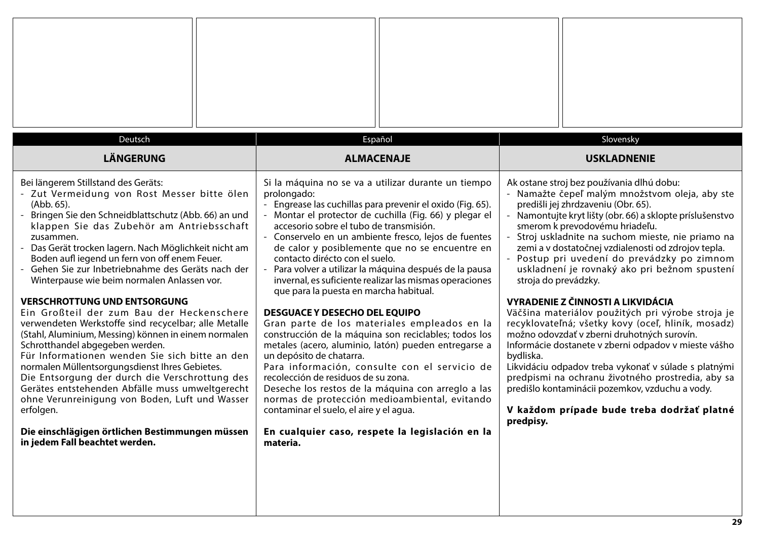Deutsch

## LÄNGERUNG

Bei längerem Stillstand des Geräts:

- Zut Vermeidung von Rost Messer bitte ölen (Abb. 65).
- Bringen Sie den Schneidblattschutz (Abb. 66) an und klappen Sie das Zubehör am Antriebsschaft zusammen.
- Das Gerät trocken lagern. Nach Möglichkeit nicht am Boden aufl iegend un fern von off enem Feuer.
- Gehen Sie zur Inbetriebnahme des Geräts nach der Winterpause wie beim normalen Anlassen vor.

**VERSCHROTTUNG UND ENTSORGUNG**

Ein Großteil der zum Bau der Heckenschere verwendeten Werkstoffe sind recycelbar; alle Metalle (Stahl, Aluminium, Messing) können in einem normalen Schrotthandel abgegeben werden.

Für Informationen wenden Sie sich bitte an den normalen Müllentsorgungsdienst Ihres Gebietes.

Die Entsorgung der durch die Verschrottung des Gerätes entstehenden Abfälle muss umweltgerecht ohne Verunreinigung von Boden, Luft und Wasser erfolgen.

**Die einschlägigen örtlichen Bestimmungen müssen in jedem Fall beachtet werden.**

Español

## ALMACENAJE

Si la máquina no se va a utilizar durante un tiempo prolongado:

- Engrease las cuchillas para prevenir el oxido (Fig. 65).
- Montar el protector de cuchilla (Fig. 66) y plegar el accesorio sobre el tubo de transmisión.
- Consérvelo en un ambiente fresco, lejos de fuentes de calor y posiblemente que no se encuentre en contacto diŕecto con el suelo.
- Para volver a utilizar la máquina después de la pausa invernal, es suficiente realizar las mismas operaciones que para la puesta en marcha habitual.

**DESGUACE Y DESECHO DEL EQUIPO**

Gran parte de los materiales empleados en la construcción de la máquina son reciclables; todos los metales (acero, aluminio, latón) pueden entregarse a un depósito de chatarra.

Para información, consulte con el servicio de recolección de residuos de su zona.

Deseche los restos de la máquina con arreglo a las normas de protección medioambiental, evitando contaminar el suelo, el aire y el agua.

**En cualquier caso, respete la legislación en la materia.**

Slovensky

## USKLADNENIE

Ak ostane stroj bez používania dlhú dobu:

- Namažte čepeľ malým množstvom oleja, aby ste predišli jej zhrdzaveniu (Obr. 65).
- Namontujte kryt lišty (obr. 66) a sklopte príslušenstvo smerom k prevodovému hriadeľu.
- Stroj uskladnite na suchom mieste, nie priamo na zemi a v dostatočnej vzdialenosti od zdrojov tepla.
- Postup pri uvedení do prevádzky po zimnom uskladnení je rovnaký ako pri bežnom spustení stroja do prevádzky.

**VYRADENIE Z ČINNOSTI A LIKVIDÁCIA**

Väčšina materiálov použitých pri výrobe stroja je recyklovateľná; všetky kovy (oceľ, hliník, mosadz) možno odovzdať v zberni druhotných surovín.

Informácie dostanete v zberni odpadov v mieste vášho bydliska.

Likvidáciu odpadov treba vykonať v súlade s platnými predpismi na ochranu životného prostredia, aby sa predišlo kontaminácii pozemkov, vzduchu a vody.

**V každom prípade bude treba dodržať platné predpisy.**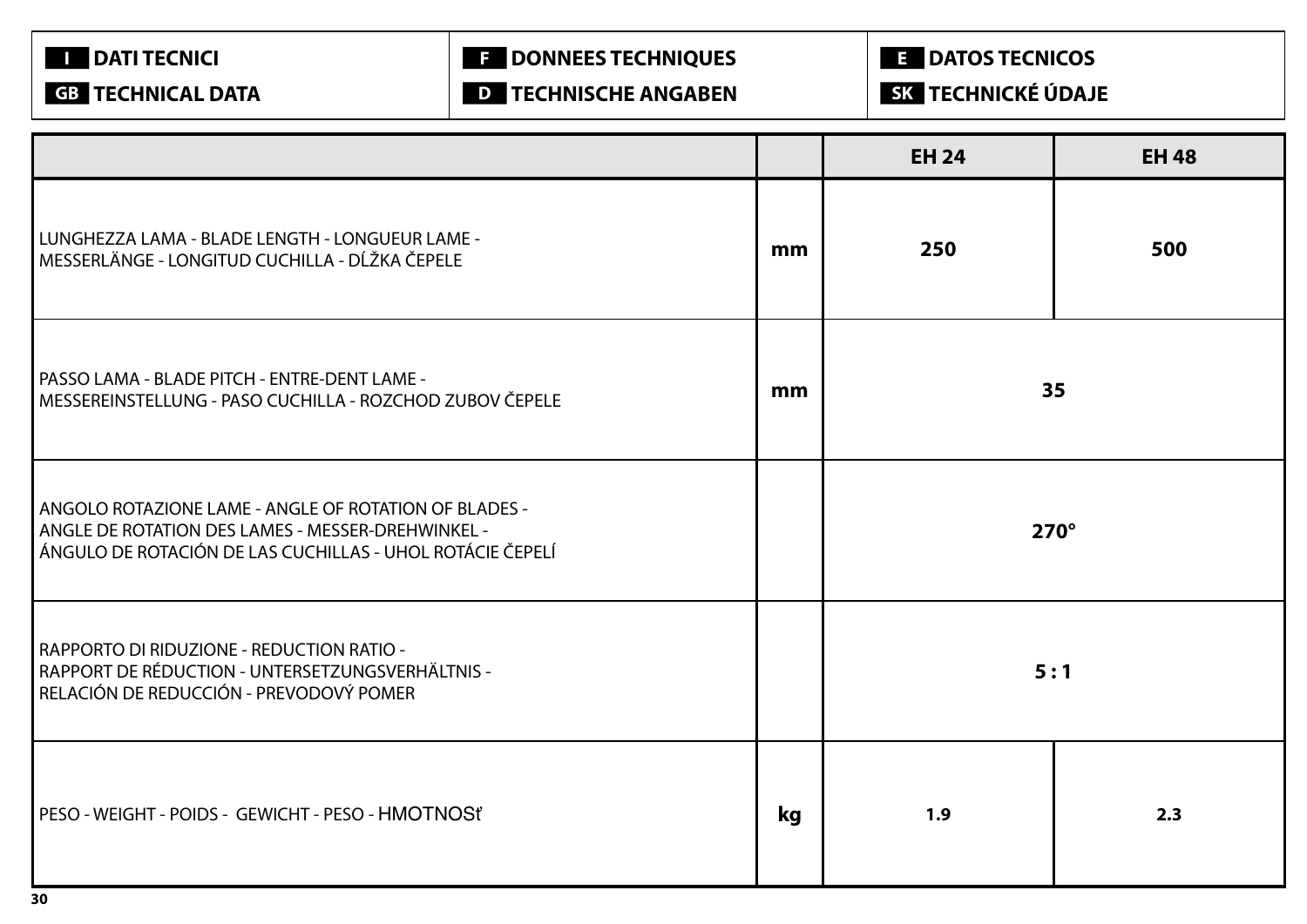**I** **DATI TECNICI**
**GB** **TECHNICAL DATA**

**F** **DONNEES TECHNIQUES**
**D** **TECHNISCHE ANGABEN**

**E** **DATOS TECNICOS**
**SK** **TECHNICKÉ ÚDAJE**

| | | EH 24 | EH 48 |
|---|---|---|---|
| LUNGHEZZA LAMA - BLADE LENGTH - LONGUEUR LAME - MESSERLÄNGE - LONGITUD CUCHILLA - DĹŽKA ČEPELE | mm | 250 | 500 |
| PASSO LAMA - BLADE PITCH - ENTRE-DENT LAME - MESSEREINSTELLUNG - PASO CUCHILLA - ROZCHOD ZUBOV ČEPELE | mm | 35 | |
| ANGOLO ROTAZIONE LAME - ANGLE OF ROTATION OF BLADES - ANGLE DE ROTATION DES LAMES - MESSER-DREHWINKEL - ÁNGULO DE ROTACIÓN DE LAS CUCHILLAS - UHOL ROTÁCIE ČEPELÍ | | 270° | |
| RAPPORTO DI RIDUZIONE - REDUCTION RATIO - RAPPORT DE RÉDUCTION - UNTERSETZUNGSVERHÄLTNIS - RELACIÓN DE REDUCCIÓN - PREVODOVÝ POMER | | 5 : 1 | |
| PESO - WEIGHT - POIDS - GEWICHT - PESO - HMOTNOSť | kg | 1.9 | 2.3 |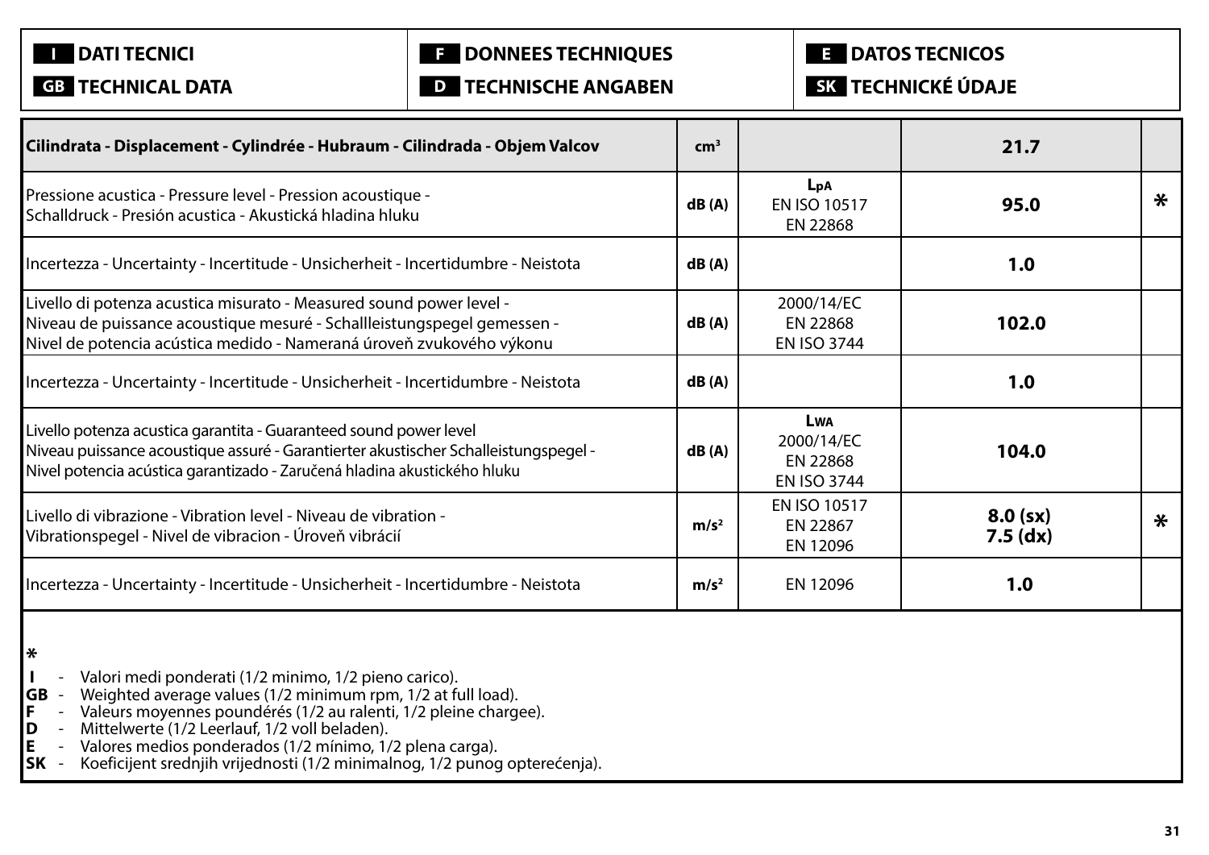**I** **DATI TECNICI**
**GB** **TECHNICAL DATA**

**F** **DONNEES TECHNIQUES**
**D** **TECHNISCHE ANGABEN**

**E** **DATOS TECNICOS**
**SK** **TECHNICKÉ ÚDAJE**

| **Cilindrata - Displacement - Cylindrée - Hubraum - Cilindrada - Objem Valcov** | **cm³** | | **21.7** | |
|---|---|---|---|---|
| Pressione acustica - Pressure level - Pression acoustique - Schalldruck - Presión acustica - Akustická hladina hluku | **dB (A)** | **$L_{pA}$** EN ISO 10517 EN 22868 | **95.0** | * |
| Incertezza - Uncertainty - Incertitude - Unsicherheit - Incertidumbre - Neistota | **dB (A)** | | **1.0** | |
| Livello di potenza acustica misurato - Measured sound power level - Niveau de puissance acoustique mesuré - Schallleistungspegel gemessen - Nivel de potencia acústica medido - Nameraná úroveň zvukového výkonu | **dB (A)** | 2000/14/EC EN 22868 EN ISO 3744 | **102.0** | |
| Incertezza - Uncertainty - Incertitude - Unsicherheit - Incertidumbre - Neistota | **dB (A)** | | **1.0** | |
| Livello potenza acustica garantita - Guaranteed sound power level Niveau puissance acoustique assuré - Garantierter akustischer Schalleistungspegel - Nivel potencia acústica garantizado - Zaručená hladina akustického hluku | **dB (A)** | **$L_{WA}$** 2000/14/EC EN 22868 EN ISO 3744 | **104.0** | |
| Livello di vibrazione - Vibration level - Niveau de vibration - Vibrationspegel - Nivel de vibracion - Úroveň vibrácií | **m/s²** | EN ISO 10517 EN 22867 EN 12096 | **8.0 (sx)** **7.5 (dx)** | * |
| Incertezza - Uncertainty - Incertitude - Unsicherheit - Incertidumbre - Neistota | **m/s²** | EN 12096 | **1.0** | |

**\***

- **I** - Valori medi ponderati (1/2 minimo, 1/2 pieno carico).
- **GB** - Weighted average values (1/2 minimum rpm, 1/2 at full load).
- **F** - Valeurs moyennes poundérés (1/2 au ralenti, 1/2 pleine chargee).
- **D** - Mittelwerte (1/2 Leerlauf, 1/2 voll beladen).
- **E** - Valores medios ponderados (1/2 mínimo, 1/2 plena carga).
- **SK** - Koeficijent srednjih vrijednosti (1/2 minimalnog, 1/2 punog opterećenja).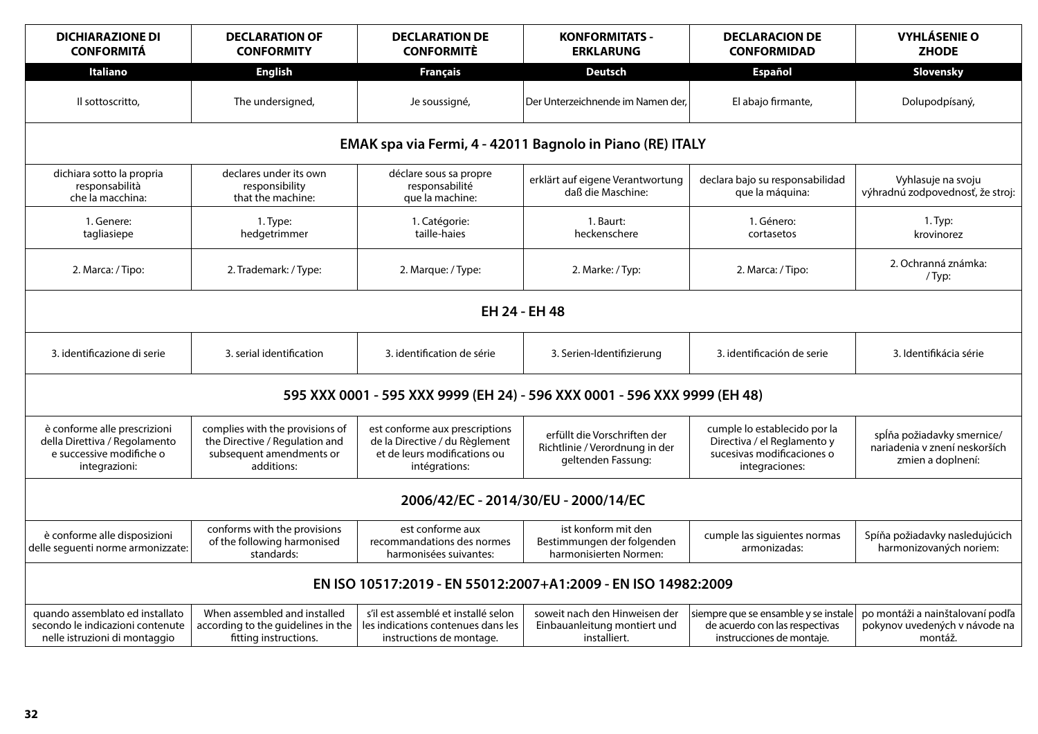| DICHIARAZIONE DI CONFORMITÁ | DECLARATION OF CONFORMITY | DECLARATION DE CONFORMITÈ | KONFORMITATS - ERKLARUNG | DECLARACION DE CONFORMIDAD | VYHLÁSENIE O ZHODE |
|---|---|---|---|---|---|
| **Italiano** | **English** | **Français** | **Deutsch** | **Español** | **Slovensky** |
| Il sottoscritto, | The undersigned, | Je soussigné, | Der Unterzeichnende im Namen der, | El abajo firmante, | Dolupodpísaný, |
| **EMAK spa via Fermi, 4 - 42011 Bagnolo in Piano (RE) ITALY** | | | | | |
| dichiara sotto la propria responsabilità che la macchina: | declares under its own responsibility that the machine: | déclare sous sa propre responsabilité que la machine: | erklärt auf eigene Verantwortung daß die Maschine: | declara bajo su responsabilidad que la máquina: | Vyhlasuje na svoju výhradnú zodpovednosť, že stroj: |
| 1. Genere: tagliasiepe | 1. Type: hedgetrimmer | 1. Catégorie: taille-haies | 1. Baurt: heckenschere | 1. Género: cortasetos | 1. Typ: krovinorez |
| 2. Marca: / Tipo: | 2. Trademark: / Type: | 2. Marque: / Type: | 2. Marke: / Typ: | 2. Marca: / Tipo: | 2. Ochranná známka: / Typ: |
| **EH 24 - EH 48** | | | | | |
| 3. identificazione di serie | 3. serial identification | 3. identification de série | 3. Serien-Identifizierung | 3. identificación de serie | 3. Identifikácia série |
| **595 XXX 0001 - 595 XXX 9999 (EH 24) - 596 XXX 0001 - 596 XXX 9999 (EH 48)** | | | | | |
| è conforme alle prescrizioni della Direttiva / Regolamento e successive modifiche o integrazioni: | complies with the provisions of the Directive / Regulation and subsequent amendments or additions: | est conforme aux prescriptions de la Directive / du Règlement et de leurs modifications ou intégrations: | erfüllt die Vorschriften der Richtlinie / Verordnung in der geltenden Fassung: | cumple lo establecido por la Directiva / el Reglamento y sucesivas modificaciones o integraciones: | spĺňa požiadavky smernice/ nariadenia v znení neskorších zmien a doplnení: |
| **2006/42/EC - 2014/30/EU - 2000/14/EC** | | | | | |
| è conforme alle disposizioni delle seguenti norme armonizzate: | conforms with the provisions of the following harmonised standards: | est conforme aux recommandations des normes harmonisées suivantes: | ist konform mit den Bestimmungen der folgenden harmonisierten Normen: | cumple las siguientes normas armonizadas: | Spĺňa požiadavky nasledujúcich harmonizovaných noriem: |
| **EN ISO 10517:2019 - EN 55012:2007+A1:2009 - EN ISO 14982:2009** | | | | | |
| quando assemblato ed installato secondo le indicazioni contenute nelle istruzioni di montaggio | When assembled and installed according to the guidelines in the fitting instructions. | s'il est assemblé et installé selon les indications contenues dans les instructions de montage. | soweit nach den Hinweisen der Einbauanleitung montiert und installiert. | siempre que se ensamble y se instale de acuerdo con las respectivas instrucciones de montaje. | po montáži a nainštalovaní podľa pokynov uvedených v návode na montáž. |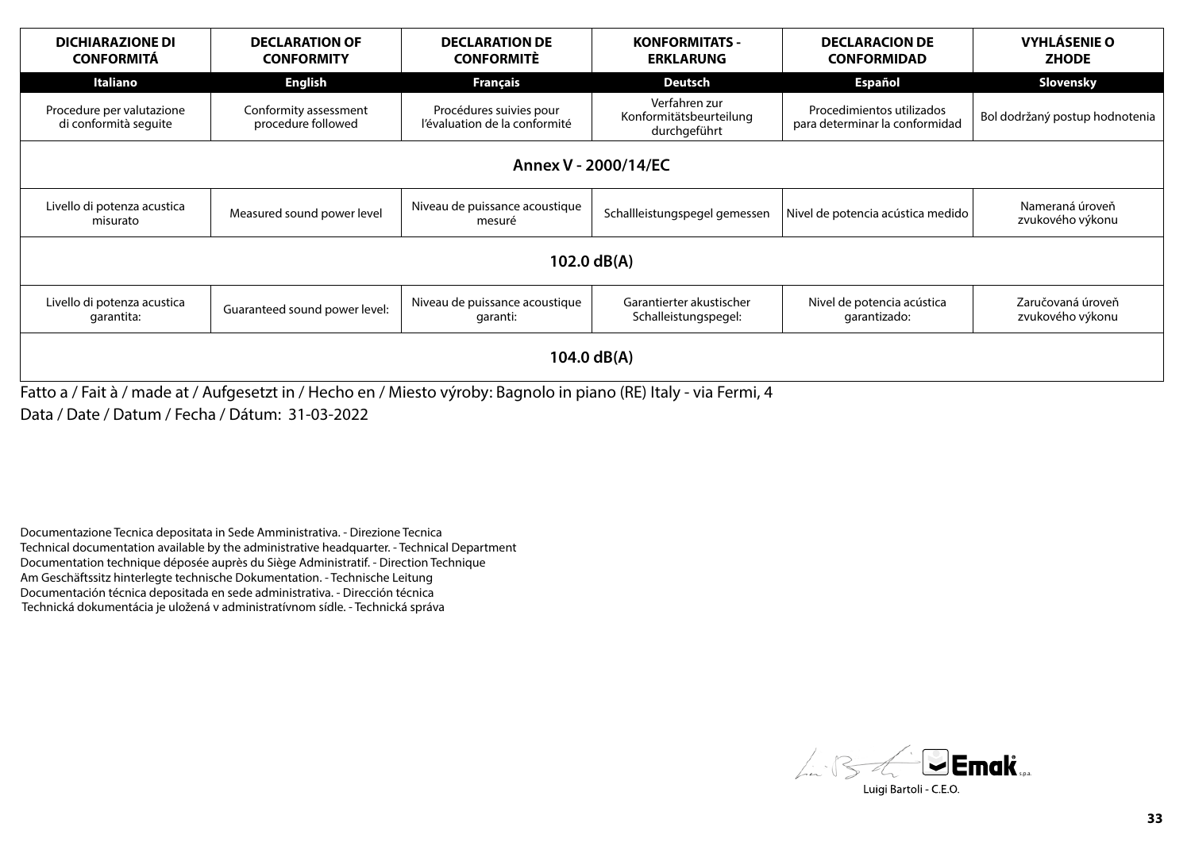| DICHIARAZIONE DI CONFORMITÁ | DECLARATION OF CONFORMITY | DECLARATION DE CONFORMITÈ | KONFORMITATS - ERKLARUNG | DECLARACION DE CONFORMIDAD | VYHLÁSENIE O ZHODE |
|---|---|---|---|---|---|
| **Italiano** | **English** | **Français** | **Deutsch** | **Español** | **Slovensky** |
| Procedure per valutazione di conformità seguite | Conformity assessment procedure followed | Procédures suivies pour l'évaluation de la conformité | Verfahren zur Konformitätsbeurteilung durchgeführt | Procedimientos utilizados para determinar la conformidad | Bol dodržaný postup hodnotenia |
| **Annex V - 2000/14/EC** | | | | | |
| Livello di potenza acustica misurato | Measured sound power level | Niveau de puissance acoustique mesuré | Schallleistungspegel gemessen | Nivel de potencia acústica medido | Nameraná úroveň zvukového výkonu |
| **102.0 dB(A)** | | | | | |
| Livello di potenza acustica garantita: | Guaranteed sound power level: | Niveau de puissance acoustique garanti: | Garantierter akustischer Schalleistungspegel: | Nivel de potencia acústica garantizado: | Zaručovaná úroveň zvukového výkonu |
| **104.0 dB(A)** | | | | | |

Fatto a / Fait à / made at / Aufgesetzt in / Hecho en / Miesto výroby: Bagnolo in piano (RE) Italy - via Fermi, 4

Data / Date / Datum / Fecha / Dátum: 31-03-2022

Documentazione Tecnica depositata in Sede Amministrativa. - Direzione Tecnica
Technical documentation available by the administrative headquarter. - Technical Department
Documentation technique déposée auprès du Siège Administratif. - Direction Technique
Am Geschäftssitz hinterlegte technische Dokumentation. - Technische Leitung
Documentación técnica depositada en sede administrativa. - Dirección técnica
Technická dokumentácia je uložená v administratívnom sídle. - Technická správa

Emak s.p.a.

Luigi Bartoli - C.E.O.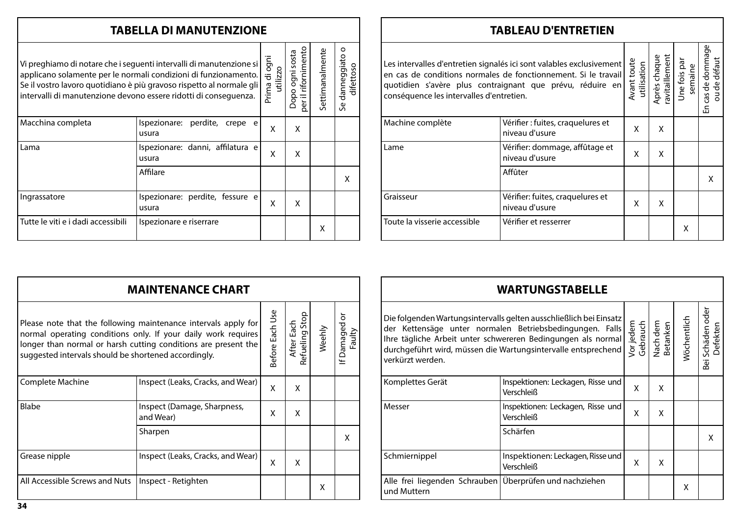## TABELLA DI MANUTENZIONE

| Vi preghiamo di notare che i seguenti intervalli di manutenzione si applicano solamente per le normali condizioni di funzionamento. Se il vostro lavoro quotidiano è più gravoso rispetto al normale gli intervalli di manutenzione devono essere ridotti di conseguenza. | | Prima di ogni utilizzo | Dopo ogni sosta per il rifornimento | Settimanalmente | Se danneggiato o difettoso |
|---|---|---|---|---|---|
| Macchina completa | Ispezionare: perdite, crepe e usura | X | X | | |
| Lama | Ispezionare: danni, affilatura e usura | X | X | | |
| | Affilare | | | | X |
| Ingrassatore | Ispezionare: perdite, fessure e usura | X | X | | |
| Tutte le viti e i dadi accessibili | Ispezionare e riserrare | | | X | |

## TABLEAU D'ENTRETIEN

| Les intervalles d'entretien signalés ici sont valables exclusivement en cas de conditions normales de fonctionnement. Si le travail quotidien s'avère plus contraignant que prévu, réduire en conséquence les intervalles d'entretien. | | Avant toute utilisation | Après chaque ravitaillement | Une fois par semaine | En cas de dommage ou de défaut |
|---|---|---|---|---|---|
| Machine complète | Vérifier : fuites, craquelures et niveau d'usure | X | X | | |
| Lame | Vérifier: dommage, affûtage et niveau d'usure | X | X | | |
| | Affûter | | | | X |
| Graisseur | Vérifier: fuites, craquelures et niveau d'usure | X | X | | |
| Toute la visserie accessible | Vérifier et resserrer | | | X | |

## MAINTENANCE CHART

| Please note that the following maintenance intervals apply for normal operating conditions only. If your daily work requires longer than normal or harsh cutting conditions are present the suggested intervals should be shortened accordingly. | | Before Each Use | After Each Refueling Stop | Weehly | If Damaged or Faulty |
|---|---|---|---|---|---|
| Complete Machine | Inspect (Leaks, Cracks, and Wear) | X | X | | |
| Blabe | Inspect (Damage, Sharpness, and Wear) | X | X | | |
| | Sharpen | | | | X |
| Grease nipple | Inspect (Leaks, Cracks, and Wear) | X | X | | |
| All Accessible Screws and Nuts | Inspect - Retighten | | | X | |

## WARTUNGSTABELLE

| Die folgenden Wartungsintervalls gelten ausschließlich bei Einsatz der Kettensäge unter normalen Betriebsbedingungen. Falls Ihre tägliche Arbeit unter schwereren Bedingungen als normal durchgeführt wird, müssen die Wartungsintervalle entsprechend verkürzt werden. | | Vor jedem Gebrauch | Nach dem Betanken | Wöchentlich | Bei Schäden oder Defekten |
|---|---|---|---|---|---|
| Komplettes Gerät | Inspektionen: Leckagen, Risse und Verschleiß | X | X | | |
| Messer | Inspektionen: Leckagen, Risse und Verschleiß | X | X | | |
| | Schärfen | | | | X |
| Schmiernippel | Inspektionen: Leckagen, Risse und Verschleiß | X | X | | |
| Alle frei liegenden Schrauben und Muttern | Überprüfen und nachziehen | | | X | |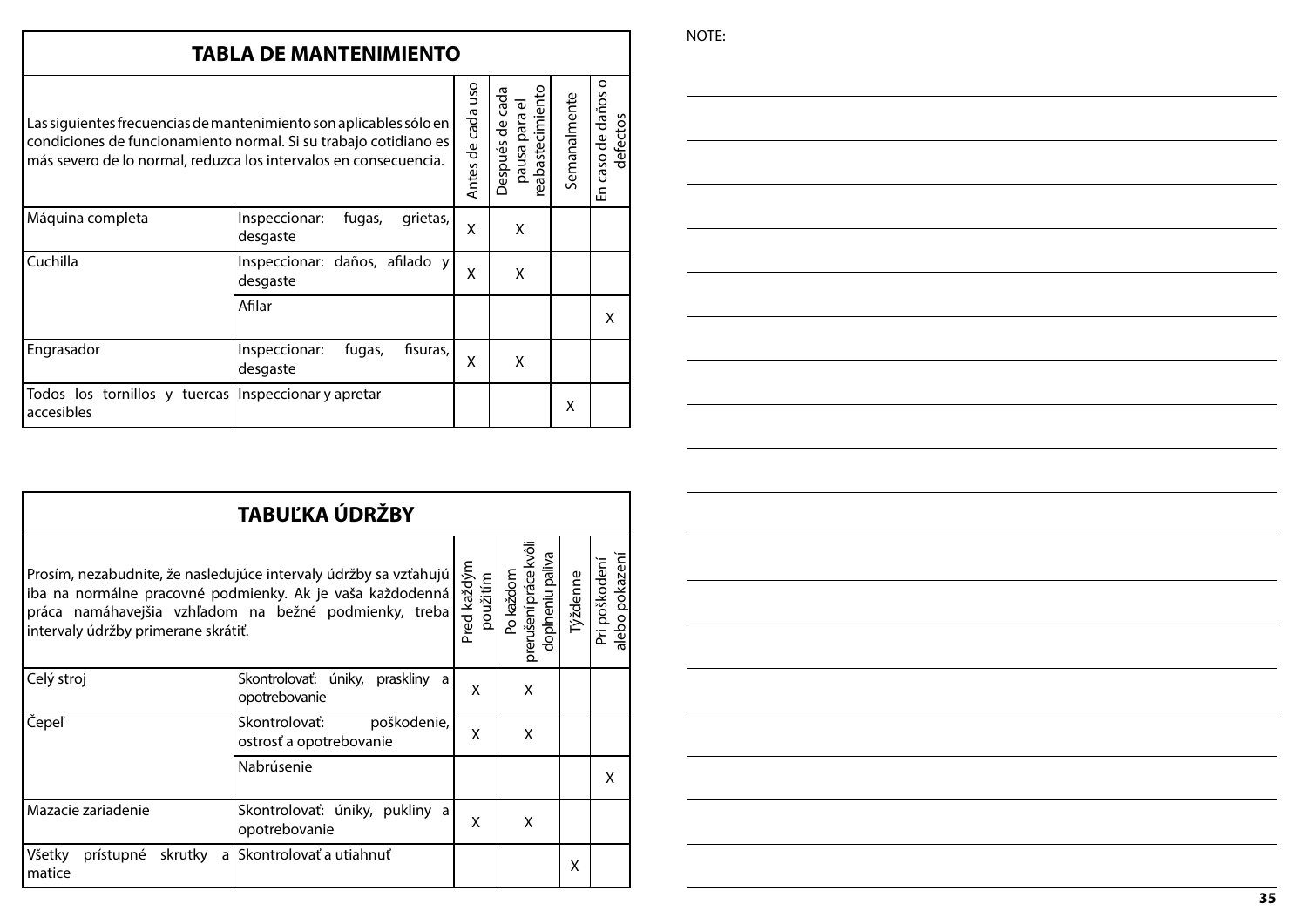## TABLA DE MANTENIMIENTO

| Las siguientes frecuencias de mantenimiento son aplicables sólo en condiciones de funcionamiento normal. Si su trabajo cotidiano es más severo de lo normal, reduzca los intervalos en consecuencia. | | Antes de cada uso | Después de cada pausa para el reabastecimiento | Semanalmente | En caso de daños o defectos |
|---|---|---|---|---|---|
| Máquina completa | Inspeccionar: fugas, grietas, desgaste | X | X | | |
| Cuchilla | Inspeccionar: daños, afilado y desgaste | X | X | | |
| | Afilar | | | | X |
| Engrasador | Inspeccionar: fugas, fisuras, desgaste | X | X | | |
| Todos los tornillos y tuercas accesibles | Inspeccionar y apretar | | | X | |

## TABUĽKA ÚDRŽBY

| Prosím, nezabudnite, že nasledujúce intervaly údržby sa vzťahujú iba na normálne pracovné podmienky. Ak je vaša každodenná práca namáhavejšia vzhľadom na bežné podmienky, treba intervaly údržby primerane skrátiť. | | Pred každým použitím | Po každom prerušení práce kvôli doplneniu paliva | Týždenne | Pri poškodení alebo pokazení |
|---|---|---|---|---|---|
| Celý stroj | Skontrolovať: úniky, praskliny a opotrebovanie | X | X | | |
| Čepeľ | Skontrolovať: poškodenie, ostrosť a opotrebovanie | X | X | | |
| | Nabrúsenie | | | | X |
| Mazacie zariadenie | Skontrolovať: úniky, pukliny a opotrebovanie | X | X | | |
| Všetky prístupné skrutky a matice | Skontrolovať a utiahnuť | | | X | |

NOTE: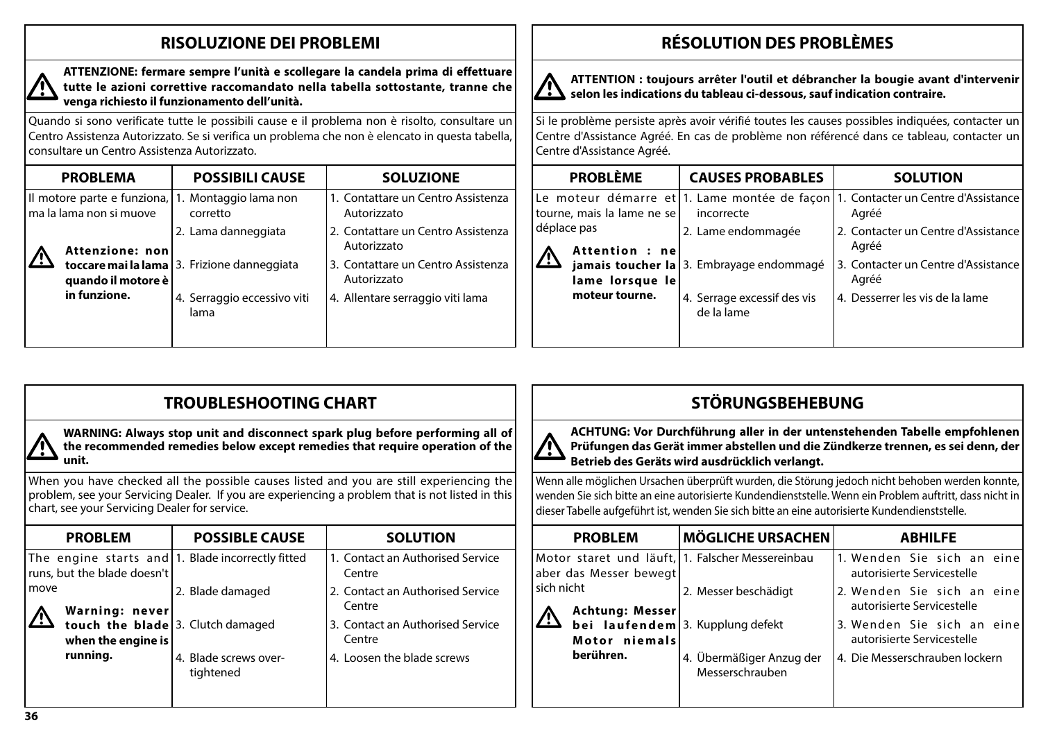## RISOLUZIONE DEI PROBLEMI

**ATTENZIONE: fermare sempre l'unità e scollegare la candela prima di effettuare tutte le azioni correttive raccomandato nella tabella sottostante, tranne che venga richiesto il funzionamento dell'unità.**

Quando si sono verificate tutte le possibili cause e il problema non è risolto, consultare un Centro Assistenza Autorizzato. Se si verifica un problema che non è elencato in questa tabella, consultare un Centro Assistenza Autorizzato.

| PROBLEMA | POSSIBILI CAUSE | SOLUZIONE |
|---|---|---|
| Il motore parte e funziona, ma la lama non si muove<br>**Attenzione: non toccare mai la lama quando il motore è in funzione.** | 1. Montaggio lama non corretto | 1. Contattare un Centro Assistenza Autorizzato |
| | 2. Lama danneggiata | 2. Contattare un Centro Assistenza Autorizzato |
| | 3. Frizione danneggiata | 3. Contattare un Centro Assistenza Autorizzato |
| | 4. Serraggio eccessivo viti lama | 4. Allentare serraggio viti lama |

## RÉSOLUTION DES PROBLÈMES

**ATTENTION : toujours arrêter l'outil et débrancher la bougie avant d'intervenir selon les indications du tableau ci-dessous, sauf indication contraire.**

Si le problème persiste après avoir vérifié toutes les causes possibles indiquées, contacter un Centre d'Assistance Agréé. En cas de problème non référencé dans ce tableau, contacter un Centre d'Assistance Agréé.

| PROBLÈME | CAUSES PROBABLES | SOLUTION |
|---|---|---|
| Le moteur démarre et tourne, mais la lame ne se déplace pas<br>**Attention : ne jamais toucher la lame lorsque le moteur tourne.** | 1. Lame montée de façon incorrecte | 1. Contacter un Centre d'Assistance Agréé |
| | 2. Lame endommagée | 2. Contacter un Centre d'Assistance Agréé |
| | 3. Embrayage endommagé | 3. Contacter un Centre d'Assistance Agréé |
| | 4. Serrage excessif des vis de la lame | 4. Desserrer les vis de la lame |

## TROUBLESHOOTING CHART

**WARNING: Always stop unit and disconnect spark plug before performing all of the recommended remedies below except remedies that require operation of the unit.**

When you have checked all the possible causes listed and you are still experiencing the problem, see your Servicing Dealer. If you are experiencing a problem that is not listed in this chart, see your Servicing Dealer for service.

| PROBLEM | POSSIBLE CAUSE | SOLUTION |
|---|---|---|
| The engine starts and runs, but the blade doesn't move<br>**Warning: never touch the blade when the engine is running.** | 1. Blade incorrectly fitted | 1. Contact an Authorised Service Centre |
| | 2. Blade damaged | 2. Contact an Authorised Service Centre |
| | 3. Clutch damaged | 3. Contact an Authorised Service Centre |
| | 4. Blade screws over-tightened | 4. Loosen the blade screws |

## STÖRUNGSBEHEBUNG

**ACHTUNG: Vor Durchführung aller in der untenstehenden Tabelle empfohlenen Prüfungen das Gerät immer abstellen und die Zündkerze trennen, es sei denn, der Betrieb des Geräts wird ausdrücklich verlangt.**

Wenn alle möglichen Ursachen überprüft wurden, die Störung jedoch nicht behoben werden konnte, wenden Sie sich bitte an eine autorisierte Kundendienststelle. Wenn ein Problem auftritt, dass nicht in dieser Tabelle aufgeführt ist, wenden Sie sich bitte an eine autorisierte Kundendienststelle.

| PROBLEM | MÖGLICHE URSACHEN | ABHILFE |
|---|---|---|
| Motor staret und läuft, aber das Messer bewegt sich nicht<br>**Achtung: Messer bei laufendem Motor niemals berühren.** | 1. Falscher Messereinbau | 1. Wenden Sie sich an eine autorisierte Servicestelle |
| | 2. Messer beschädigt | 2. Wenden Sie sich an eine autorisierte Servicestelle |
| | 3. Kupplung defekt | 3. Wenden Sie sich an eine autorisierte Servicestelle |
| | 4. Übermäßiger Anzug der Messerschrauben | 4. Die Messerschrauben lockern |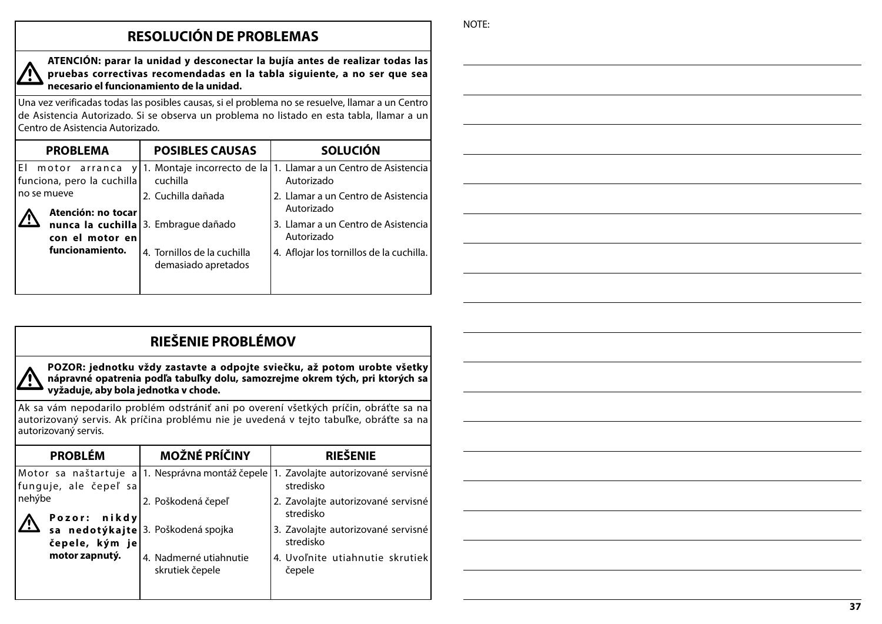## RESOLUCIÓN DE PROBLEMAS

**ATENCIÓN: parar la unidad y desconectar la bujía antes de realizar todas las pruebas correctivas recomendadas en la tabla siguiente, a no ser que sea necesario el funcionamiento de la unidad.**

Una vez verificadas todas las posibles causas, si el problema no se resuelve, llamar a un Centro de Asistencia Autorizado. Si se observa un problema no listado en esta tabla, llamar a un Centro de Asistencia Autorizado.

| PROBLEMA | POSIBLES CAUSAS | SOLUCIÓN |
|---|---|---|
| El motor arranca y funciona, pero la cuchilla no se mueve<br><br>**Atención: no tocar nunca la cuchilla con el motor en funcionamiento.** | 1. Montaje incorrecto de la cuchilla<br>2. Cuchilla dañada<br>3. Embrague dañado<br>4. Tornillos de la cuchilla demasiado apretados | 1. Llamar a un Centro de Asistencia Autorizado<br>2. Llamar a un Centro de Asistencia Autorizado<br>3. Llamar a un Centro de Asistencia Autorizado<br>4. Aflojar los tornillos de la cuchilla. |

## RIEŠENIE PROBLÉMOV

**POZOR: jednotku vždy zastavte a odpojte sviečku, až potom urobte všetky nápravné opatrenia podľa tabuľky dolu, samozrejme okrem tých, pri ktorých sa vyžaduje, aby bola jednotka v chode.**

Ak sa vám nepodarilo problém odstrániť ani po overení všetkých príčin, obráťte sa na autorizovaný servis. Ak príčina problému nie je uvedená v tejto tabuľke, obráťte sa na autorizovaný servis.

| PROBLÉM | MOŽNÉ PRÍČINY | RIEŠENIE |
|---|---|---|
| Motor sa naštartuje a funguje, ale čepeľ sa nehýbe<br><br>**Pozor: nikdy sa nedotýkajte čepele, kým je motor zapnutý.** | 1. Nesprávna montáž čepele<br>2. Poškodená čepeľ<br>3. Poškodená spojka<br>4. Nadmerné utiahnutie skrutiek čepele | 1. Zavolajte autorizované servisné stredisko<br>2. Zavolajte autorizované servisné stredisko<br>3. Zavolajte autorizované servisné stredisko<br>4. Uvoľnite utiahnutie skrutiek čepele |

NOTE: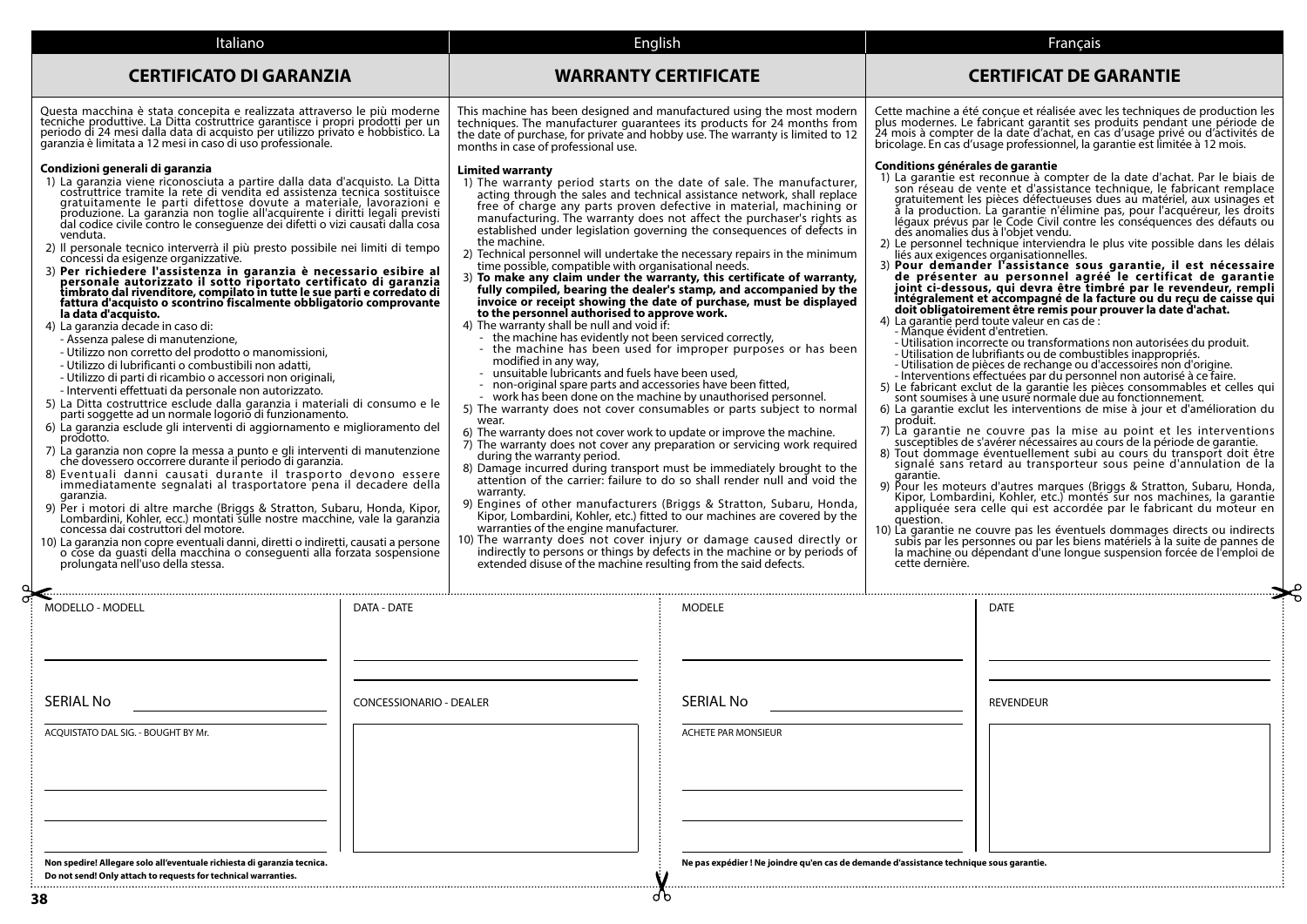Italiano

# CERTIFICATO DI GARANZIA

Questa macchina è stata concepita e realizzata attraverso le più moderne tecniche produttive. La Ditta costruttrice garantisce i propri prodotti per un periodo di 24 mesi dalla data di acquisto per utilizzo privato e hobbistico. La garanzia è limitata a 12 mesi in caso di uso professionale.

**Condizioni generali di garanzia**

1) La garanzia viene riconosciuta a partire dalla data d'acquisto. La Ditta costruttrice tramite la rete di vendita ed assistenza tecnica sostituisce gratuitamente le parti difettose dovute a materiale, lavorazioni e produzione. La garanzia non toglie all'acquirente i diritti legali previsti dal codice civile contro le conseguenze dei difetti o vizi causati dalla cosa venduta.
2) Il personale tecnico interverrà il più presto possibile nei limiti di tempo concessi da esigenze organizzative.
3) **Per richiedere l'assistenza in garanzia è necessario esibire al personale autorizzato il sotto riportato certificato di garanzia timbrato dal rivenditore, compilato in tutte le sue parti e corredato di fattura d'acquisto o scontrino fiscalmente obbligatorio comprovante la data d'acquisto.**
4) La garanzia decade in caso di:
   - Assenza palese di manutenzione,
   - Utilizzo non corretto del prodotto o manomissioni,
   - Utilizzo di lubrificanti o combustibili non adatti,
   - Utilizzo di parti di ricambio o accessori non originali,
   - Interventi effettuati da personale non autorizzato.
5) La Ditta costruttrice esclude dalla garanzia i materiali di consumo e le parti soggette ad un normale logorio di funzionamento.
6) La garanzia esclude gli interventi di aggiornamento e miglioramento del prodotto.
7) La garanzia non copre la messa a punto e gli interventi di manutenzione che dovessero occorrere durante il periodo di garanzia.
8) Eventuali danni causati durante il trasporto devono essere immediatamente segnalati al trasportatore pena il decadere della garanzia.
9) Per i motori di altre marche (Briggs & Stratton, Subaru, Honda, Kipor, Lombardini, Kohler, ecc.) montati sulle nostre macchine, vale la garanzia concessa dai costruttori del motore.
10) La garanzia non copre eventuali danni, diretti o indiretti, causati a persone o cose da guasti della macchina o conseguenti alla forzata sospensione prolungata nell'uso della stessa.

English

# WARRANTY CERTIFICATE

This machine has been designed and manufactured using the most modern techniques. The manufacturer guarantees its products for 24 months from the date of purchase, for private and hobby use. The warranty is limited to 12 months in case of professional use.

**Limited warranty**

1) The warranty period starts on the date of sale. The manufacturer, acting through the sales and technical assistance network, shall replace free of charge any parts proven defective in material, machining or manufacturing. The warranty does not affect the purchaser's rights as established under legislation governing the consequences of defects in the machine.
2) Technical personnel will undertake the necessary repairs in the minimum time possible, compatible with organisational needs.
3) **To make any claim under the warranty, this certificate of warranty, fully compiled, bearing the dealer's stamp, and accompanied by the invoice or receipt showing the date of purchase, must be displayed to the personnel authorised to approve work.**
4) The warranty shall be null and void if:
   - the machine has evidently not been serviced correctly,
   - the machine has been used for improper purposes or has been modified in any way,
   - unsuitable lubricants and fuels have been used,
   - non-original spare parts and accessories have been fitted,
   - work has been done on the machine by unauthorised personnel.
5) The warranty does not cover consumables or parts subject to normal wear.
6) The warranty does not cover work to update or improve the machine.
7) The warranty does not cover any preparation or servicing work required during the warranty period.
8) Damage incurred during transport must be immediately brought to the attention of the carrier: failure to do so shall render null and void the warranty.
9) Engines of other manufacturers (Briggs & Stratton, Subaru, Honda, Kipor, Lombardini, Kohler, etc.) fitted to our machines are covered by the warranties of the engine manufacturer.
10) The warranty does not cover injury or damage caused directly or indirectly to persons or things by defects in the machine or by periods of extended disuse of the machine resulting from the said defects.

Français

# CERTIFICAT DE GARANTIE

Cette machine a été conçue et réalisée avec les techniques de production les plus modernes. Le fabricant garantit ses produits pendant une période de 24 mois à compter de la date d'achat, en cas d'usage privé ou d'activités de bricolage. En cas d'usage professionnel, la garantie est limitée à 12 mois.

**Conditions générales de garantie**

1) La garantie est reconnue à compter de la date d'achat. Par le biais de son réseau de vente et d'assistance technique, le fabricant remplace gratuitement les pièces défectueuses dues au matériel, aux usinages et à la production. La garantie n'élimine pas, pour l'acquéreur, les droits légaux prévus par le Code Civil contre les conséquences des défauts ou des anomalies dus à l'objet vendu.
2) Le personnel technique interviendra le plus vite possible dans les délais liés aux exigences organisationnelles.
3) **Pour demander l'assistance sous garantie, il est nécessaire de présenter au personnel agréé le certificat de garantie joint ci-dessous, qui devra être timbré par le revendeur, rempli intégralement et accompagné de la facture ou du reçu de caisse qui doit obligatoirement être remis pour prouver la date d'achat.**
4) La garantie perd toute valeur en cas de :
   - Manque évident d'entretien.
   - Utilisation incorrecte ou transformations non autorisées du produit.
   - Utilisation de lubrifiants ou de combustibles inappropriés.
   - Utilisation de pièces de rechange ou d'accessoires non d'origine.
   - Interventions effectuées par du personnel non autorisé à ce faire.
5) Le fabricant exclut de la garantie les pièces consommables et celles qui sont soumises à une usure normale due au fonctionnement.
6) La garantie exclut les interventions de mise à jour et d'amélioration du produit.
7) La garantie ne couvre pas la mise au point et les interventions susceptibles de s'avérer nécessaires au cours de la période de garantie.
8) Tout dommage éventuellement subi au cours du transport doit être signalé sans retard au transporteur sous peine d'annulation de la garantie.
9) Pour les moteurs d'autres marques (Briggs & Stratton, Subaru, Honda, Kipor, Lombardini, Kohler, etc.) montés sur nos machines, la garantie appliquée sera celle qui est accordée par le fabricant du moteur en question.
10) La garantie ne couvre pas les éventuels dommages directs ou indirects subis par les personnes ou par les biens matériels à la suite de pannes de la machine ou dépendant d'une longue suspension forcée de l'emploi de cette dernière.

---

MODELLO - MODELL

DATA - DATE

SERIAL No

CONCESSIONARIO - DEALER

ACQUISTATO DAL SIG. - BOUGHT BY Mr.

**Non spedire! Allegare solo all'eventuale richiesta di garanzia tecnica.**

**Do not send! Only attach to requests for technical warranties.**

---

MODELE

DATE

SERIAL No

REVENDEUR

ACHETE PAR MONSIEUR

**Ne pas expédier ! Ne joindre qu'en cas de demande d'assistance technique sous garantie.**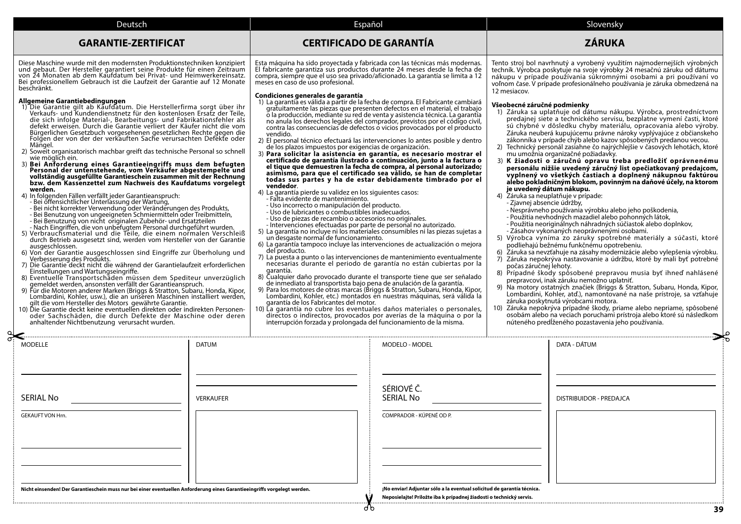Deutsch

## GARANTIE-ZERTIFICAT

Diese Maschine wurde mit den modernsten Produktionstechniken konzipiert und gebaut. Der Hersteller garantiert seine Produkte für einen Zeitraum von 24 Monaten ab dem Kaufdatum bei Privat- und Heimwerkereinsatz. Bei professionellem Gebrauch ist die Laufzeit der Garantie auf 12 Monate beschränkt.

**Allgemeine Garantiebedingungen**

1) Die Garantie gilt ab Kaufdatum. Die Herstellerfirma sorgt über ihr Verkaufs- und Kundendienstnetz für den kostenlosen Ersatz der Teile, die sich infolge Material-, Bearbeitungs- und Fabrikationsfehler als defekt erweisen. Durch die Garantie verliert der Käufer nicht die vom Bürgerlichen Gesetzbuch vorgesehenen Rechte gegen die Folgen der von der verkauften Sache verursachten Defekte oder Mängel.
2) Soweit organisatorisch machbar greift das technische Personal so schnell wie möglich ein.
3) **Bei Anforderung eines Garantieeingriffs muss dem befugten Personal der untenstehende, vom Verkäufer abgestempelte und vollständig ausgefüllte Garantieschein zusammen mit der Rechnung bzw. dem Kassenzettel zum Nachweis des Kaufdatums vorgelegt werden.**
4) In folgenden Fällen verfällt jeder Garantieanspruch:
   - Bei offensichtlicher Unterlassung der Wartung,
   - Bei nicht korrekter Verwendung oder Veränderungen des Produkts,
   - Bei Benutzung von ungeeigneten Schmiermitteln oder Treibmitteln,
   - Bei Benutzung von nicht originalen Zubehör- und Ersatzteilen
   - Nach Eingriffen, die von unbefugtem Personal durchgeführt wurden.
5) Verbrauchsmaterial und die Teile, die einem normalen Verschleiß durch Betrieb ausgesetzt sind, werden vom Hersteller von der Garantie ausgeschlossen.
6) Von der Garantie ausgeschlossen sind Eingriffe zur Überholung und Verbesserung des Produkts.
7) Die Garantie deckt nicht die während der Garantielaufzeit erforderlichen Einstellungen und Wartungseingriffe.
8) Eventuelle Transportschäden müssen dem Spediteur unverzüglich gemeldet werden, ansonsten verfällt der Garantieanspruch.
9) Für die Motoren anderer Marken (Briggs & Stratton, Subaru, Honda, Kipor, Lombardini, Kohler, usw.), die an unseren Maschinen installiert werden, gilt die vom Hersteller des Motors gewährte Garantie.
10) Die Garantie deckt keine eventuellen direkten oder indirekten Personen- oder Sachschäden, die durch Defekte der Maschine oder deren anhaltender Nichtbenutzung verursacht wurden.

Español

## CERTIFICADO DE GARANTÍA

Esta máquina ha sido proyectada y fabricada con las técnicas más modernas. El fabricante garantiza sus productos durante 24 meses desde la fecha de compra, siempre que el uso sea privado/aficionado. La garantía se limita a 12 meses en caso de uso profesional.

**Condiciones generales de garantía**

1) La garantía es válida a partir de la fecha de compra. El Fabricante cambiará gratuitamente las piezas que presenten defectos en el material, el trabajo o la producción, mediante su red de venta y asistencia técnica. La garantía no anula los derechos legales del comprador, previstos por el código civil, contra las consecuencias de defectos o vicios provocados por el producto vendido.
2) El personal técnico efectuará las intervenciones lo antes posible y dentro de los plazos impuestos por exigencias de organización.
3) **Para solicitar la asistencia en garantía, es necesario mostrar el certificado de garantía ilustrado a continuación, junto a la factura o el tique que demuestren la fecha de compra, al personal autorizado; asimismo, para que el certificado sea válido, se han de completar todas sus partes y ha de estar debidamente timbrado por el vendedor**.
4) La garantía pierde su validez en los siguientes casos:
   - Falta evidente de mantenimiento.
   - Uso incorrecto o manipulación del producto.
   - Uso de lubricantes o combustibles inadecuados.
   - Uso de piezas de recambio o accesorios no originales.
   - Intervenciones efectuadas por parte de personal no autorizado.
5) La garantía no incluye ni los materiales consumibles ni las piezas sujetas a un desgaste normal de funcionamiento.
6) La garantía tampoco incluye las intervenciones de actualización o mejora del producto.
7) La puesta a punto o las intervenciones de mantenimiento eventualmente necesarias durante el periodo de garantía no están cubiertas por la garantía.
8) Cualquier daño provocado durante el transporte tiene que ser señalado de inmediato al transportista bajo pena de anulación de la garantía.
9) Para los motores de otras marcas (Briggs & Stratton, Subaru, Honda, Kipor, Lombardini, Kohler, etc.) montados en nuestras máquinas, será válida la garantía de los Fabricantes del motor.
10) La garantía no cubre los eventuales daños materiales o personales, directos o indirectos, provocados por averías de la máquina o por la interrupción forzada y prolongada del funcionamiento de la misma.

Slovensky

## ZÁRUKA

Tento stroj bol navrhnutý a vyrobený využitím najmodernejších výrobných techník. Výrobca poskytuje na svoje výrobky 24 mesačnú záruku od dátumu nákupu v prípade používania súkromnými osobami a pri používaní vo voľnom čase. V prípade profesionálneho používania je záruka obmedzená na 12 mesiacov.

**Všeobecné záručné podmienky**

1) Záruka sa uplatňuje od dátumu nákupu. Výrobca, prostredníctvom predajnej siete a technického servisu, bezplatne vymení časti, ktoré sú chybné v dôsledku chyby materiálu, opracovania alebo výroby. Záruka neberá kupujúcemu právne nároky vyplývajúce z občianskeho zákonníka v prípade chýb alebo kazov spôsobených predanou vecou.
2) Technický personál zasiahne čo najrýchlejšie v časových lehotách, ktoré mu umožnia organizačné požiadavky.
3) **K žiadosti o záručnú opravu treba predložiť oprávnenému personálu nižšie uvedený záručný list opečiatkovaný predajcom, vyplnený vo všetkých častiach a doplnený nákupnou faktúrou alebo pokladničným blokom, povinným na daňové účely, na ktorom je uvedený dátum nákupu.**
4) Záruka sa neuplatňuje v prípade:
   - Zjavnej absencie údržby,
   - Nesprávneho používania výrobku alebo jeho poškodenia,
   - Použitia nevhodných mazadiel alebo pohonných látok,
   - Použitia neoriginálnych náhradných súčiastok alebo doplnkov,
   - Zásahov vykonaných neoprávnenými osobami.
5) Výrobca vyníma zo záruky spotrebné materiály a súčasti, ktoré podliehajú bežnému funkčnému opotrebeniu.
6) Záruka sa nevzťahuje na zásahy modernizácie alebo vylepšenia výrobku.
7) Záruka nepokrýva nastavovanie a údržbu, ktoré by mali byť potrebné počas záručnej lehoty.
8) Prípadné škody spôsobené prepravou musia byť ihneď nahlásené prepravcovi, inak záruku nemožno uplatniť.
9) Na motory ostatných značiek (Briggs & Stratton, Subaru, Honda, Kipor, Lombardini, Kohler, atď.), namontované na naše prístroje, sa vzťahuje záruka poskytnutá výrobcami motora.
10) Záruka nepokrýva prípadné škody, priame alebo nepriame, spôsobené osobám alebo na veciach poruchami prístroja alebo ktoré sú následkom núteného predĺženého pozastavenia jeho používania.

---

MODELLE ____________________

DATUM ____________________

SERIAL No ____________________

VERKAUFER

GEKAUFT VON Hrn. ____________________

**Nicht einsenden! Der Garantieschein muss nur bei einer eventuellen Anforderung eines Garantieeingriffs vorgelegt werden.**

MODELO - MODEL ____________________

DATA - DÁTUM ____________________

SÉRIOVÉ Č.
SERIAL No ____________________

DISTRIBUIDOR - PREDAJCA

COMPRADOR - KÚPENÉ OD P. ____________________

**¡No enviar! Adjuntar sólo a la eventual solicitud de garantía técnica.**

**Neposielajte! Priložte iba k prípadnej žiadosti o technický servis.**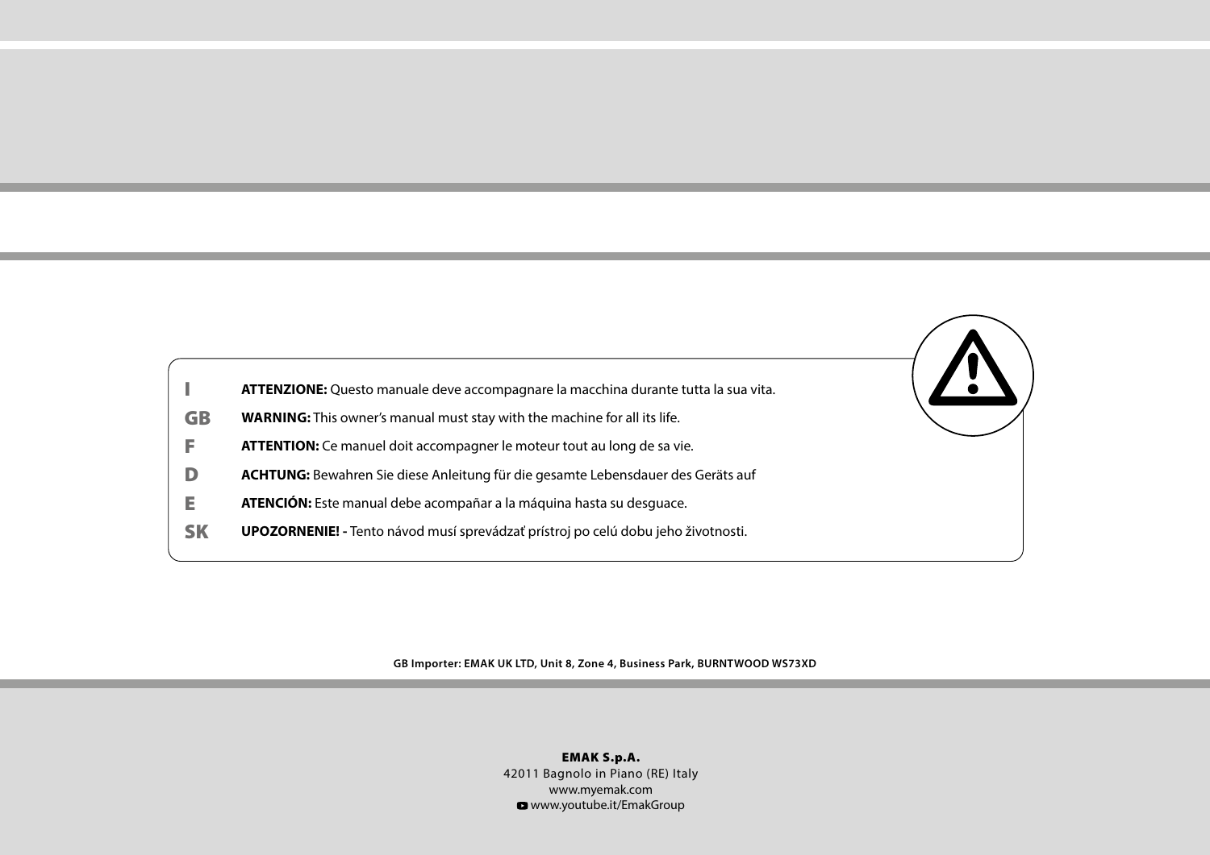**I** **ATTENZIONE:** Questo manuale deve accompagnare la macchina durante tutta la sua vita.

**GB** **WARNING:** This owner's manual must stay with the machine for all its life.

**F** **ATTENTION:** Ce manuel doit accompagner le moteur tout au long de sa vie.

**D** **ACHTUNG:** Bewahren Sie diese Anleitung für die gesamte Lebensdauer des Geräts auf

**E** **ATENCIÓN:** Este manual debe acompañar a la máquina hasta su desguace.

**SK** **UPOZORNENIE! -** Tento návod musí sprevádzať prístroj po celú dobu jeho životnosti.

**GB Importer: EMAK UK LTD, Unit 8, Zone 4, Business Park, BURNTWOOD WS73XD**

**EMAK S.p.A.**
42011 Bagnolo in Piano (RE) Italy
www.myemak.com
www.youtube.it/EmakGroup